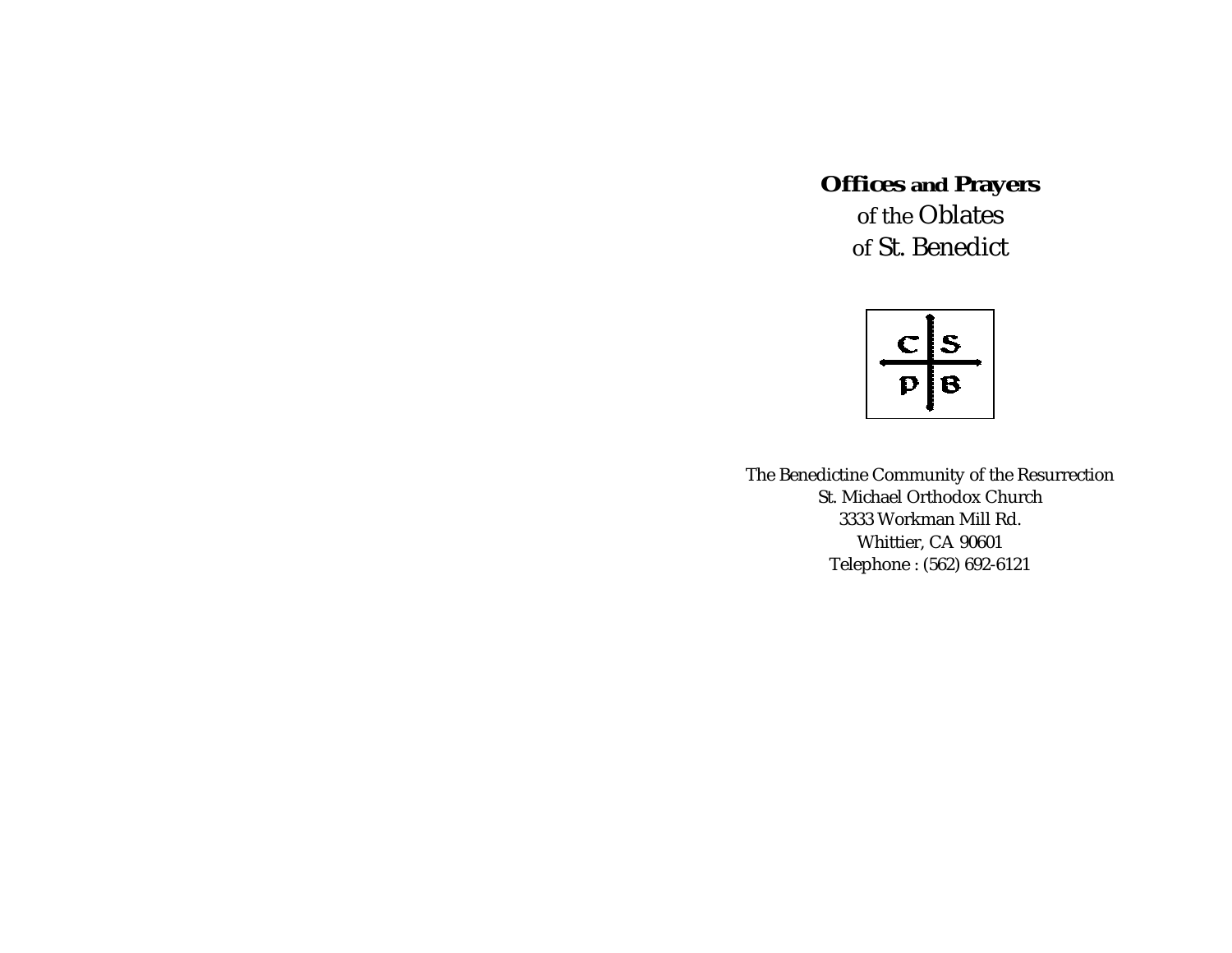# **Offices and Prayers** of the Oblates of St. Benedict

C S
P B

The Benedictine Community of the Resurrection
St. Michael Orthodox Church
3333 Workman Mill Rd.
Whittier, CA 90601
Telephone : (562) 692-6121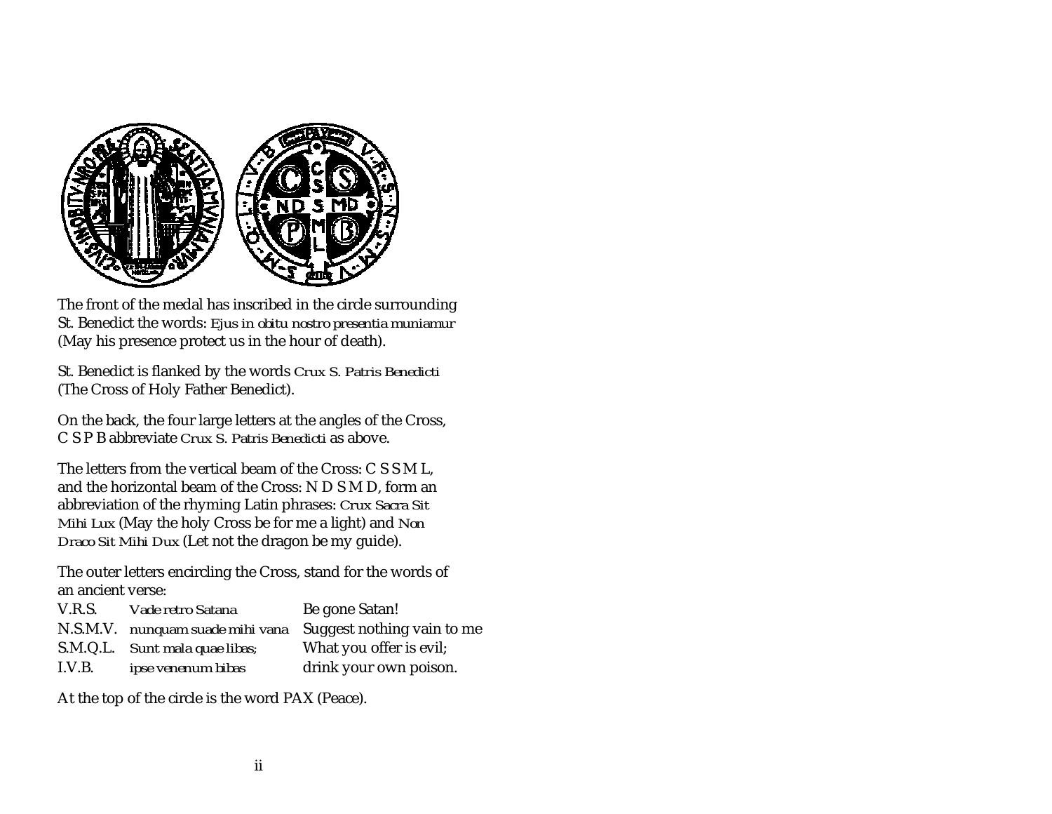The front of the medal has inscribed in the circle surrounding St. Benedict the words: *Ejus in obitu nostro presentia muniamur* (May his presence protect us in the hour of death).

St. Benedict is flanked by the words *Crux S. Patris Benedicti* (The Cross of Holy Father Benedict).

On the back, the four large letters at the angles of the Cross, C S P B abbreviate *Crux S. Patris Benedicti* as above.

The letters from the vertical beam of the Cross: C S S M L, and the horizontal beam of the Cross: N D S M D, form an abbreviation of the rhyming Latin phrases: *Crux Sacra Sit Mihi Lux* (May the holy Cross be for me a light) and *Non Draco Sit Mihi Dux* (Let not the dragon be my guide).

The outer letters encircling the Cross, stand for the words of an ancient verse:

| | | |
|---|---|---|
| V.R.S. | *Vade retro Satana* | Be gone Satan! |
| N.S.M.V. | *nunquam suade mihi vana* | Suggest nothing vain to me |
| S.M.Q.L. | *Sunt mala quae libas;* | What you offer is evil; |
| I.V.B. | *ipse venenum bibas* | drink your own poison. |

At the top of the circle is the word PAX (Peace).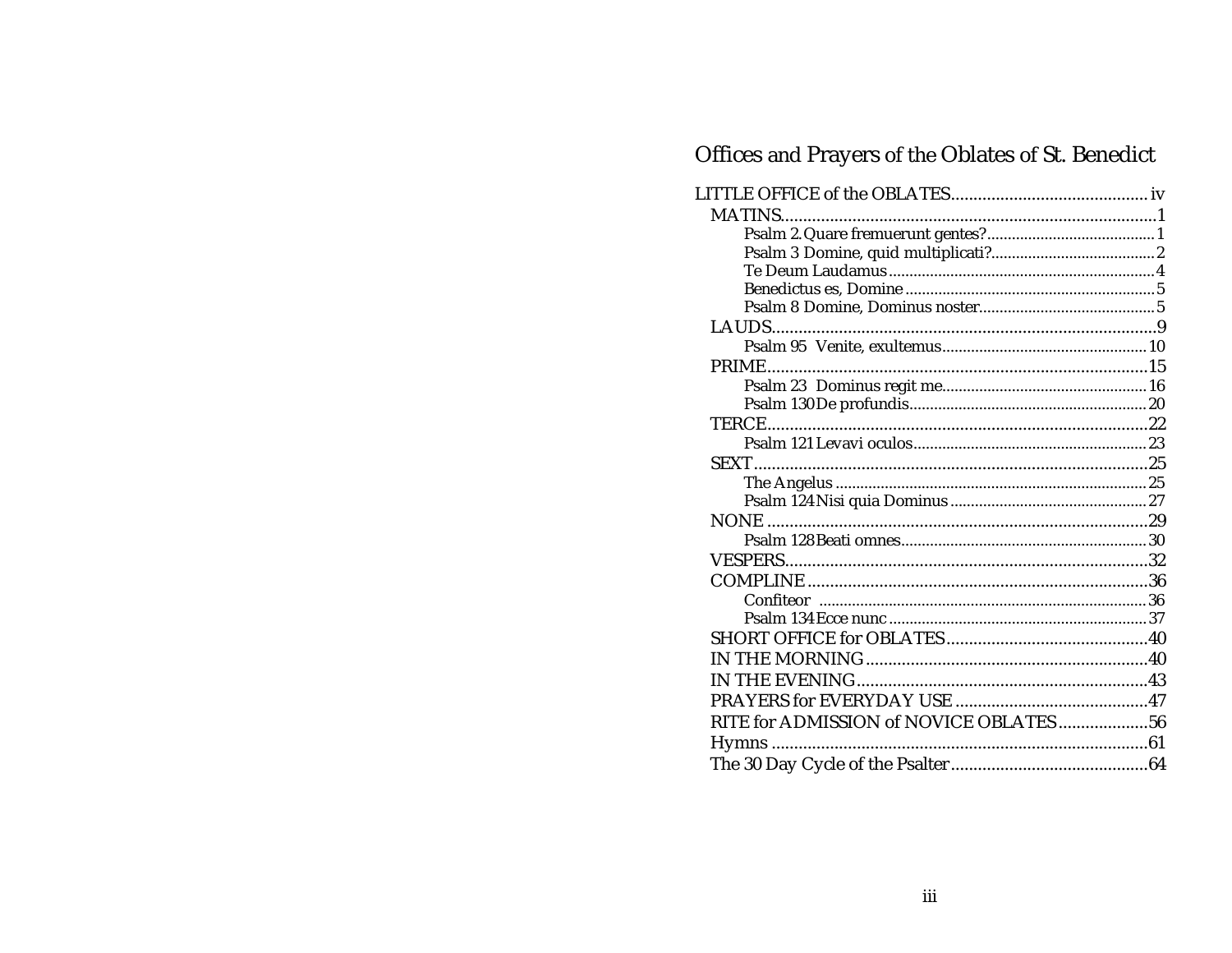# Offices and Prayers of the Oblates of St. Benedict

LITTLE OFFICE of the OBLATES ........................................ iv

- MATINS ........................................ 1
  - Psalm 2. Quare fremuerunt gentes? ........................................ 1
  - Psalm 3 Domine, quid multiplicati? ........................................ 2
  - Te Deum Laudamus ........................................ 4
  - Benedictus es, Domine ........................................ 5
  - Psalm 8 Domine, Dominus noster ........................................ 5
- LAUDS ........................................ 9
  - Psalm 95 Venite, exultemus ........................................ 10
- PRIME ........................................ 15
  - Psalm 23 Dominus regit me ........................................ 16
  - Psalm 130 De profundis ........................................ 20
- TERCE ........................................ 22
  - Psalm 121 Levavi oculos ........................................ 23
- SEXT ........................................ 25
  - The Angelus ........................................ 25
  - Psalm 124 Nisi quia Dominus ........................................ 27
- NONE ........................................ 29
  - Psalm 128 Beati omnes ........................................ 30
- VESPERS ........................................ 32
- COMPLINE ........................................ 36
  - Confiteor ........................................ 36
  - Psalm 134 Ecce nunc ........................................ 37
- SHORT OFFICE for OBLATES ........................................ 40
- IN THE MORNING ........................................ 40
- IN THE EVENING ........................................ 43
- PRAYERS for EVERYDAY USE ........................................ 47
- RITE for ADMISSION of NOVICE OBLATES ........................................ 56
- Hymns ........................................ 61
- The 30 Day Cycle of the Psalter ........................................ 64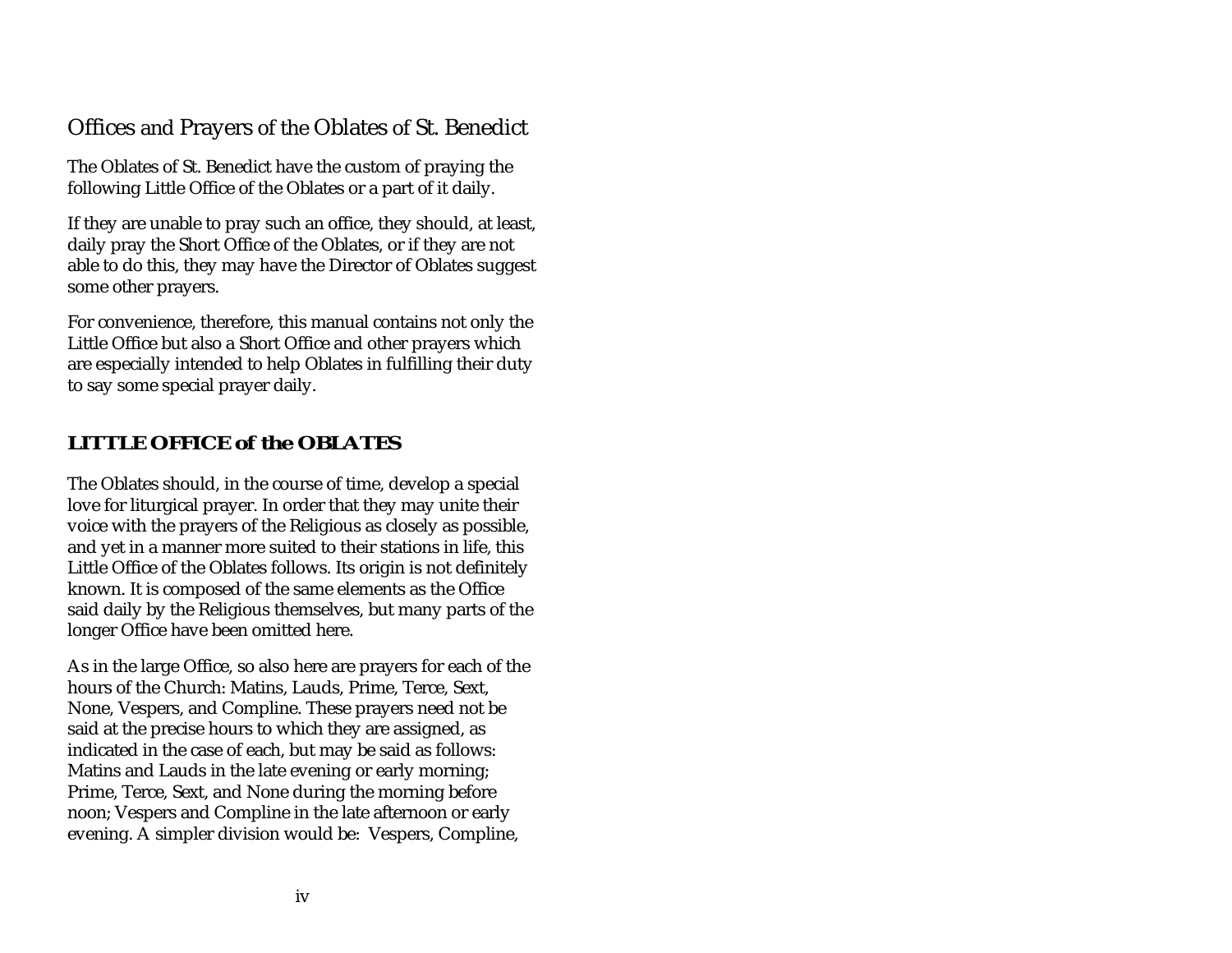## Offices and Prayers of the Oblates of St. Benedict

The Oblates of St. Benedict have the custom of praying the following Little Office of the Oblates or a part of it daily.

If they are unable to pray such an office, they should, at least, daily pray the Short Office of the Oblates, or if they are not able to do this, they may have the Director of Oblates suggest some other prayers.

For convenience, therefore, this manual contains not only the Little Office but also a Short Office and other prayers which are especially intended to help Oblates in fulfilling their duty to say some special prayer daily.

### LITTLE OFFICE of the OBLATES

The Oblates should, in the course of time, develop a special love for liturgical prayer. In order that they may unite their voice with the prayers of the Religious as closely as possible, and yet in a manner more suited to their stations in life, this Little Office of the Oblates follows. Its origin is not definitely known. It is composed of the same elements as the Office said daily by the Religious themselves, but many parts of the longer Office have been omitted here.

As in the large Office, so also here are prayers for each of the hours of the Church: Matins, Lauds, Prime, Terce, Sext, None, Vespers, and Compline. These prayers need not be said at the precise hours to which they are assigned, as indicated in the case of each, but may be said as follows: Matins and Lauds in the late evening or early morning; Prime, Terce, Sext, and None during the morning before noon; Vespers and Compline in the late afternoon or early evening. A simpler division would be: Vespers, Compline,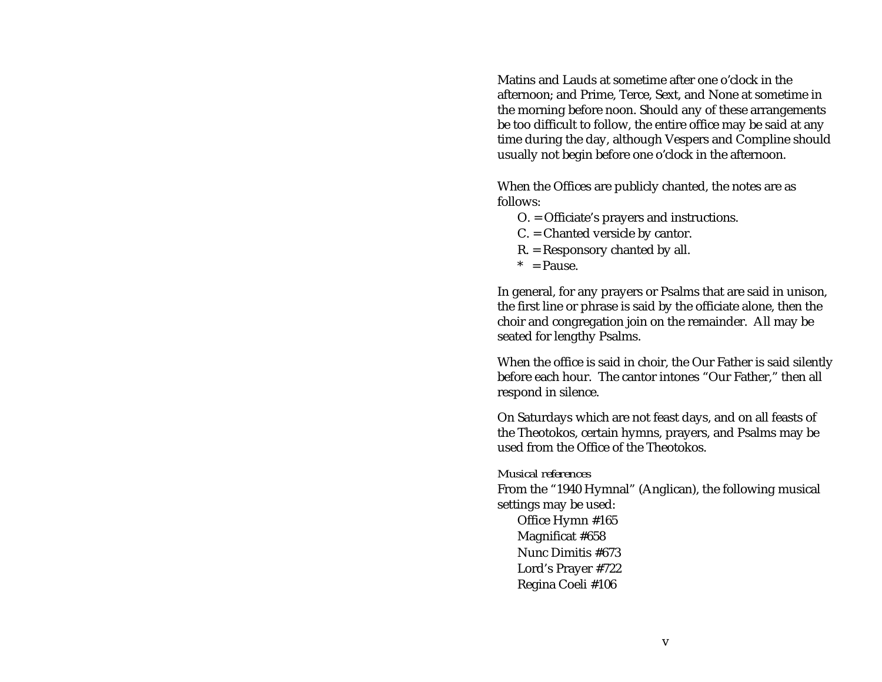Matins and Lauds at sometime after one o'clock in the afternoon; and Prime, Terce, Sext, and None at sometime in the morning before noon. Should any of these arrangements be too difficult to follow, the entire office may be said at any time during the day, although Vespers and Compline should usually not begin before one o'clock in the afternoon.

When the Offices are publicly chanted, the notes are as follows:

- O. = Officiate's prayers and instructions.
- C. = Chanted versicle by cantor.
- R. = Responsory chanted by all.
- * = Pause.

In general, for any prayers or Psalms that are said in unison, the first line or phrase is said by the officiate alone, then the choir and congregation join on the remainder. All may be seated for lengthy Psalms.

When the office is said in choir, the Our Father is said silently before each hour. The cantor intones "Our Father," then all respond in silence.

On Saturdays which are not feast days, and on all feasts of the Theotokos, certain hymns, prayers, and Psalms may be used from the Office of the Theotokos.

*Musical references*

From the "1940 Hymnal" (Anglican), the following musical settings may be used:

- Office Hymn #165
- Magnificat #658
- Nunc Dimitis #673
- Lord's Prayer #722
- Regina Coeli #106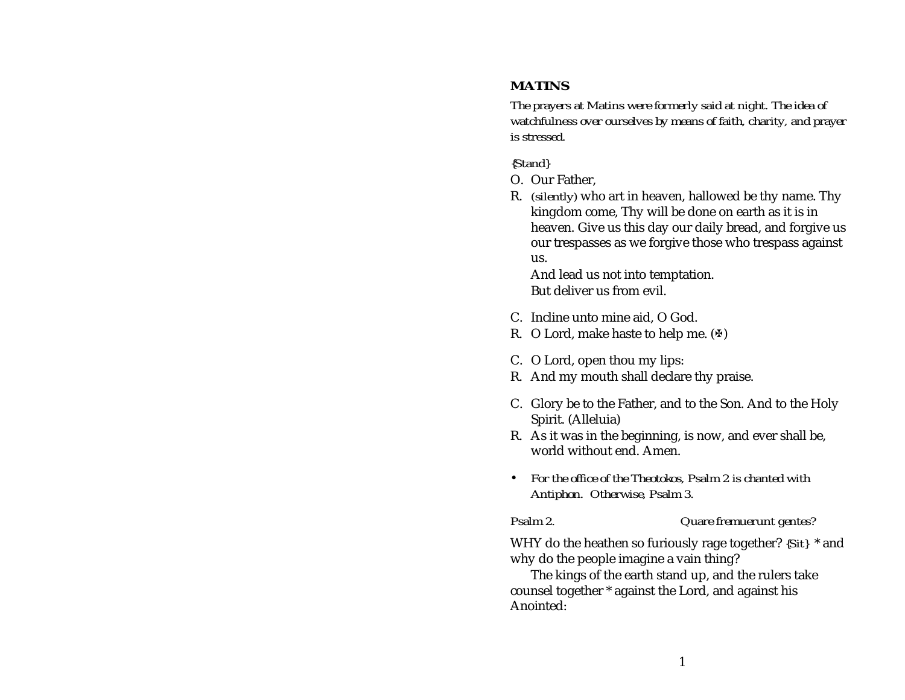## MATINS

*The prayers at Matins were formerly said at night. The idea of watchfulness over ourselves by means of faith, charity, and prayer is stressed.*

*{Stand}*

O. Our Father,

R. *(silently)* who art in heaven, hallowed be thy name. Thy kingdom come, Thy will be done on earth as it is in heaven. Give us this day our daily bread, and forgive us our trespasses as we forgive those who trespass against us.
And lead us not into temptation.
But deliver us from evil.

C. Incline unto mine aid, O God.

R. O Lord, make haste to help me. (✠)

C. O Lord, open thou my lips:

R. And my mouth shall declare thy praise.

C. Glory be to the Father, and to the Son. And to the Holy Spirit. (Alleluia)

R. As it was in the beginning, is now, and ever shall be, world without end. Amen.

- *For the office of the Theotokos, Psalm 2 is chanted with Antiphon. Otherwise, Psalm 3.*

*Psalm 2.* *Quare fremuerunt gentes?*

WHY do the heathen so furiously rage together? *{Sit}* * and why do the people imagine a vain thing?

The kings of the earth stand up, and the rulers take counsel together * against the Lord, and against his Anointed: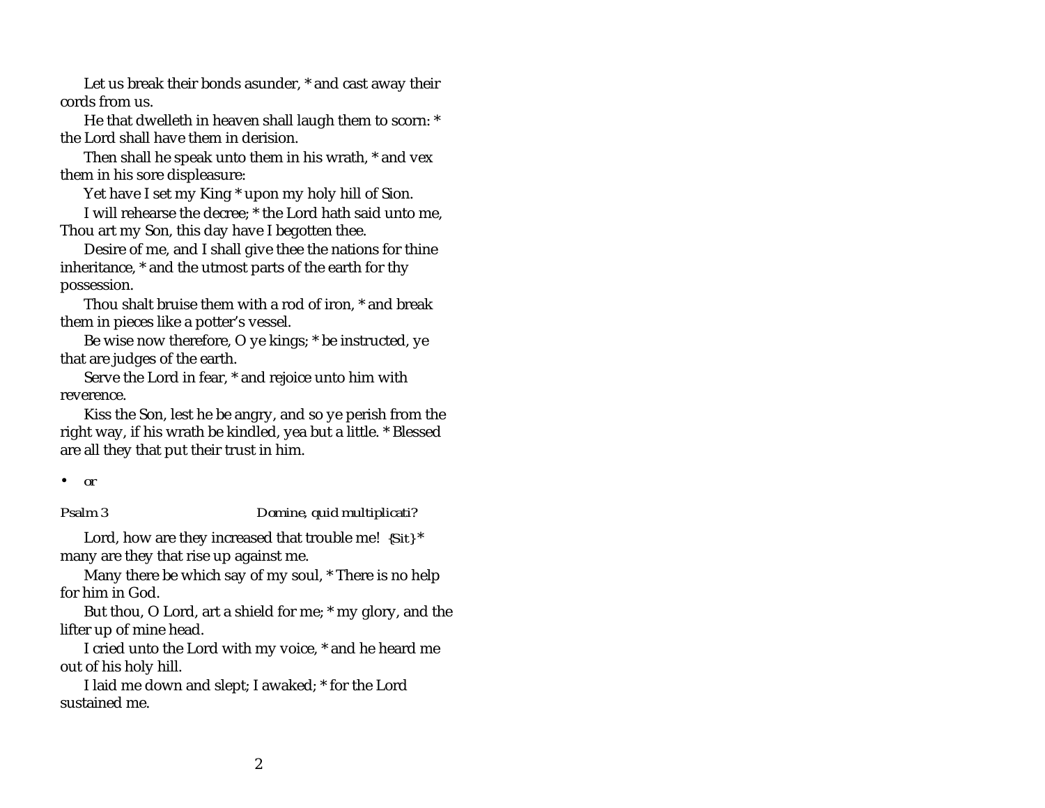Let us break their bonds asunder, * and cast away their cords from us.

He that dwelleth in heaven shall laugh them to scorn: * the Lord shall have them in derision.

Then shall he speak unto them in his wrath, * and vex them in his sore displeasure:

Yet have I set my King * upon my holy hill of Sion.

I will rehearse the decree; * the Lord hath said unto me, Thou art my Son, this day have I begotten thee.

Desire of me, and I shall give thee the nations for thine inheritance, * and the utmost parts of the earth for thy possession.

Thou shalt bruise them with a rod of iron, * and break them in pieces like a potter's vessel.

Be wise now therefore, O ye kings; * be instructed, ye that are judges of the earth.

Serve the Lord in fear, * and rejoice unto him with reverence.

Kiss the Son, lest he be angry, and so ye perish from the right way, if his wrath be kindled, yea but a little. * Blessed are all they that put their trust in him.

- *or*

*Psalm 3* *Domine, quid multiplicati?*

Lord, how are they increased that trouble me! {Sit} * many are they that rise up against me.

Many there be which say of my soul, * There is no help for him in God.

But thou, O Lord, art a shield for me; * my glory, and the lifter up of mine head.

I cried unto the Lord with my voice, * and he heard me out of his holy hill.

I laid me down and slept; I awaked; * for the Lord sustained me.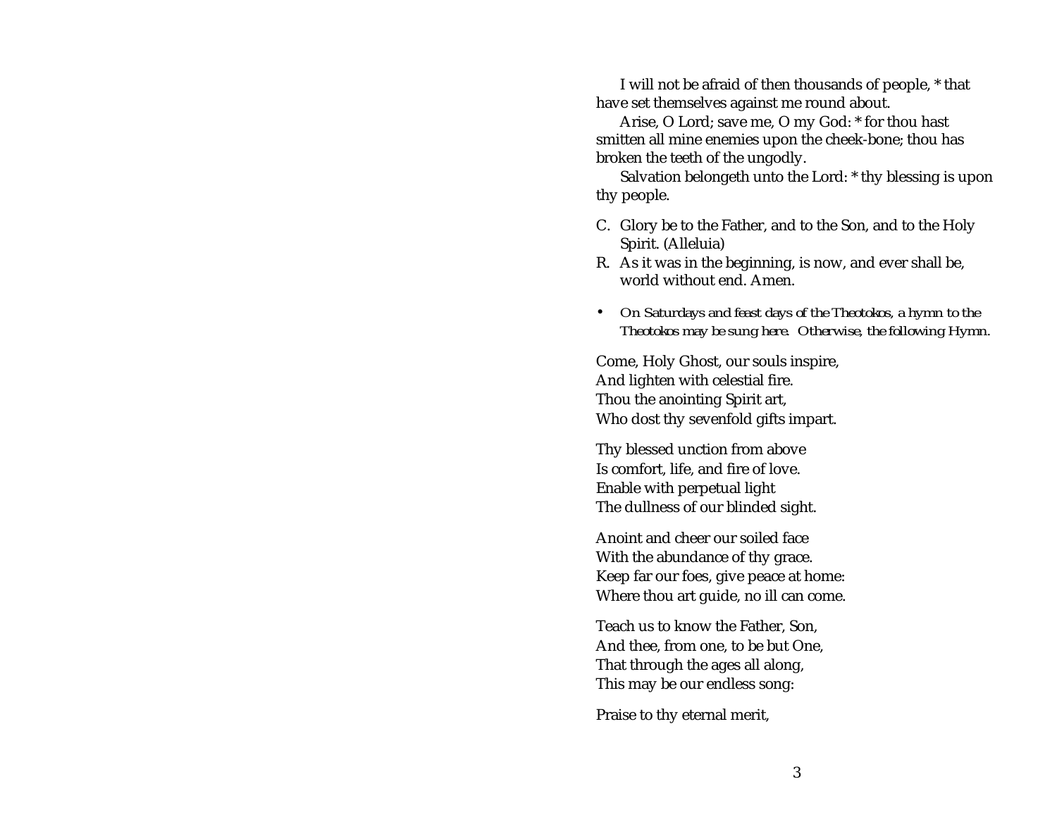I will not be afraid of then thousands of people, * that have set themselves against me round about.

Arise, O Lord; save me, O my God: * for thou hast smitten all mine enemies upon the cheek-bone; thou has broken the teeth of the ungodly.

Salvation belongeth unto the Lord: * thy blessing is upon thy people.

C. Glory be to the Father, and to the Son, and to the Holy Spirit. (Alleluia)
R. As it was in the beginning, is now, and ever shall be, world without end. Amen.

- *On Saturdays and feast days of the Theotokos, a hymn to the Theotokos may be sung here. Otherwise, the following Hymn.*

Come, Holy Ghost, our souls inspire,
And lighten with celestial fire.
Thou the anointing Spirit art,
Who dost thy sevenfold gifts impart.

Thy blessed unction from above
Is comfort, life, and fire of love.
Enable with perpetual light
The dullness of our blinded sight.

Anoint and cheer our soiled face
With the abundance of thy grace.
Keep far our foes, give peace at home:
Where thou art guide, no ill can come.

Teach us to know the Father, Son,
And thee, from one, to be but One,
That through the ages all along,
This may be our endless song:

Praise to thy eternal merit,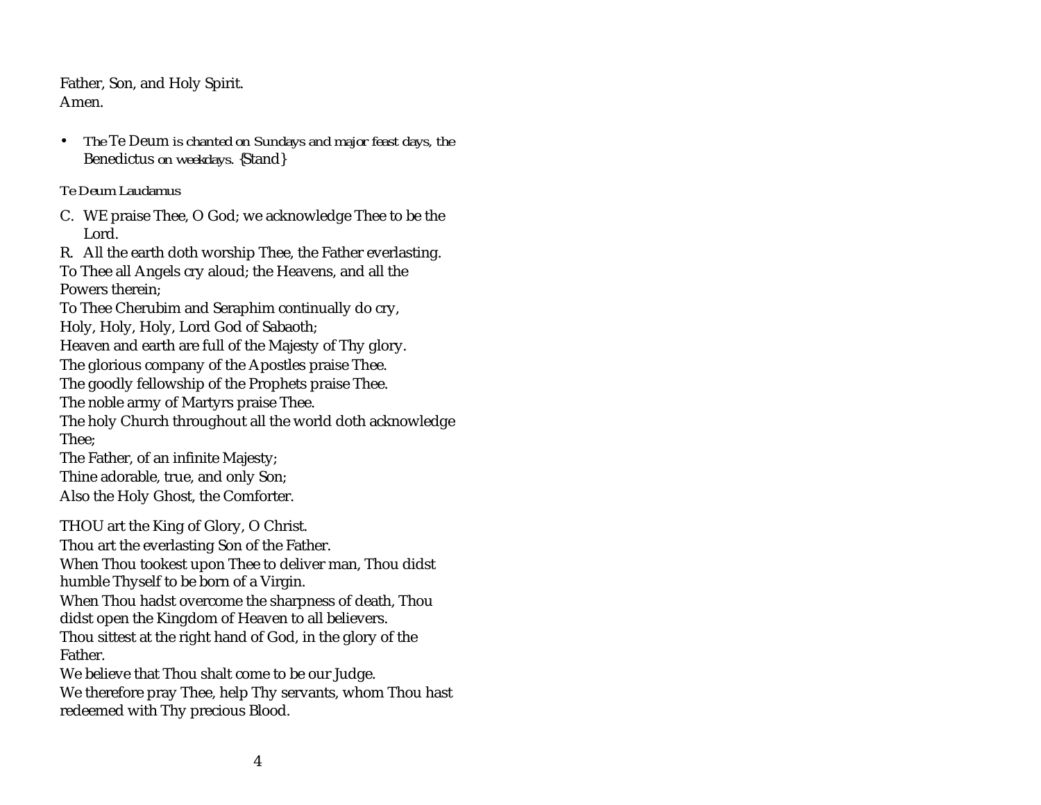Father, Son, and Holy Spirit.
Amen.

- *The* Te Deum *is chanted on Sundays and major feast days, the* Benedictus *on weekdays.* {Stand}

*Te Deum Laudamus*

C. WE praise Thee, O God; we acknowledge Thee to be the Lord.

R. All the earth doth worship Thee, the Father everlasting.
To Thee all Angels cry aloud; the Heavens, and all the Powers therein;
To Thee Cherubim and Seraphim continually do cry,
Holy, Holy, Holy, Lord God of Sabaoth;
Heaven and earth are full of the Majesty of Thy glory.
The glorious company of the Apostles praise Thee.
The goodly fellowship of the Prophets praise Thee.
The noble army of Martyrs praise Thee.
The holy Church throughout all the world doth acknowledge Thee;
The Father, of an infinite Majesty;
Thine adorable, true, and only Son;
Also the Holy Ghost, the Comforter.

THOU art the King of Glory, O Christ.
Thou art the everlasting Son of the Father.
When Thou tookest upon Thee to deliver man, Thou didst humble Thyself to be born of a Virgin.
When Thou hadst overcome the sharpness of death, Thou didst open the Kingdom of Heaven to all believers.
Thou sittest at the right hand of God, in the glory of the Father.
We believe that Thou shalt come to be our Judge.
We therefore pray Thee, help Thy servants, whom Thou hast redeemed with Thy precious Blood.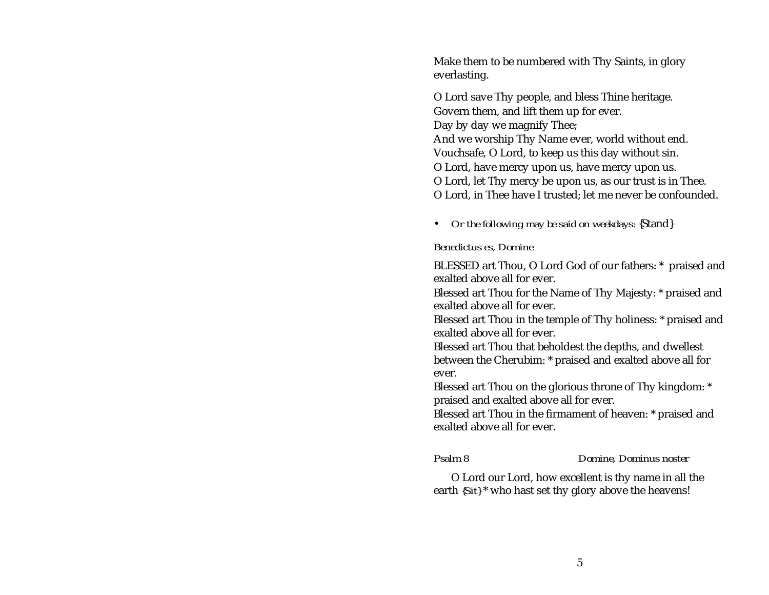Make them to be numbered with Thy Saints, in glory everlasting.

O Lord save Thy people, and bless Thine heritage.
Govern them, and lift them up for ever.
Day by day we magnify Thee;
And we worship Thy Name ever, world without end.
Vouchsafe, O Lord, to keep us this day without sin.
O Lord, have mercy upon us, have mercy upon us.
O Lord, let Thy mercy be upon us, as our trust is in Thee.
O Lord, in Thee have I trusted; let me never be confounded.

- *Or the following may be said on weekdays:* {Stand}

*Benedictus es, Domine*

BLESSED art Thou, O Lord God of our fathers: * praised and exalted above all for ever.
Blessed art Thou for the Name of Thy Majesty: * praised and exalted above all for ever.
Blessed art Thou in the temple of Thy holiness: * praised and exalted above all for ever.
Blessed art Thou that beholdest the depths, and dwellest between the Cherubim: * praised and exalted above all for ever.
Blessed art Thou on the glorious throne of Thy kingdom: * praised and exalted above all for ever.
Blessed art Thou in the firmament of heaven: * praised and exalted above all for ever.

*Psalm 8* *Domine, Dominus noster*

O Lord our Lord, how excellent is thy name in all the earth {Sit} * who hast set thy glory above the heavens!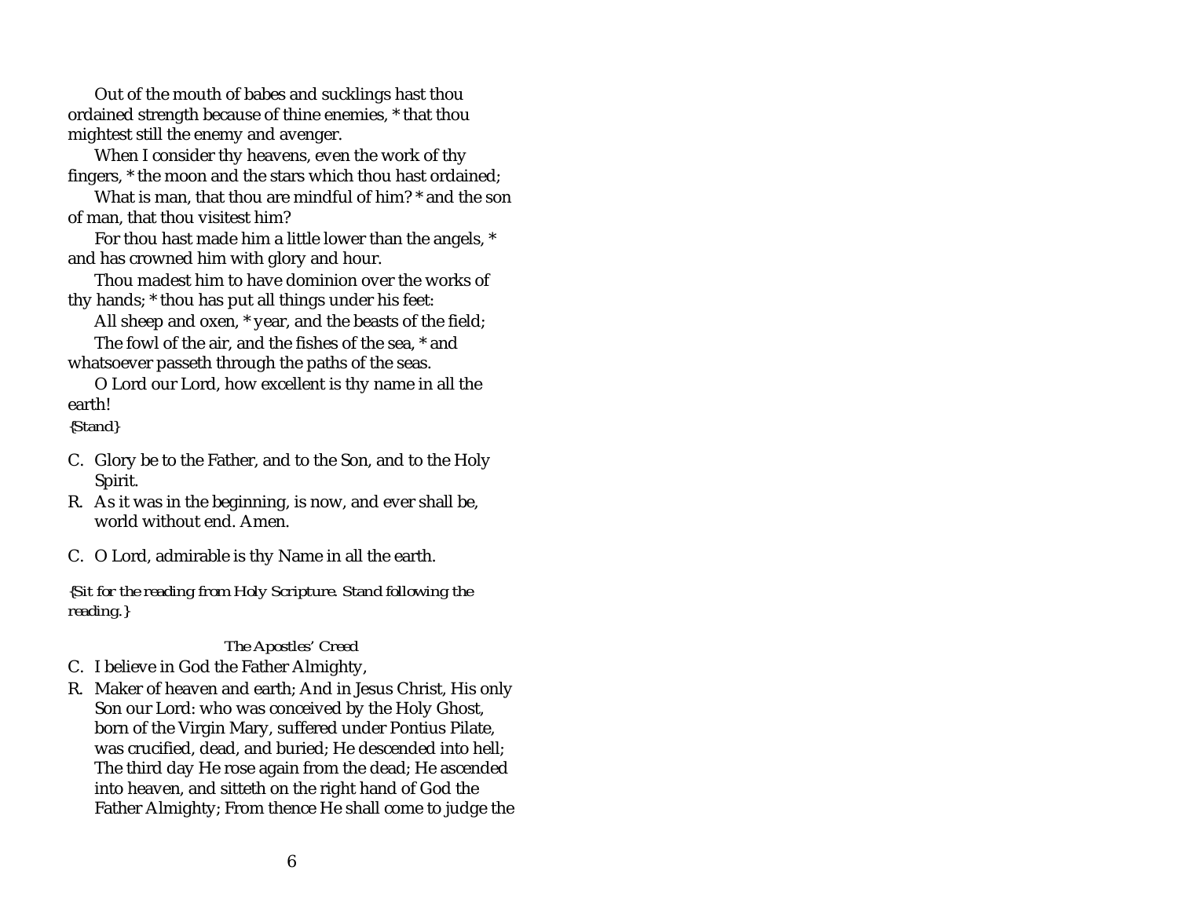Out of the mouth of babes and sucklings hast thou ordained strength because of thine enemies, * that thou mightest still the enemy and avenger.

When I consider thy heavens, even the work of thy fingers, * the moon and the stars which thou hast ordained;

What is man, that thou are mindful of him? * and the son of man, that thou visitest him?

For thou hast made him a little lower than the angels, * and has crowned him with glory and hour.

Thou madest him to have dominion over the works of thy hands; * thou has put all things under his feet:

All sheep and oxen, * year, and the beasts of the field;

The fowl of the air, and the fishes of the sea, * and whatsoever passeth through the paths of the seas.

O Lord our Lord, how excellent is thy name in all the earth!

*{Stand}*

C. Glory be to the Father, and to the Son, and to the Holy Spirit.

R. As it was in the beginning, is now, and ever shall be, world without end. Amen.

C. O Lord, admirable is thy Name in all the earth.

*{Sit for the reading from Holy Scripture. Stand following the reading.}*

*The Apostles' Creed*

C. I believe in God the Father Almighty,

R. Maker of heaven and earth; And in Jesus Christ, His only Son our Lord: who was conceived by the Holy Ghost, born of the Virgin Mary, suffered under Pontius Pilate, was crucified, dead, and buried; He descended into hell; The third day He rose again from the dead; He ascended into heaven, and sitteth on the right hand of God the Father Almighty; From thence He shall come to judge the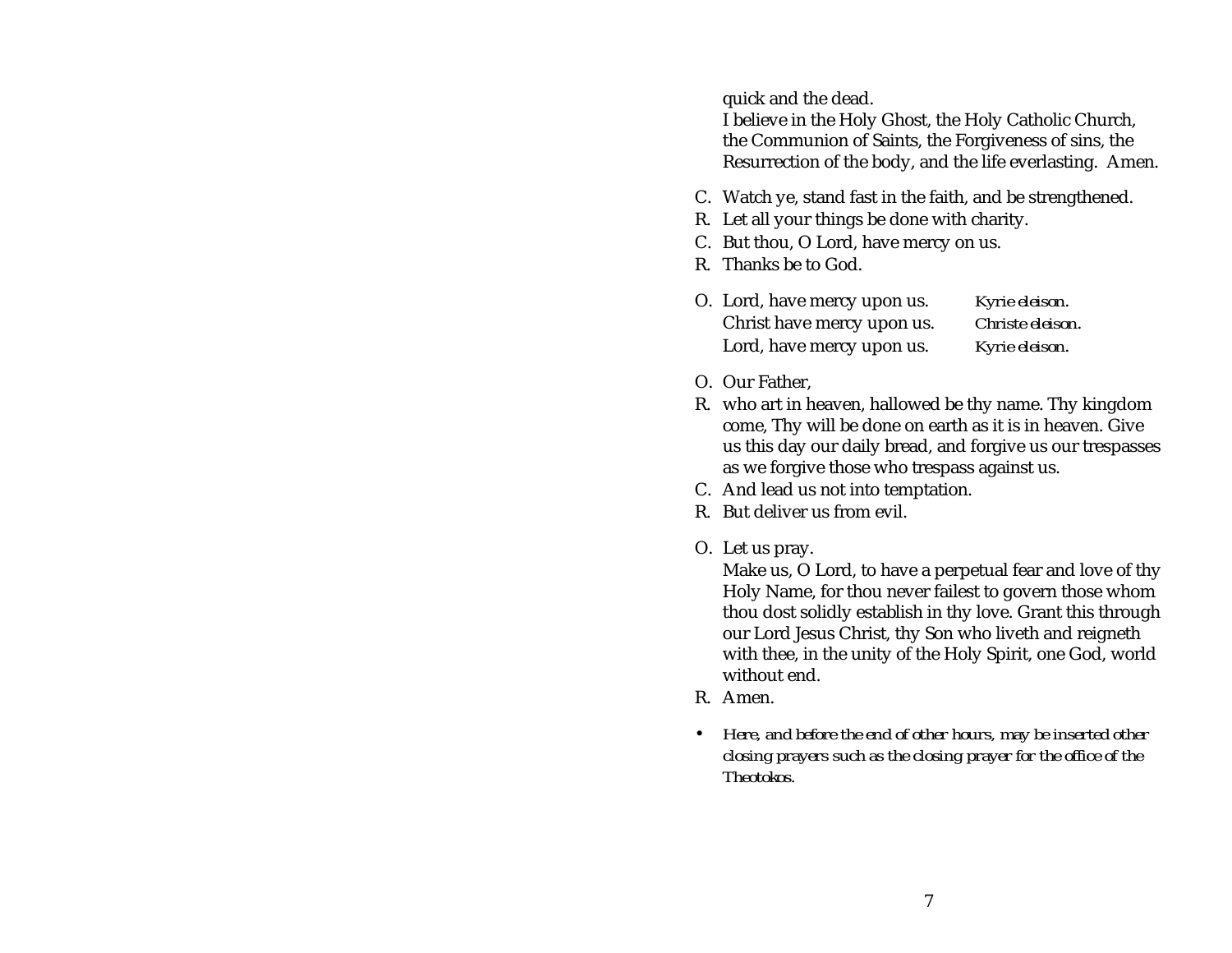quick and the dead.
I believe in the Holy Ghost, the Holy Catholic Church, the Communion of Saints, the Forgiveness of sins, the Resurrection of the body, and the life everlasting. Amen.

C. Watch ye, stand fast in the faith, and be strengthened.
R. Let all your things be done with charity.
C. But thou, O Lord, have mercy on us.
R. Thanks be to God.

| | | |
|---|---|---|
| O. | Lord, have mercy upon us. | *Kyrie eleison.* |
| | Christ have mercy upon us. | *Christe eleison.* |
| | Lord, have mercy upon us. | *Kyrie eleison.* |

O. Our Father,
R. who art in heaven, hallowed be thy name. Thy kingdom come, Thy will be done on earth as it is in heaven. Give us this day our daily bread, and forgive us our trespasses as we forgive those who trespass against us.
C. And lead us not into temptation.
R. But deliver us from evil.

O. Let us pray.
Make us, O Lord, to have a perpetual fear and love of thy Holy Name, for thou never failest to govern those whom thou dost solidly establish in thy love. Grant this through our Lord Jesus Christ, thy Son who liveth and reigneth with thee, in the unity of the Holy Spirit, one God, world without end.
R. Amen.

- *Here, and before the end of other hours, may be inserted other closing prayers such as the closing prayer for the office of the Theotokos.*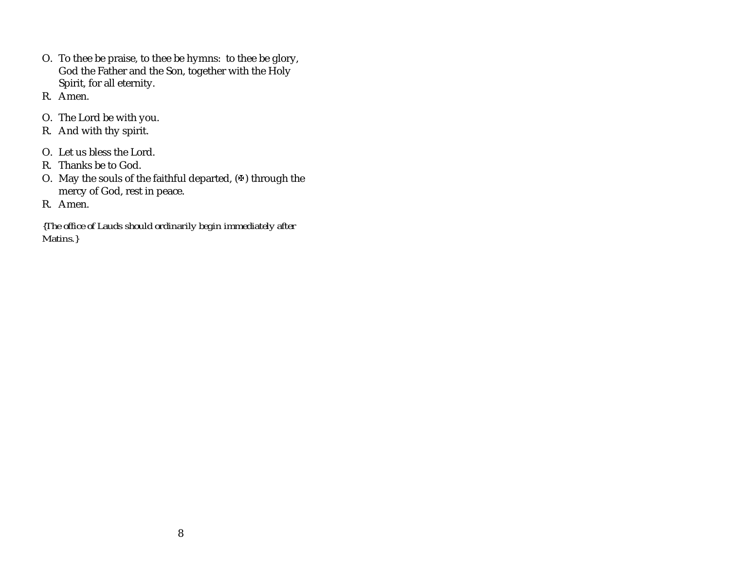O. To thee be praise, to thee be hymns: to thee be glory, God the Father and the Son, together with the Holy Spirit, for all eternity.
R. Amen.

O. The Lord be with you.
R. And with thy spirit.

O. Let us bless the Lord.
R. Thanks be to God.
O. May the souls of the faithful departed, (✠) through the mercy of God, rest in peace.
R. Amen.

*{The office of Lauds should ordinarily begin immediately after Matins.}*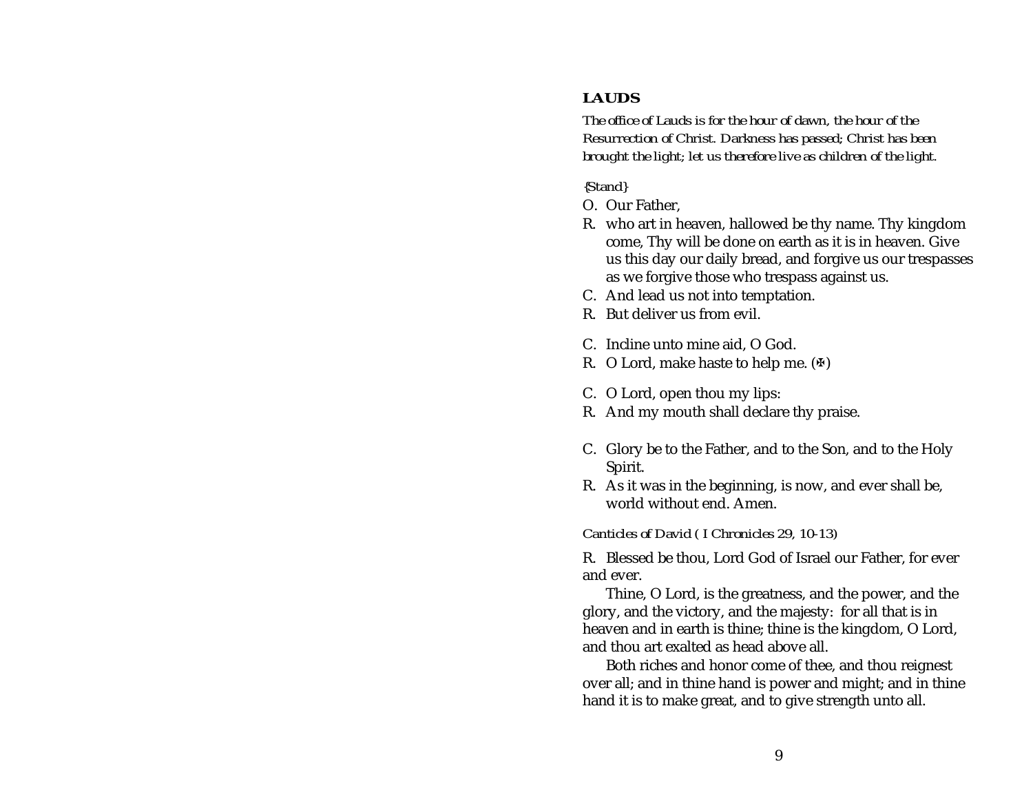## LAUDS

*The office of Lauds is for the hour of dawn, the hour of the Resurrection of Christ. Darkness has passed; Christ has been brought the light; let us therefore live as children of the light.*

*{Stand}*

O. Our Father,

R. who art in heaven, hallowed be thy name. Thy kingdom come, Thy will be done on earth as it is in heaven. Give us this day our daily bread, and forgive us our trespasses as we forgive those who trespass against us.

C. And lead us not into temptation.

R. But deliver us from evil.

C. Incline unto mine aid, O God.

R. O Lord, make haste to help me. (✠)

C. O Lord, open thou my lips:

R. And my mouth shall declare thy praise.

C. Glory be to the Father, and to the Son, and to the Holy Spirit.

R. As it was in the beginning, is now, and ever shall be, world without end. Amen.

*Canticles of David ( I Chronicles 29, 10-13)*

R. Blessed be thou, Lord God of Israel our Father, for ever and ever.

Thine, O Lord, is the greatness, and the power, and the glory, and the victory, and the majesty: for all that is in heaven and in earth is thine; thine is the kingdom, O Lord, and thou art exalted as head above all.

Both riches and honor come of thee, and thou reignest over all; and in thine hand is power and might; and in thine hand it is to make great, and to give strength unto all.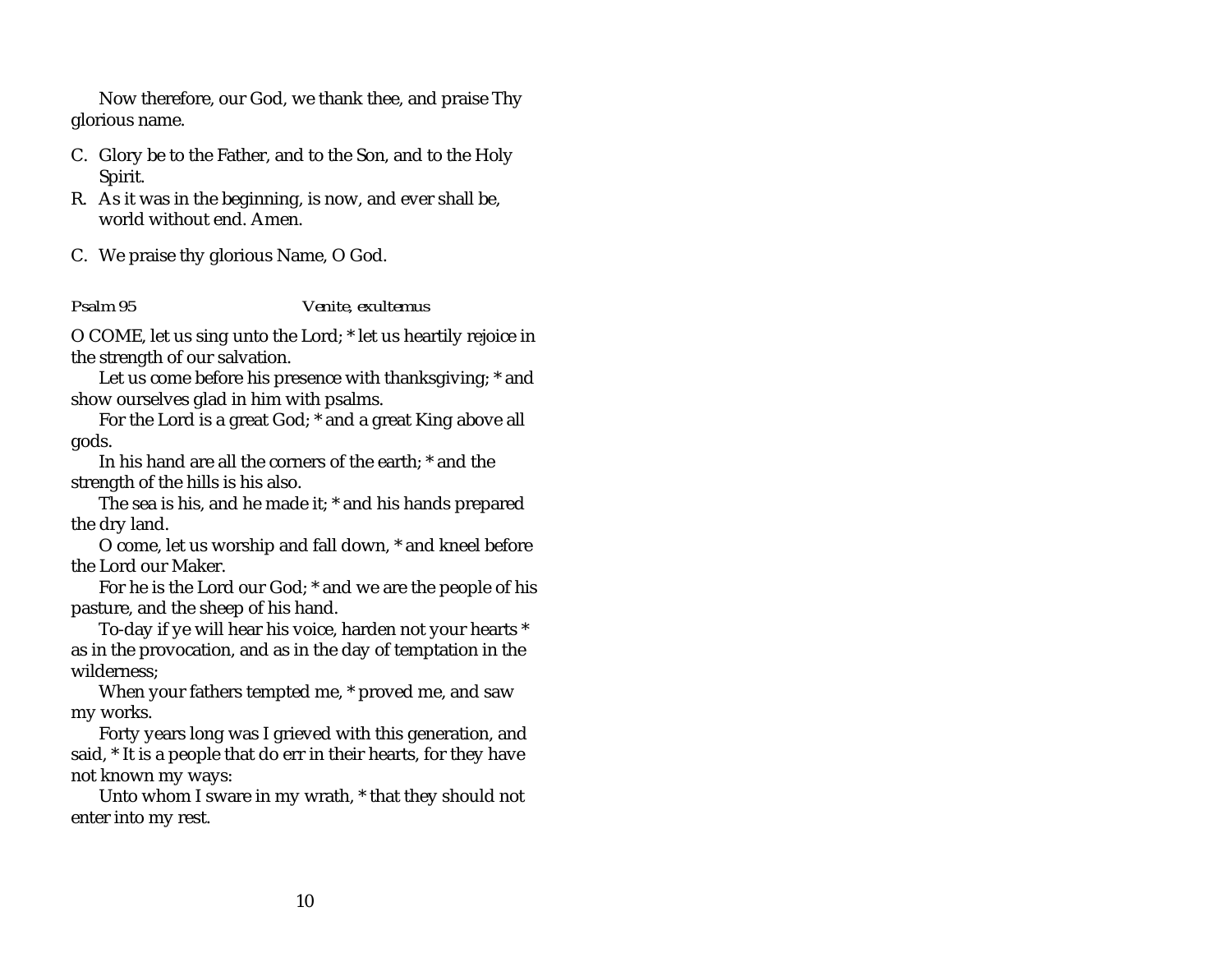Now therefore, our God, we thank thee, and praise Thy glorious name.

C. Glory be to the Father, and to the Son, and to the Holy Spirit.
R. As it was in the beginning, is now, and ever shall be, world without end. Amen.

C. We praise thy glorious Name, O God.

*Psalm 95* *Venite, exultemus*

O COME, let us sing unto the Lord; * let us heartily rejoice in the strength of our salvation.

Let us come before his presence with thanksgiving; * and show ourselves glad in him with psalms.

For the Lord is a great God; * and a great King above all gods.

In his hand are all the corners of the earth; * and the strength of the hills is his also.

The sea is his, and he made it; * and his hands prepared the dry land.

O come, let us worship and fall down, * and kneel before the Lord our Maker.

For he is the Lord our God; * and we are the people of his pasture, and the sheep of his hand.

To-day if ye will hear his voice, harden not your hearts * as in the provocation, and as in the day of temptation in the wilderness;

When your fathers tempted me, * proved me, and saw my works.

Forty years long was I grieved with this generation, and said, * It is a people that do err in their hearts, for they have not known my ways:

Unto whom I sware in my wrath, * that they should not enter into my rest.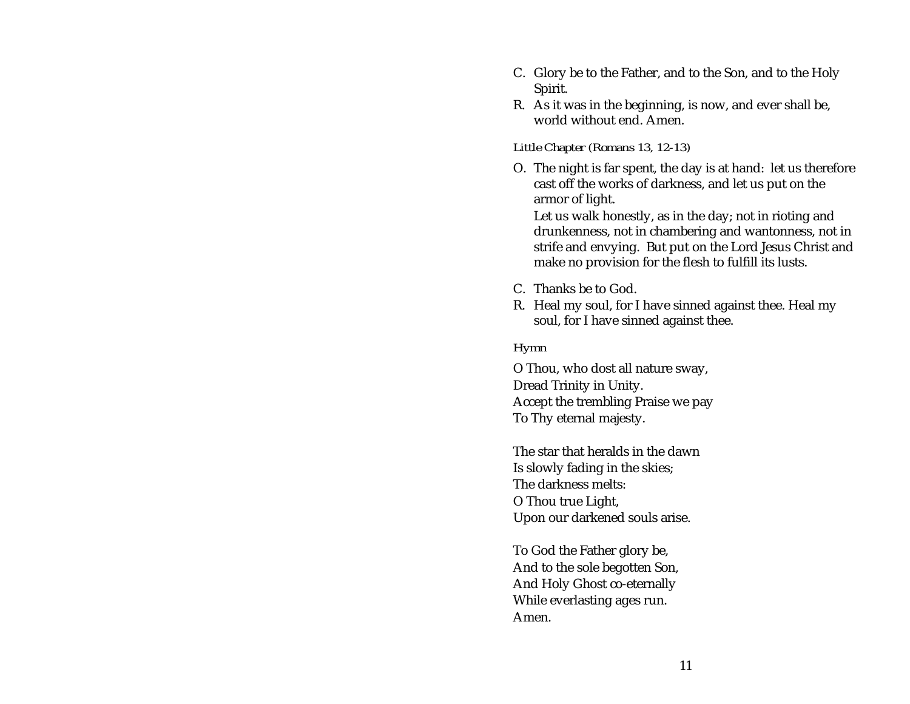C. Glory be to the Father, and to the Son, and to the Holy Spirit.

R. As it was in the beginning, is now, and ever shall be, world without end. Amen.

*Little Chapter (Romans 13, 12-13)*

O. The night is far spent, the day is at hand: let us therefore cast off the works of darkness, and let us put on the armor of light.
Let us walk honestly, as in the day; not in rioting and drunkenness, not in chambering and wantonness, not in strife and envying. But put on the Lord Jesus Christ and make no provision for the flesh to fulfill its lusts.

C. Thanks be to God.

R. Heal my soul, for I have sinned against thee. Heal my soul, for I have sinned against thee.

*Hymn*

O Thou, who dost all nature sway,
Dread Trinity in Unity.
Accept the trembling Praise we pay
To Thy eternal majesty.

The star that heralds in the dawn
Is slowly fading in the skies;
The darkness melts:
O Thou true Light,
Upon our darkened souls arise.

To God the Father glory be,
And to the sole begotten Son,
And Holy Ghost co-eternally
While everlasting ages run.
Amen.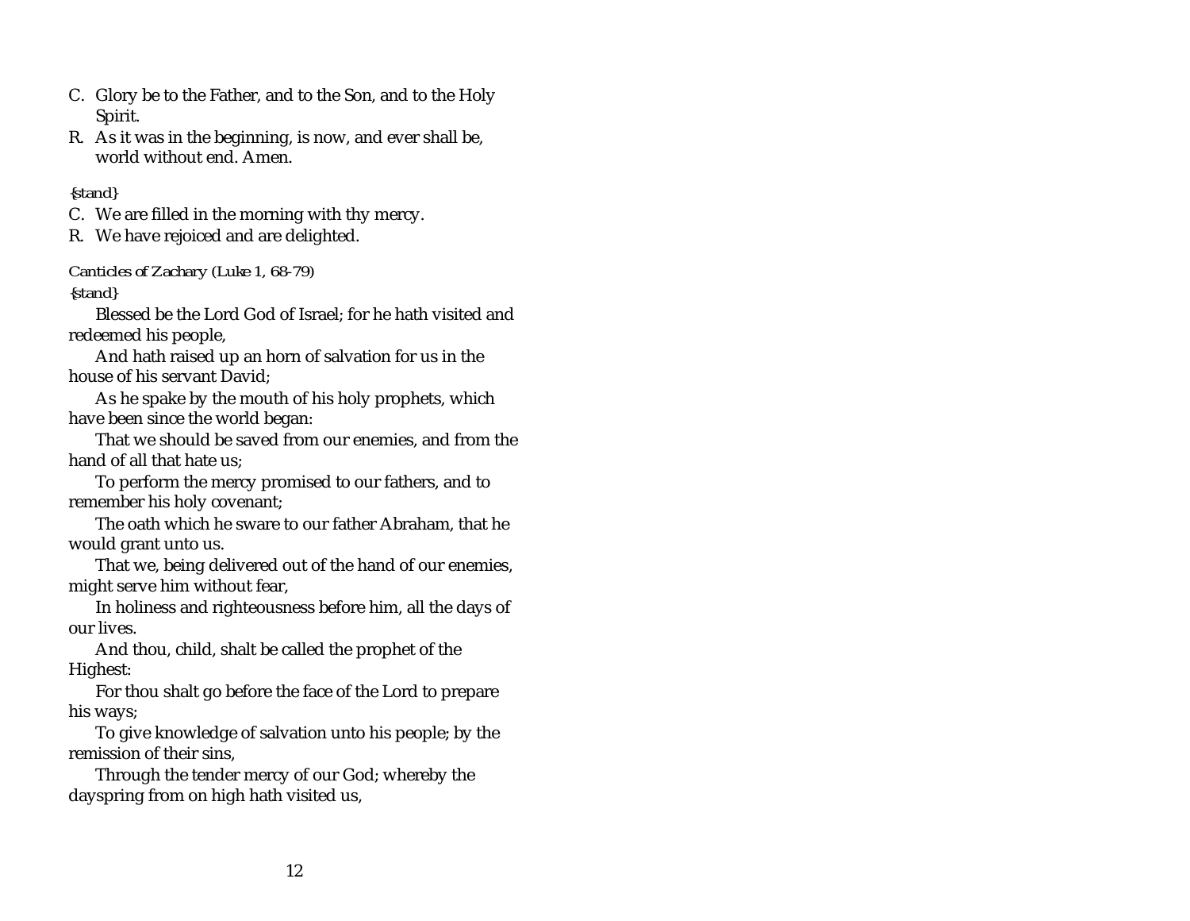C. Glory be to the Father, and to the Son, and to the Holy Spirit.

R. As it was in the beginning, is now, and ever shall be, world without end. Amen.

*{stand}*

C. We are filled in the morning with thy mercy.

R. We have rejoiced and are delighted.

*Canticles of Zachary (Luke 1, 68-79)*

*{stand}*

Blessed be the Lord God of Israel; for he hath visited and redeemed his people,

And hath raised up an horn of salvation for us in the house of his servant David;

As he spake by the mouth of his holy prophets, which have been since the world began:

That we should be saved from our enemies, and from the hand of all that hate us;

To perform the mercy promised to our fathers, and to remember his holy covenant;

The oath which he sware to our father Abraham, that he would grant unto us.

That we, being delivered out of the hand of our enemies, might serve him without fear,

In holiness and righteousness before him, all the days of our lives.

And thou, child, shalt be called the prophet of the Highest:

For thou shalt go before the face of the Lord to prepare his ways;

To give knowledge of salvation unto his people; by the remission of their sins,

Through the tender mercy of our God; whereby the dayspring from on high hath visited us,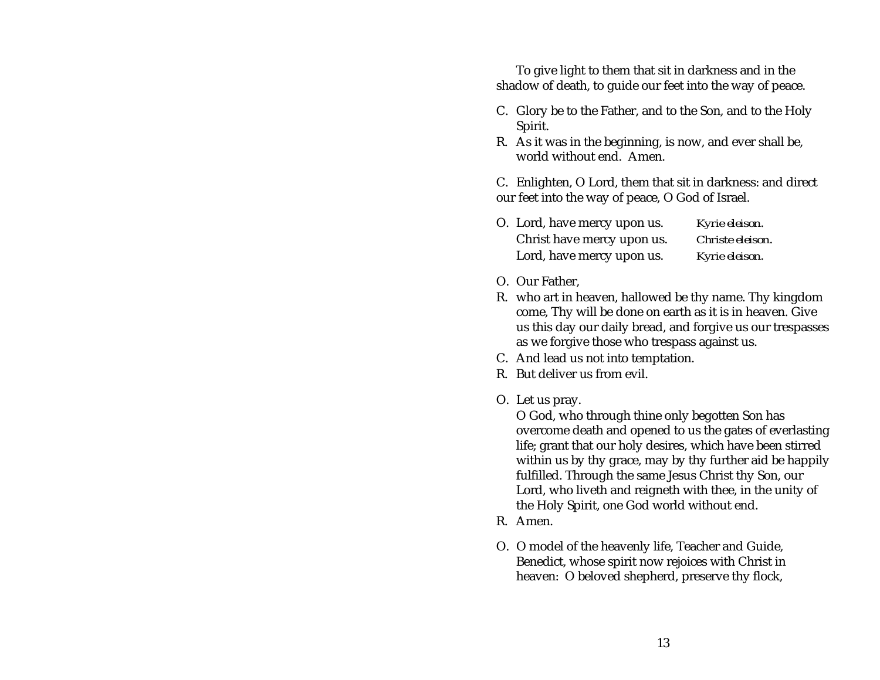To give light to them that sit in darkness and in the shadow of death, to guide our feet into the way of peace.

C. Glory be to the Father, and to the Son, and to the Holy Spirit.  
R. As it was in the beginning, is now, and ever shall be, world without end. Amen.

C. Enlighten, O Lord, them that sit in darkness: and direct our feet into the way of peace, O God of Israel.

O. Lord, have mercy upon us. *Kyrie eleison.*  
Christ have mercy upon us. *Christe eleison.*  
Lord, have mercy upon us. *Kyrie eleison.*

O. Our Father,  
R. who art in heaven, hallowed be thy name. Thy kingdom come, Thy will be done on earth as it is in heaven. Give us this day our daily bread, and forgive us our trespasses as we forgive those who trespass against us.  
C. And lead us not into temptation.  
R. But deliver us from evil.

O. Let us pray.  
O God, who through thine only begotten Son has overcome death and opened to us the gates of everlasting life; grant that our holy desires, which have been stirred within us by thy grace, may by thy further aid be happily fulfilled. Through the same Jesus Christ thy Son, our Lord, who liveth and reigneth with thee, in the unity of the Holy Spirit, one God world without end.  
R. Amen.

O. O model of the heavenly life, Teacher and Guide, Benedict, whose spirit now rejoices with Christ in heaven: O beloved shepherd, preserve thy flock,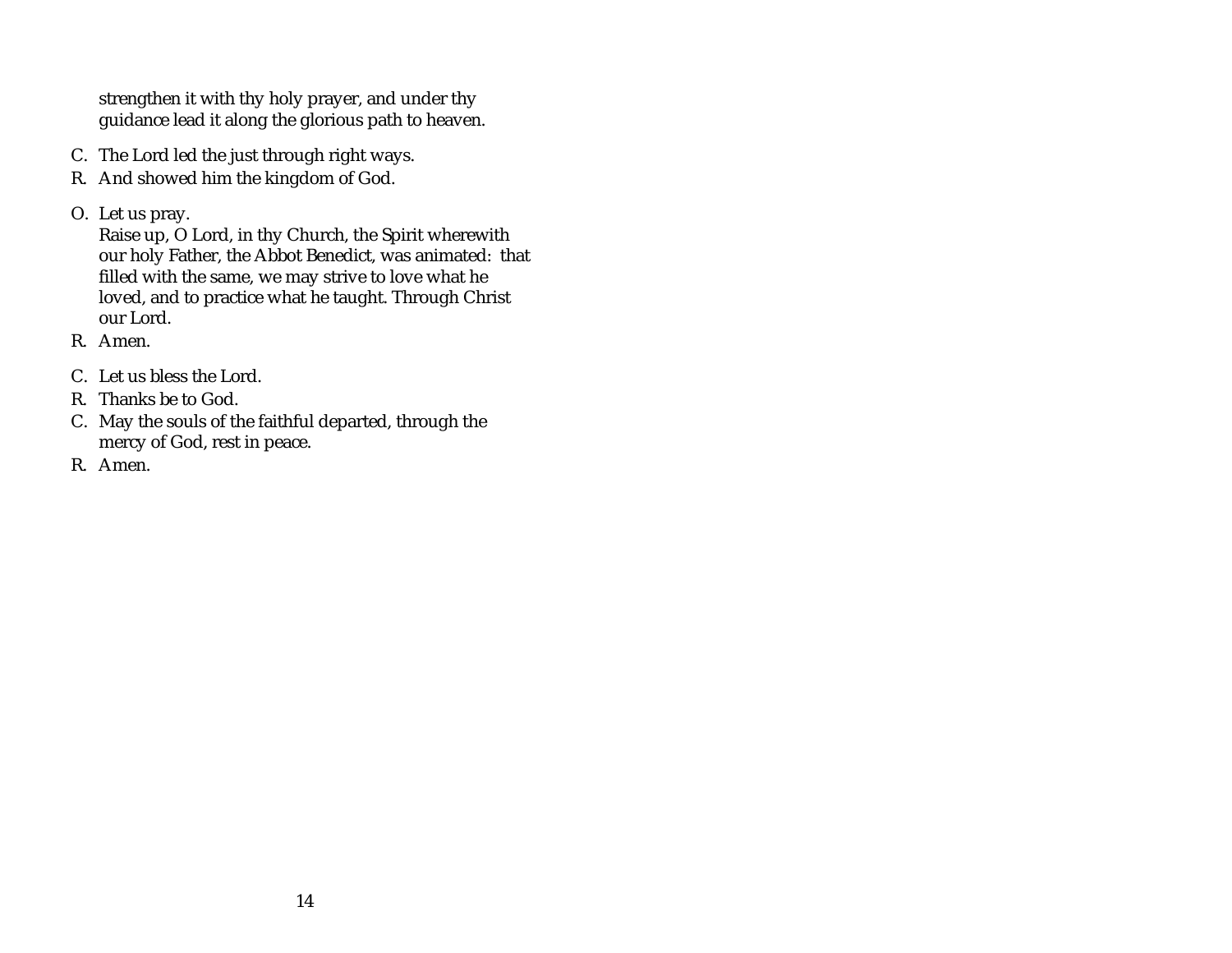strengthen it with thy holy prayer, and under thy guidance lead it along the glorious path to heaven.

C. The Lord led the just through right ways.

R. And showed him the kingdom of God.

O. Let us pray.
Raise up, O Lord, in thy Church, the Spirit wherewith our holy Father, the Abbot Benedict, was animated: that filled with the same, we may strive to love what he loved, and to practice what he taught. Through Christ our Lord.

R. Amen.

C. Let us bless the Lord.

R. Thanks be to God.

C. May the souls of the faithful departed, through the mercy of God, rest in peace.

R. Amen.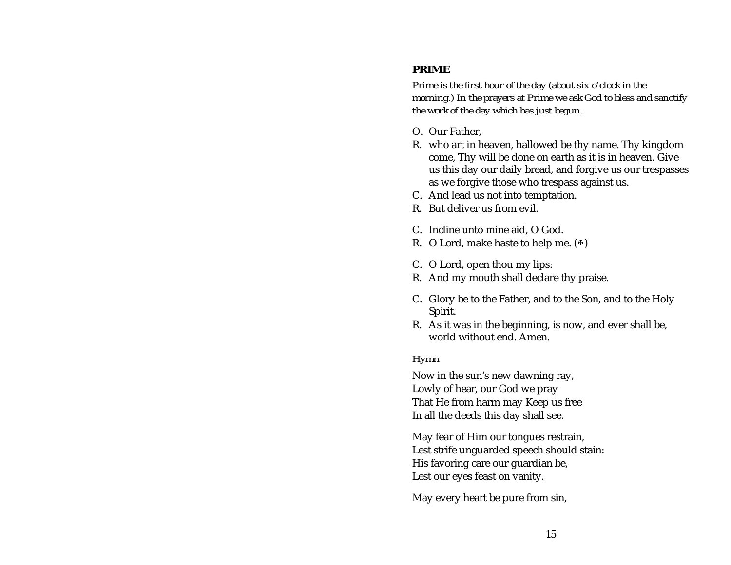**PRIME**

*Prime is the first hour of the day (about six o'clock in the morning.) In the prayers at Prime we ask God to bless and sanctify the work of the day which has just begun.*

O. Our Father,
R. who art in heaven, hallowed be thy name. Thy kingdom come, Thy will be done on earth as it is in heaven. Give us this day our daily bread, and forgive us our trespasses as we forgive those who trespass against us.
C. And lead us not into temptation.
R. But deliver us from evil.

C. Incline unto mine aid, O God.
R. O Lord, make haste to help me. (✠)

C. O Lord, open thou my lips:
R. And my mouth shall declare thy praise.

C. Glory be to the Father, and to the Son, and to the Holy Spirit.
R. As it was in the beginning, is now, and ever shall be, world without end. Amen.

*Hymn*

Now in the sun's new dawning ray,
Lowly of hear, our God we pray
That He from harm may Keep us free
In all the deeds this day shall see.

May fear of Him our tongues restrain,
Lest strife unguarded speech should stain:
His favoring care our guardian be,
Lest our eyes feast on vanity.

May every heart be pure from sin,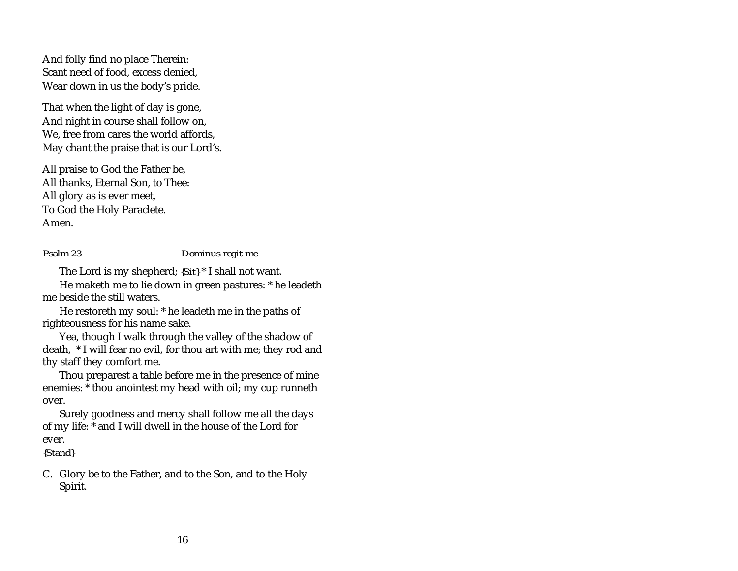And folly find no place Therein:
Scant need of food, excess denied,
Wear down in us the body's pride.

That when the light of day is gone,
And night in course shall follow on,
We, free from cares the world affords,
May chant the praise that is our Lord's.

All praise to God the Father be,
All thanks, Eternal Son, to Thee:
All glory as is ever meet,
To God the Holy Paraclete.
Amen.

*Psalm 23* *Dominus regit me*

The Lord is my shepherd; *{Sit}* * I shall not want.

He maketh me to lie down in green pastures: * he leadeth me beside the still waters.

He restoreth my soul: * he leadeth me in the paths of righteousness for his name sake.

Yea, though I walk through the valley of the shadow of death, * I will fear no evil, for thou art with me; they rod and thy staff they comfort me.

Thou preparest a table before me in the presence of mine enemies: * thou anointest my head with oil; my cup runneth over.

Surely goodness and mercy shall follow me all the days of my life: * and I will dwell in the house of the Lord for ever.

*{Stand}*

C. Glory be to the Father, and to the Son, and to the Holy Spirit.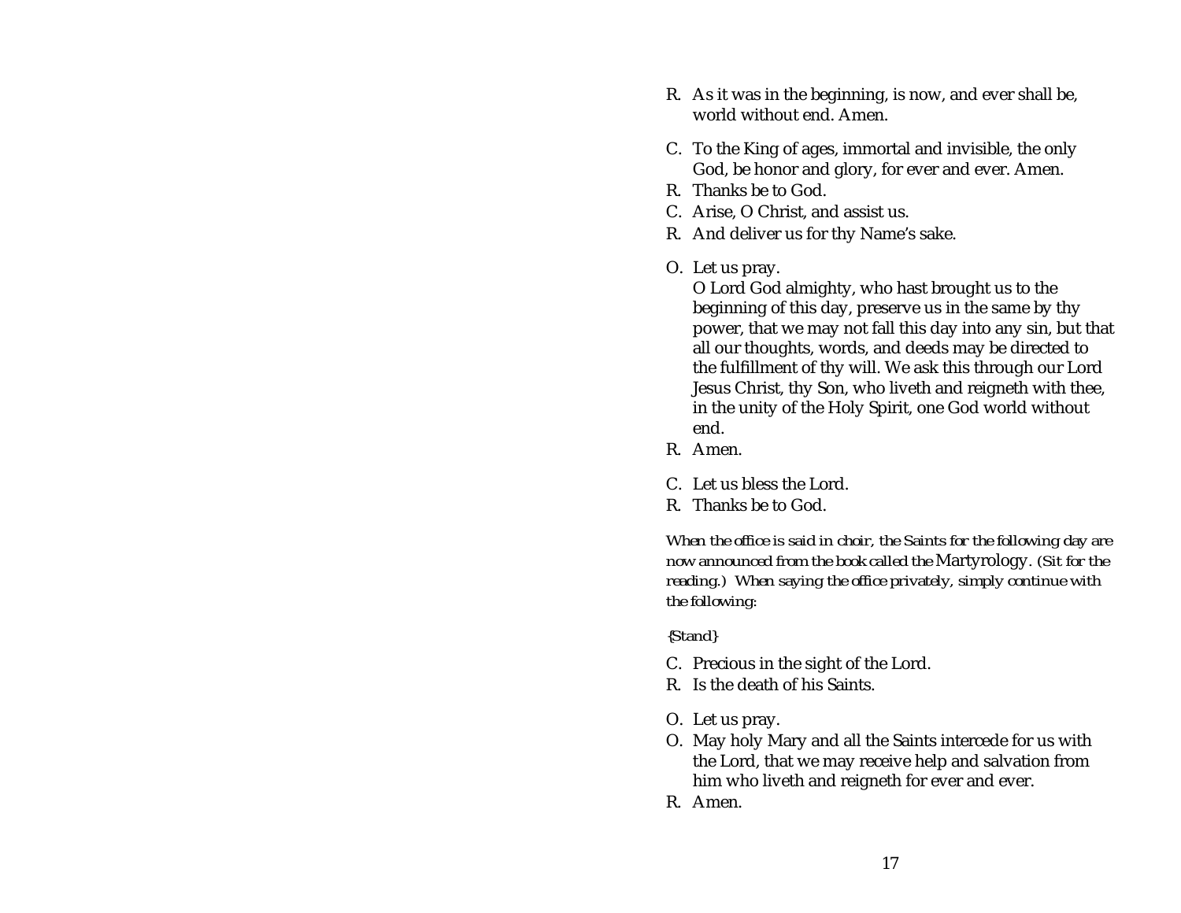R. As it was in the beginning, is now, and ever shall be, world without end. Amen.

C. To the King of ages, immortal and invisible, the only God, be honor and glory, for ever and ever. Amen.
R. Thanks be to God.
C. Arise, O Christ, and assist us.
R. And deliver us for thy Name's sake.

O. Let us pray.
O Lord God almighty, who hast brought us to the beginning of this day, preserve us in the same by thy power, that we may not fall this day into any sin, but that all our thoughts, words, and deeds may be directed to the fulfillment of thy will. We ask this through our Lord Jesus Christ, thy Son, who liveth and reigneth with thee, in the unity of the Holy Spirit, one God world without end.
R. Amen.

C. Let us bless the Lord.
R. Thanks be to God.

*When the office is said in choir, the Saints for the following day are now announced from the book called the* Martyrology. *(Sit for the reading.) When saying the office privately, simply continue with the following:*

*{Stand}*

C. Precious in the sight of the Lord.
R. Is the death of his Saints.

O. Let us pray.
O. May holy Mary and all the Saints intercede for us with the Lord, that we may receive help and salvation from him who liveth and reigneth for ever and ever.
R. Amen.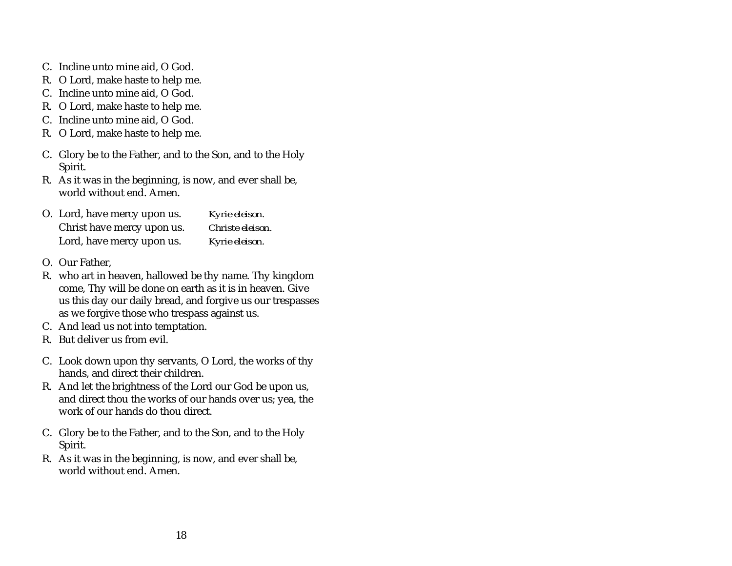C. Incline unto mine aid, O God.
R. O Lord, make haste to help me.
C. Incline unto mine aid, O God.
R. O Lord, make haste to help me.
C. Incline unto mine aid, O God.
R. O Lord, make haste to help me.

C. Glory be to the Father, and to the Son, and to the Holy Spirit.
R. As it was in the beginning, is now, and ever shall be, world without end. Amen.

O. Lord, have mercy upon us. *Kyrie eleison.*
Christ have mercy upon us. *Christe eleison.*
Lord, have mercy upon us. *Kyrie eleison.*

O. Our Father,
R. who art in heaven, hallowed be thy name. Thy kingdom come, Thy will be done on earth as it is in heaven. Give us this day our daily bread, and forgive us our trespasses as we forgive those who trespass against us.
C. And lead us not into temptation.
R. But deliver us from evil.

C. Look down upon thy servants, O Lord, the works of thy hands, and direct their children.
R. And let the brightness of the Lord our God be upon us, and direct thou the works of our hands over us; yea, the work of our hands do thou direct.

C. Glory be to the Father, and to the Son, and to the Holy Spirit.
R. As it was in the beginning, is now, and ever shall be, world without end. Amen.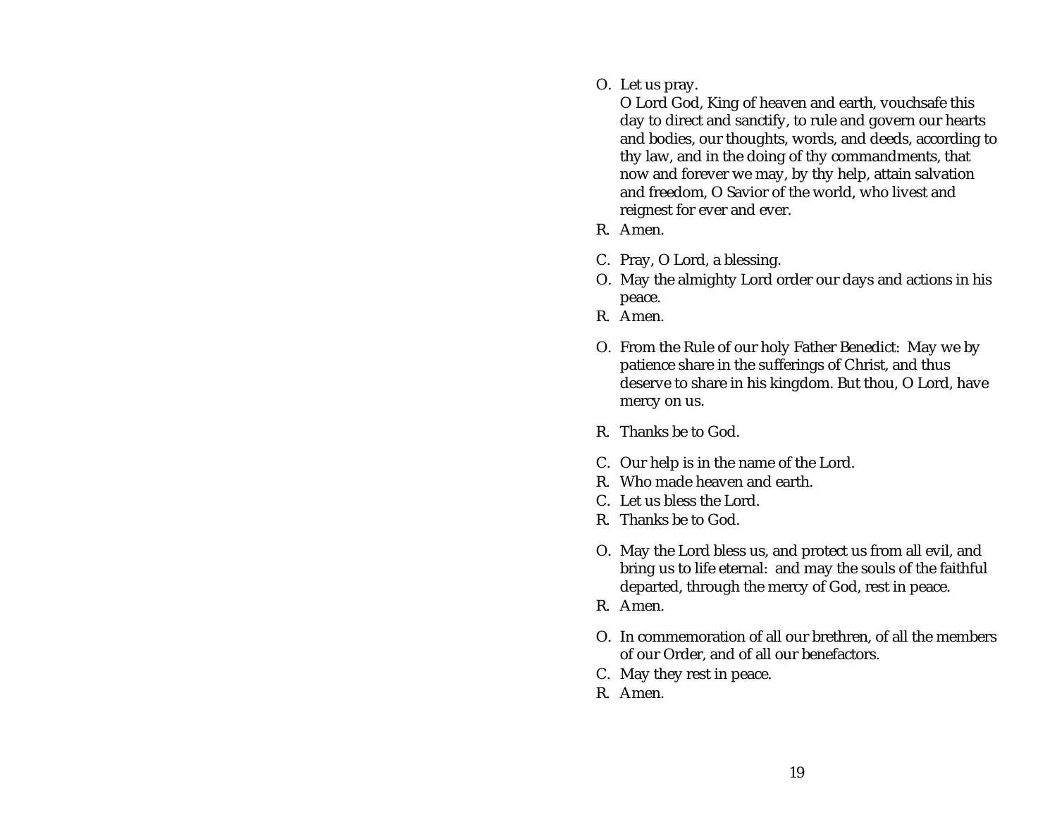O. Let us pray.
   O Lord God, King of heaven and earth, vouchsafe this day to direct and sanctify, to rule and govern our hearts and bodies, our thoughts, words, and deeds, according to thy law, and in the doing of thy commandments, that now and forever we may, by thy help, attain salvation and freedom, O Savior of the world, who livest and reignest for ever and ever.

R. Amen.

C. Pray, O Lord, a blessing.

O. May the almighty Lord order our days and actions in his peace.

R. Amen.

O. From the Rule of our holy Father Benedict: May we by patience share in the sufferings of Christ, and thus deserve to share in his kingdom. But thou, O Lord, have mercy on us.

R. Thanks be to God.

C. Our help is in the name of the Lord.

R. Who made heaven and earth.

C. Let us bless the Lord.

R. Thanks be to God.

O. May the Lord bless us, and protect us from all evil, and bring us to life eternal: and may the souls of the faithful departed, through the mercy of God, rest in peace.

R. Amen.

O. In commemoration of all our brethren, of all the members of our Order, and of all our benefactors.

C. May they rest in peace.

R. Amen.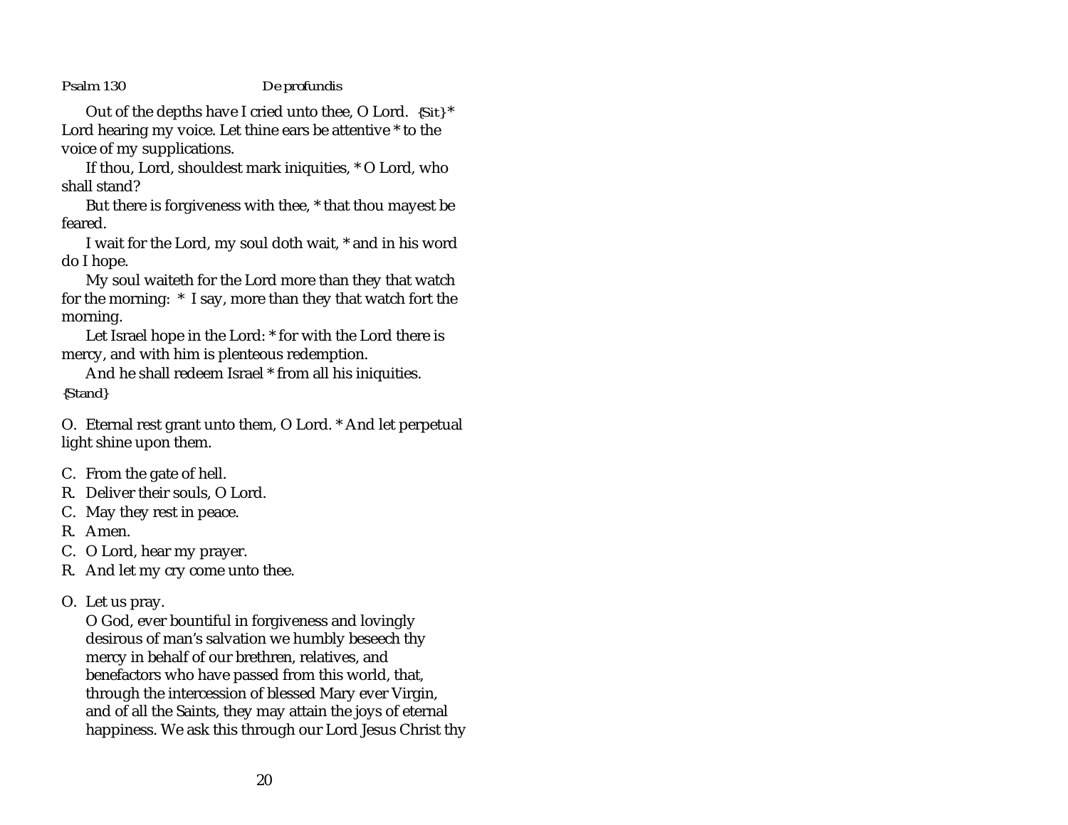Psalm 130 *De profundis*

Out of the depths have I cried unto thee, O Lord. {Sit} * Lord hearing my voice. Let thine ears be attentive * to the voice of my supplications.

If thou, Lord, shouldest mark iniquities, * O Lord, who shall stand?

But there is forgiveness with thee, * that thou mayest be feared.

I wait for the Lord, my soul doth wait, * and in his word do I hope.

My soul waiteth for the Lord more than they that watch for the morning: * I say, more than they that watch fort the morning.

Let Israel hope in the Lord: * for with the Lord there is mercy, and with him is plenteous redemption.

And he shall redeem Israel * from all his iniquities.
{Stand}

O. Eternal rest grant unto them, O Lord. * And let perpetual light shine upon them.

C. From the gate of hell.
R. Deliver their souls, O Lord.
C. May they rest in peace.
R. Amen.
C. O Lord, hear my prayer.
R. And let my cry come unto thee.

O. Let us pray.
O God, ever bountiful in forgiveness and lovingly desirous of man's salvation we humbly beseech thy mercy in behalf of our brethren, relatives, and benefactors who have passed from this world, that, through the intercession of blessed Mary ever Virgin, and of all the Saints, they may attain the joys of eternal happiness. We ask this through our Lord Jesus Christ thy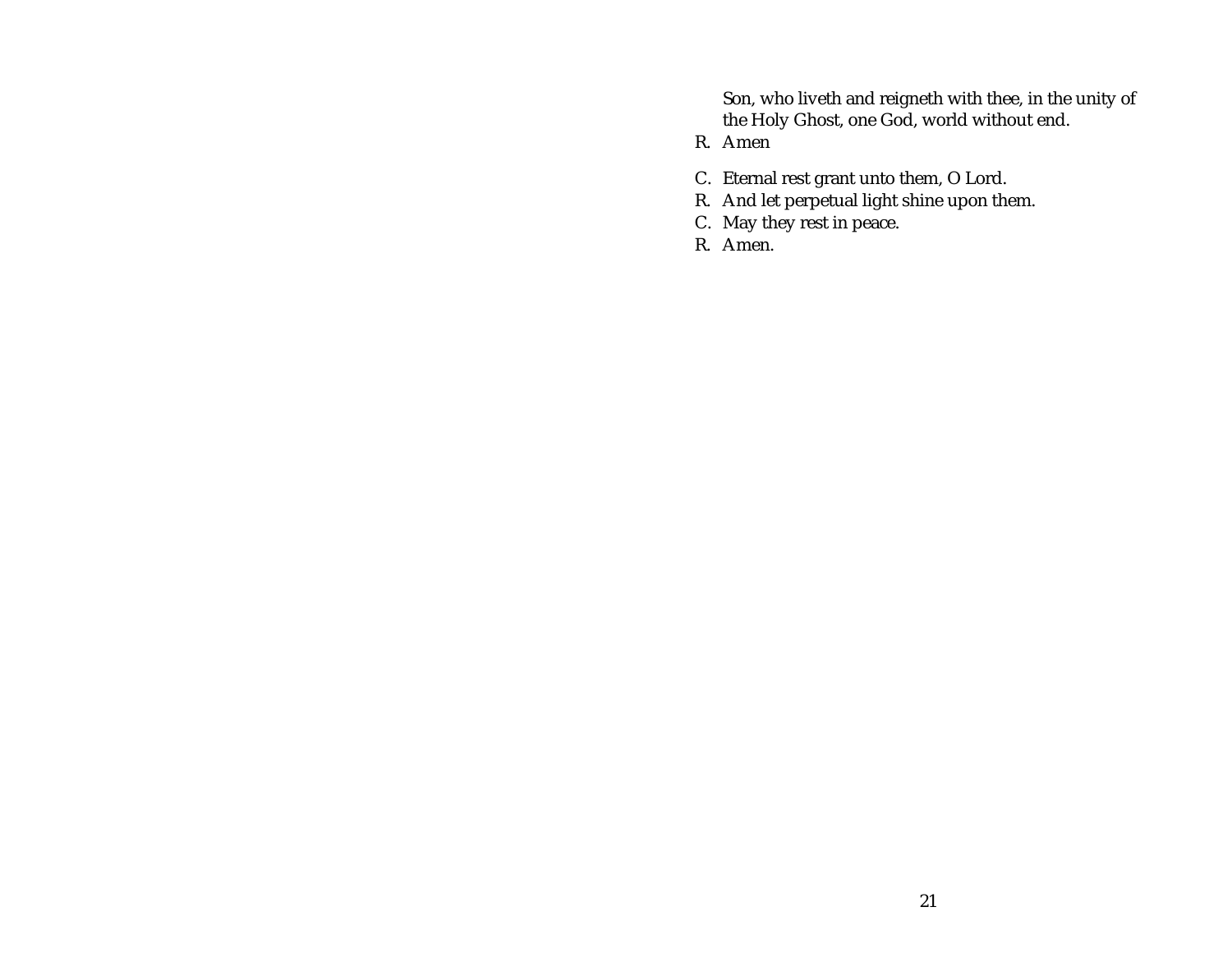Son, who liveth and reigneth with thee, in the unity of the Holy Ghost, one God, world without end.

R. Amen

C. Eternal rest grant unto them, O Lord.

R. And let perpetual light shine upon them.

C. May they rest in peace.

R. Amen.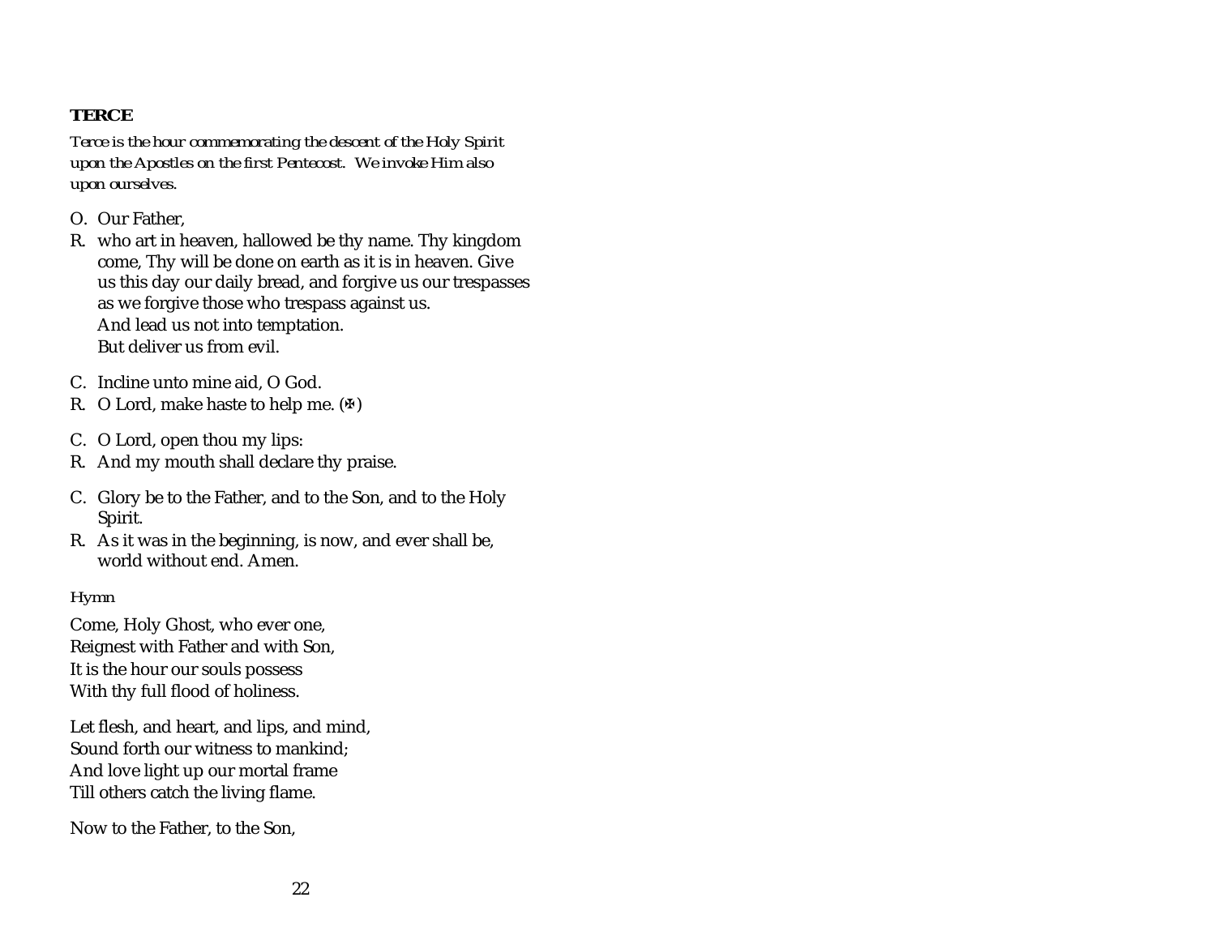**TERCE**

*Terce is the hour commemorating the descent of the Holy Spirit upon the Apostles on the first Pentecost. We invoke Him also upon ourselves.*

O. Our Father,

R. who art in heaven, hallowed be thy name. Thy kingdom come, Thy will be done on earth as it is in heaven. Give us this day our daily bread, and forgive us our trespasses as we forgive those who trespass against us.
And lead us not into temptation.
But deliver us from evil.

C. Incline unto mine aid, O God.

R. O Lord, make haste to help me. (✠)

C. O Lord, open thou my lips:

R. And my mouth shall declare thy praise.

C. Glory be to the Father, and to the Son, and to the Holy Spirit.

R. As it was in the beginning, is now, and ever shall be, world without end. Amen.

*Hymn*

Come, Holy Ghost, who ever one,
Reignest with Father and with Son,
It is the hour our souls possess
With thy full flood of holiness.

Let flesh, and heart, and lips, and mind,
Sound forth our witness to mankind;
And love light up our mortal frame
Till others catch the living flame.

Now to the Father, to the Son,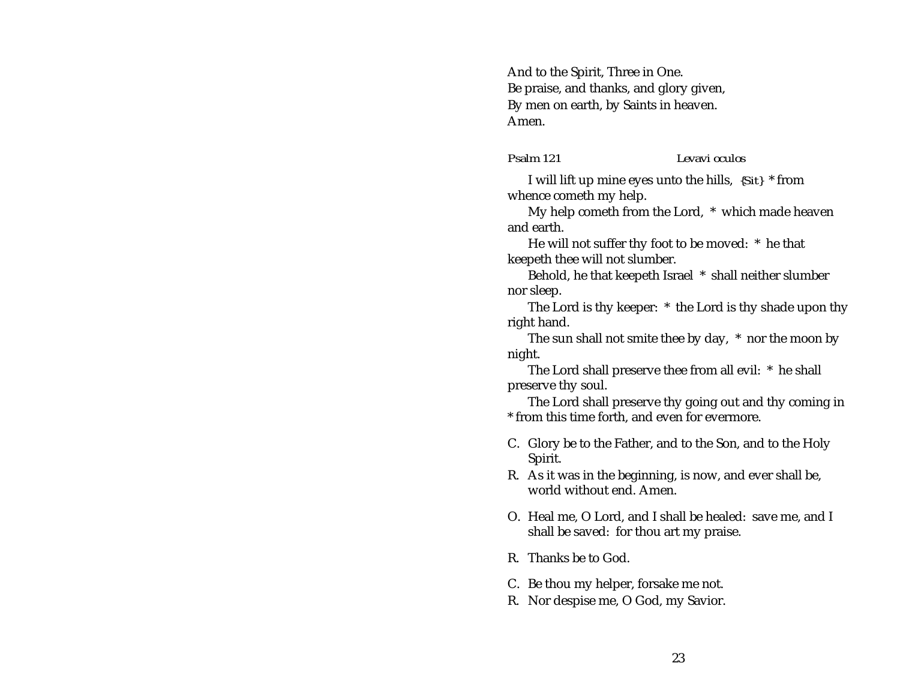And to the Spirit, Three in One.
Be praise, and thanks, and glory given,
By men on earth, by Saints in heaven.
Amen.

Psalm 121 *Levavi oculos*

I will lift up mine eyes unto the hills, {Sit} * from whence cometh my help.

My help cometh from the Lord, * which made heaven and earth.

He will not suffer thy foot to be moved: * he that keepeth thee will not slumber.

Behold, he that keepeth Israel * shall neither slumber nor sleep.

The Lord is thy keeper: * the Lord is thy shade upon thy right hand.

The sun shall not smite thee by day, * nor the moon by night.

The Lord shall preserve thee from all evil: * he shall preserve thy soul.

The Lord shall preserve thy going out and thy coming in * from this time forth, and even for evermore.

C. Glory be to the Father, and to the Son, and to the Holy Spirit.
R. As it was in the beginning, is now, and ever shall be, world without end. Amen.

O. Heal me, O Lord, and I shall be healed: save me, and I shall be saved: for thou art my praise.

R. Thanks be to God.

C. Be thou my helper, forsake me not.
R. Nor despise me, O God, my Savior.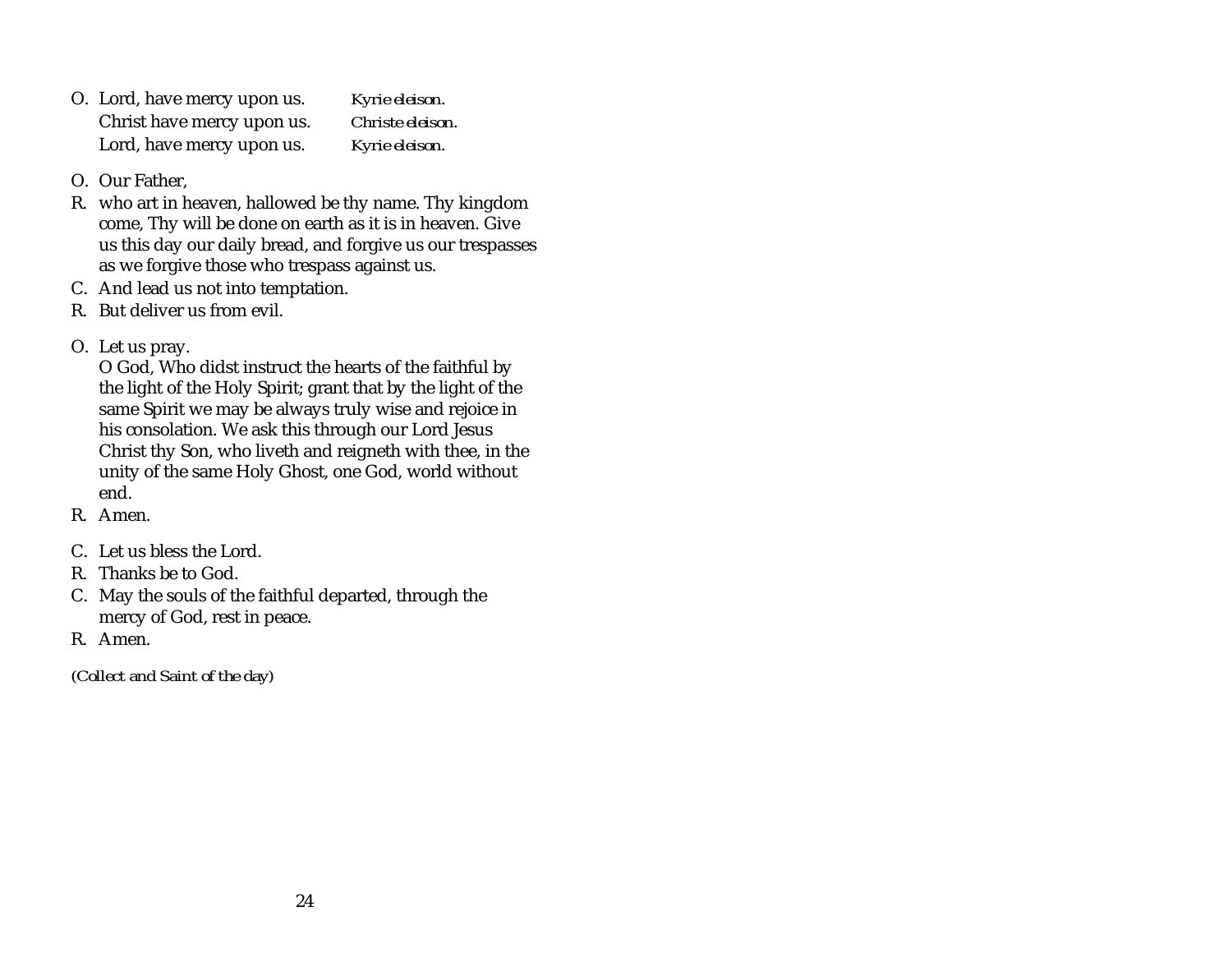O. Lord, have mercy upon us. *Kyrie eleison.*
Christ have mercy upon us. *Christe eleison.*
Lord, have mercy upon us. *Kyrie eleison.*

O. Our Father,

R. who art in heaven, hallowed be thy name. Thy kingdom come, Thy will be done on earth as it is in heaven. Give us this day our daily bread, and forgive us our trespasses as we forgive those who trespass against us.

C. And lead us not into temptation.

R. But deliver us from evil.

O. Let us pray.
O God, Who didst instruct the hearts of the faithful by the light of the Holy Spirit; grant that by the light of the same Spirit we may be always truly wise and rejoice in his consolation. We ask this through our Lord Jesus Christ thy Son, who liveth and reigneth with thee, in the unity of the same Holy Ghost, one God, world without end.

R. Amen.

C. Let us bless the Lord.

R. Thanks be to God.

C. May the souls of the faithful departed, through the mercy of God, rest in peace.

R. Amen.

*(Collect and Saint of the day)*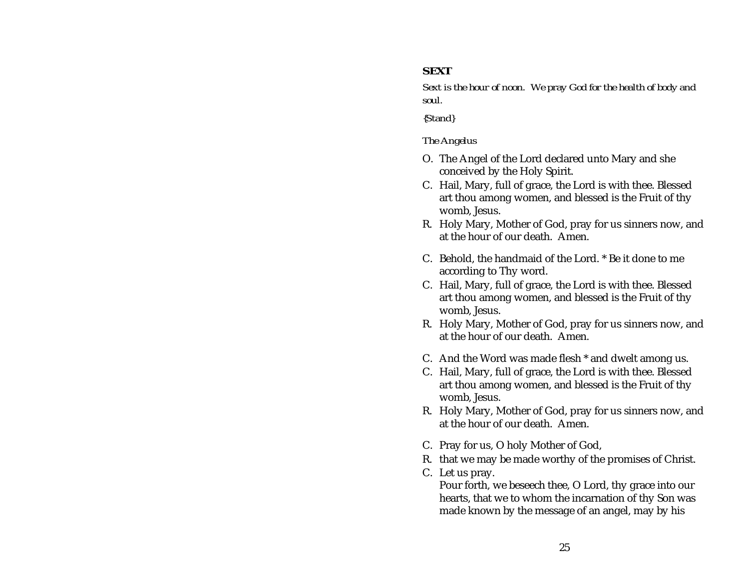## SEXT

*Sext is the hour of noon. We pray God for the health of body and soul.*

*{Stand}*

*The Angelus*

O. The Angel of the Lord declared unto Mary and she conceived by the Holy Spirit.
C. Hail, Mary, full of grace, the Lord is with thee. Blessed art thou among women, and blessed is the Fruit of thy womb, Jesus.
R. Holy Mary, Mother of God, pray for us sinners now, and at the hour of our death. Amen.

C. Behold, the handmaid of the Lord. * Be it done to me according to Thy word.
C. Hail, Mary, full of grace, the Lord is with thee. Blessed art thou among women, and blessed is the Fruit of thy womb, Jesus.
R. Holy Mary, Mother of God, pray for us sinners now, and at the hour of our death. Amen.

C. And the Word was made flesh * and dwelt among us.
C. Hail, Mary, full of grace, the Lord is with thee. Blessed art thou among women, and blessed is the Fruit of thy womb, Jesus.
R. Holy Mary, Mother of God, pray for us sinners now, and at the hour of our death. Amen.

C. Pray for us, O holy Mother of God,
R. that we may be made worthy of the promises of Christ.
C. Let us pray.
Pour forth, we beseech thee, O Lord, thy grace into our hearts, that we to whom the incarnation of thy Son was made known by the message of an angel, may by his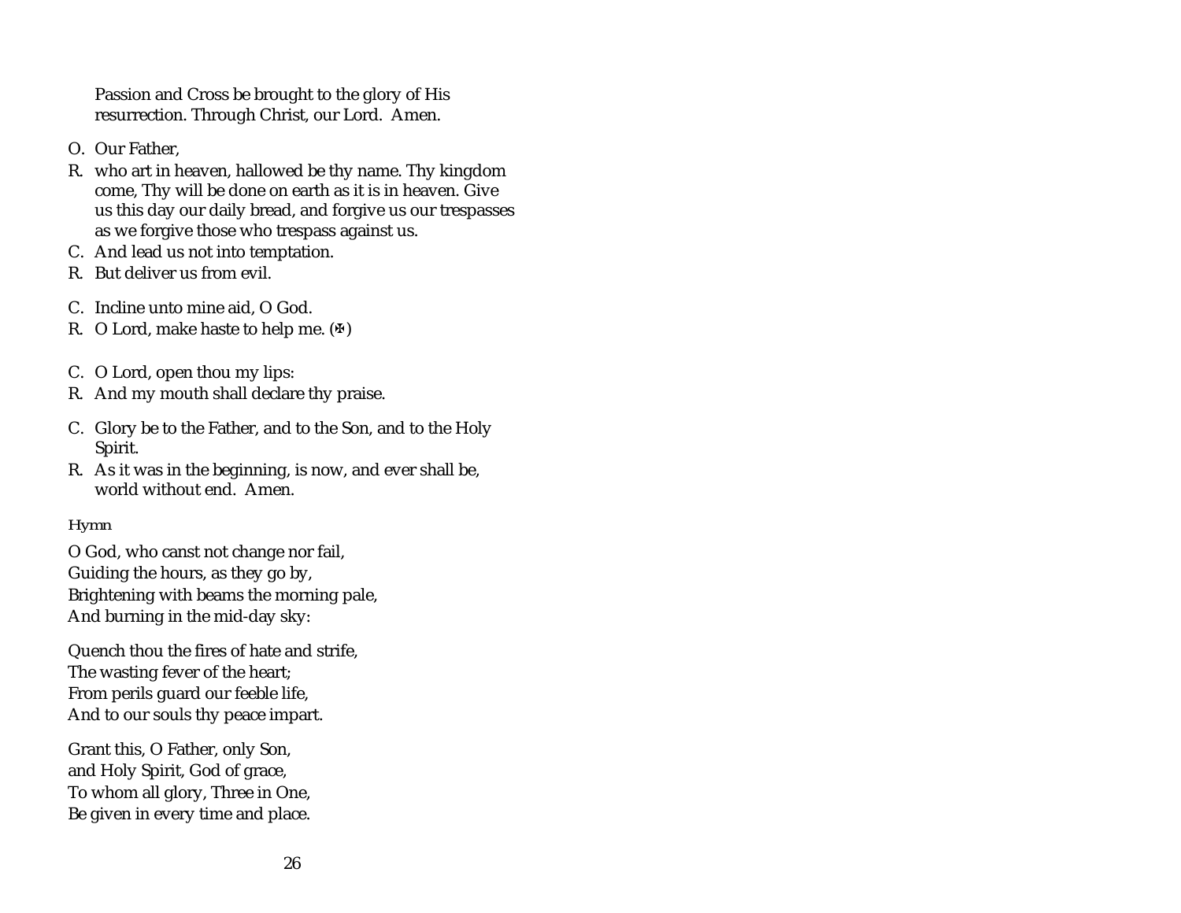Passion and Cross be brought to the glory of His resurrection. Through Christ, our Lord. Amen.

O. Our Father,

R. who art in heaven, hallowed be thy name. Thy kingdom come, Thy will be done on earth as it is in heaven. Give us this day our daily bread, and forgive us our trespasses as we forgive those who trespass against us.

C. And lead us not into temptation.

R. But deliver us from evil.

C. Incline unto mine aid, O God.

R. O Lord, make haste to help me. (✠)

C. O Lord, open thou my lips:

R. And my mouth shall declare thy praise.

C. Glory be to the Father, and to the Son, and to the Holy Spirit.

R. As it was in the beginning, is now, and ever shall be, world without end. Amen.

*Hymn*

O God, who canst not change nor fail,  
Guiding the hours, as they go by,  
Brightening with beams the morning pale,  
And burning in the mid-day sky:

Quench thou the fires of hate and strife,  
The wasting fever of the heart;  
From perils guard our feeble life,  
And to our souls thy peace impart.

Grant this, O Father, only Son,  
and Holy Spirit, God of grace,  
To whom all glory, Three in One,  
Be given in every time and place.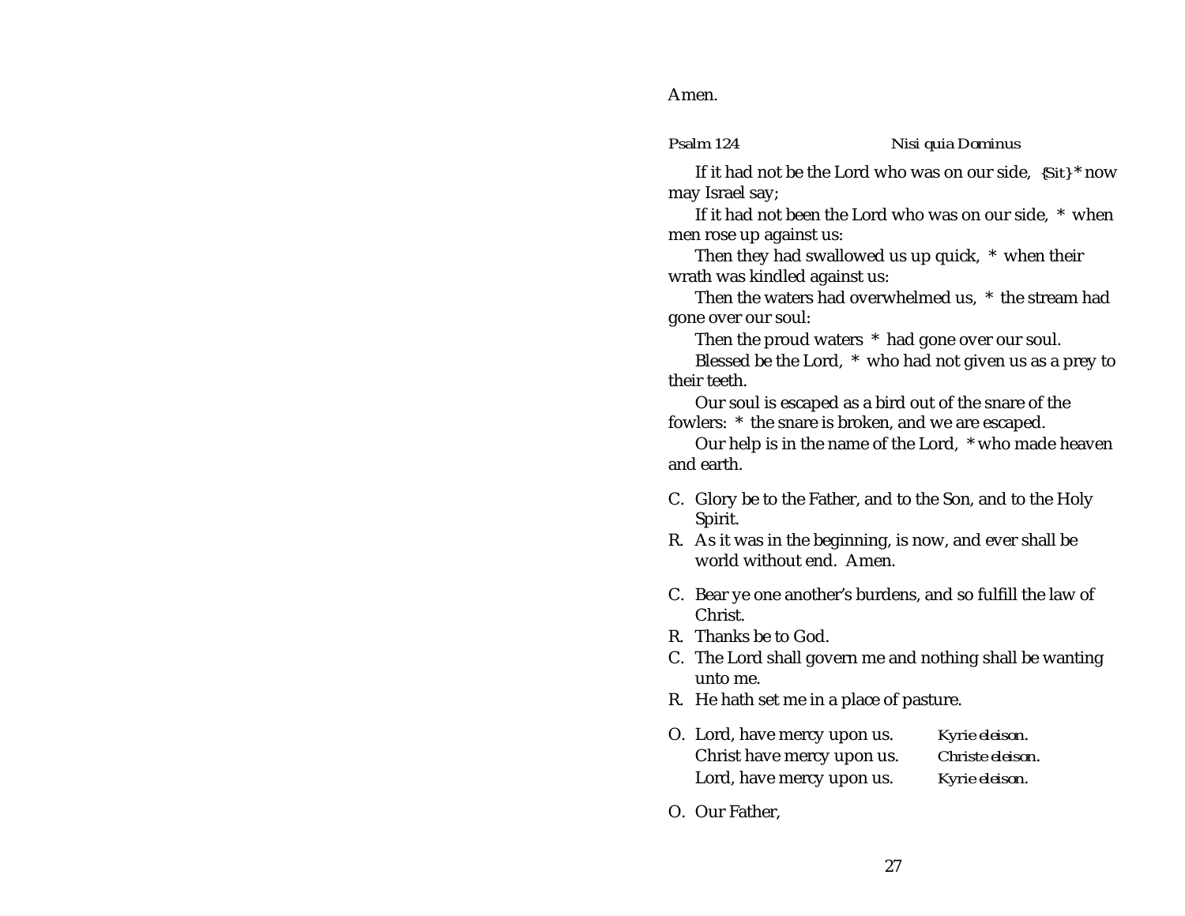Amen.

*Psalm 124* *Nisi quia Dominus*

If it had not be the Lord who was on our side, {Sit} * now may Israel say;

If it had not been the Lord who was on our side, * when men rose up against us:

Then they had swallowed us up quick, * when their wrath was kindled against us:

Then the waters had overwhelmed us, * the stream had gone over our soul:

Then the proud waters * had gone over our soul.

Blessed be the Lord, * who had not given us as a prey to their teeth.

Our soul is escaped as a bird out of the snare of the fowlers: * the snare is broken, and we are escaped.

Our help is in the name of the Lord, * who made heaven and earth.

C. Glory be to the Father, and to the Son, and to the Holy Spirit.
R. As it was in the beginning, is now, and ever shall be world without end. Amen.

C. Bear ye one another's burdens, and so fulfill the law of Christ.
R. Thanks be to God.
C. The Lord shall govern me and nothing shall be wanting unto me.
R. He hath set me in a place of pasture.

O. Lord, have mercy upon us. *Kyrie eleison.*
Christ have mercy upon us. *Christe eleison.*
Lord, have mercy upon us. *Kyrie eleison.*

O. Our Father,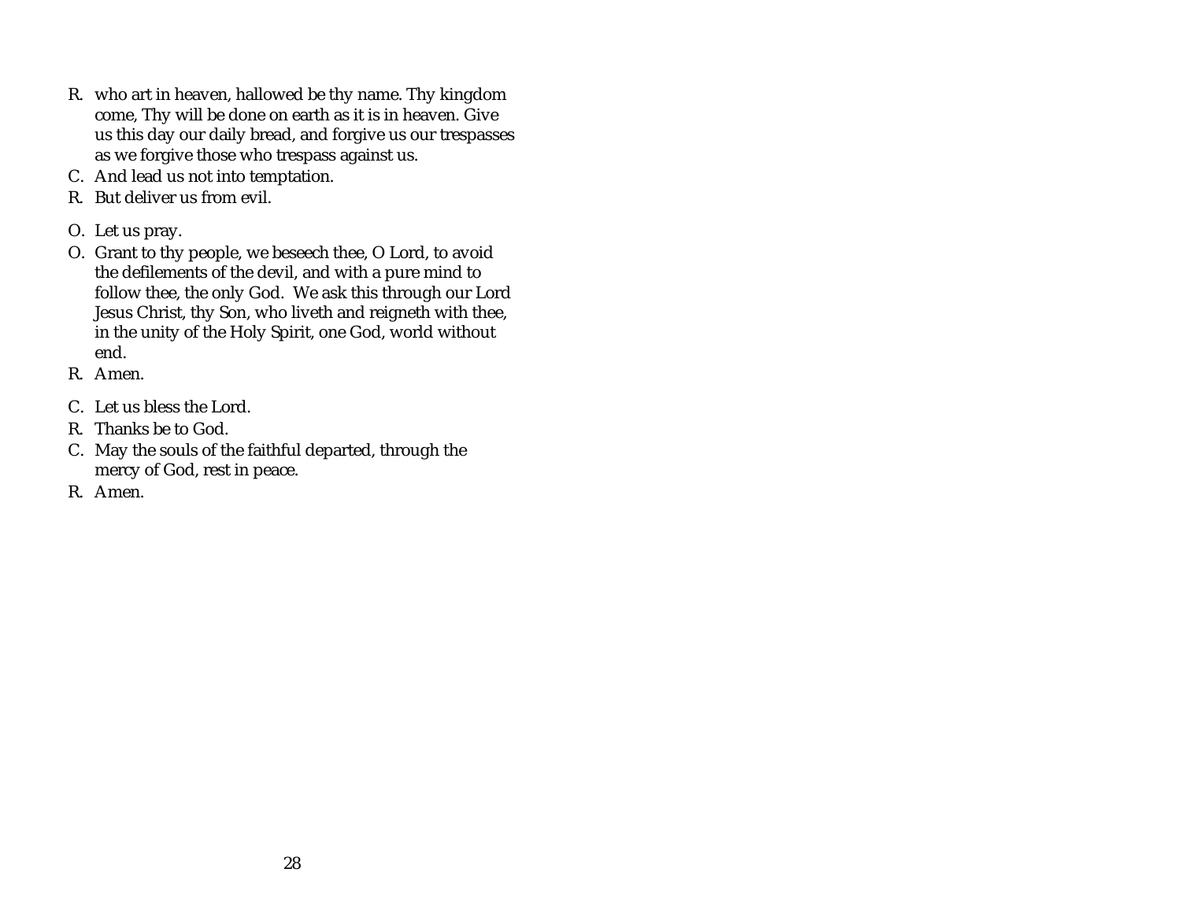R. who art in heaven, hallowed be thy name. Thy kingdom come, Thy will be done on earth as it is in heaven. Give us this day our daily bread, and forgive us our trespasses as we forgive those who trespass against us.

C. And lead us not into temptation.

R. But deliver us from evil.

O. Let us pray.

O. Grant to thy people, we beseech thee, O Lord, to avoid the defilements of the devil, and with a pure mind to follow thee, the only God. We ask this through our Lord Jesus Christ, thy Son, who liveth and reigneth with thee, in the unity of the Holy Spirit, one God, world without end.

R. Amen.

C. Let us bless the Lord.

R. Thanks be to God.

C. May the souls of the faithful departed, through the mercy of God, rest in peace.

R. Amen.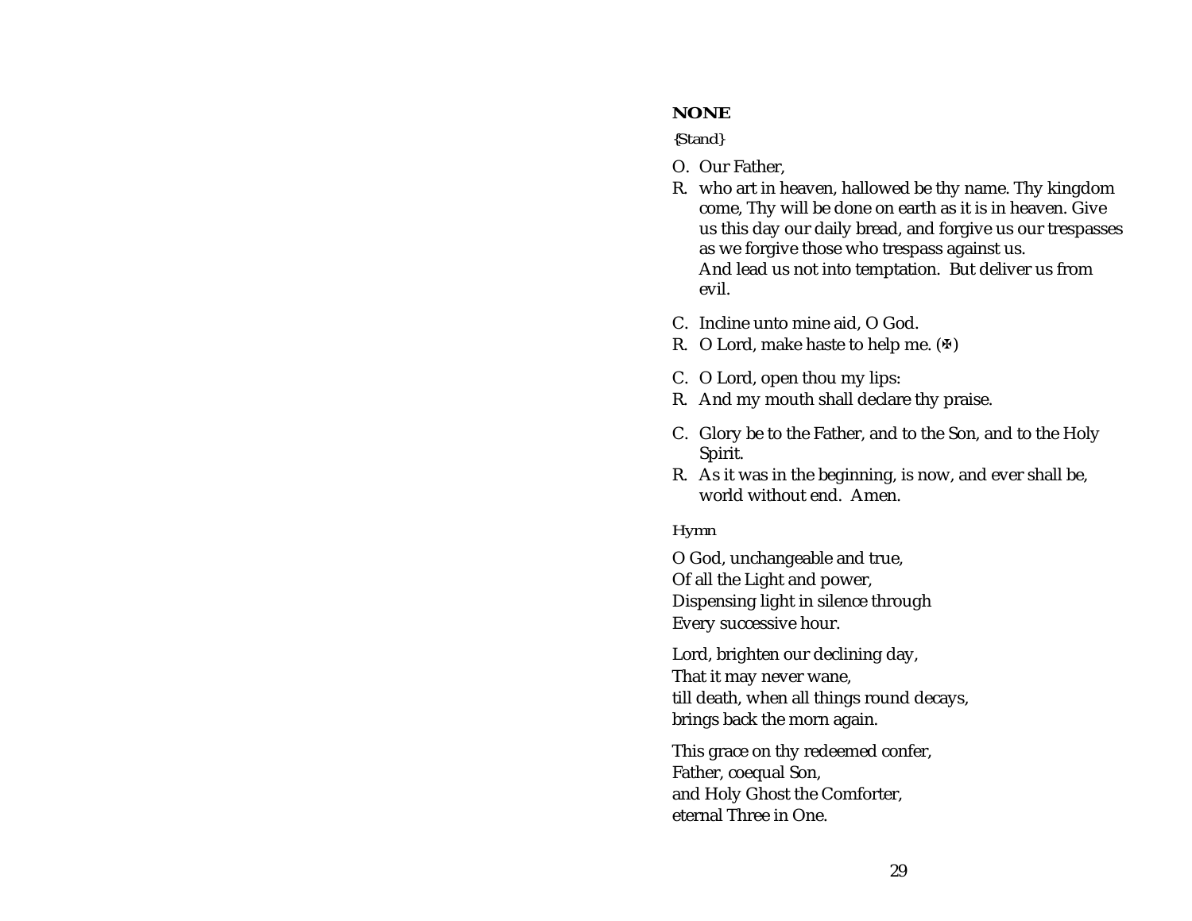## NONE

*{Stand}*

O. Our Father,

R. who art in heaven, hallowed be thy name. Thy kingdom come, Thy will be done on earth as it is in heaven. Give us this day our daily bread, and forgive us our trespasses as we forgive those who trespass against us.
And lead us not into temptation. But deliver us from evil.

C. Incline unto mine aid, O God.

R. O Lord, make haste to help me. (✠)

C. O Lord, open thou my lips:

R. And my mouth shall declare thy praise.

C. Glory be to the Father, and to the Son, and to the Holy Spirit.

R. As it was in the beginning, is now, and ever shall be, world without end. Amen.

*Hymn*

O God, unchangeable and true,
Of all the Light and power,
Dispensing light in silence through
Every successive hour.

Lord, brighten our declining day,
That it may never wane,
till death, when all things round decays,
brings back the morn again.

This grace on thy redeemed confer,
Father, coequal Son,
and Holy Ghost the Comforter,
eternal Three in One.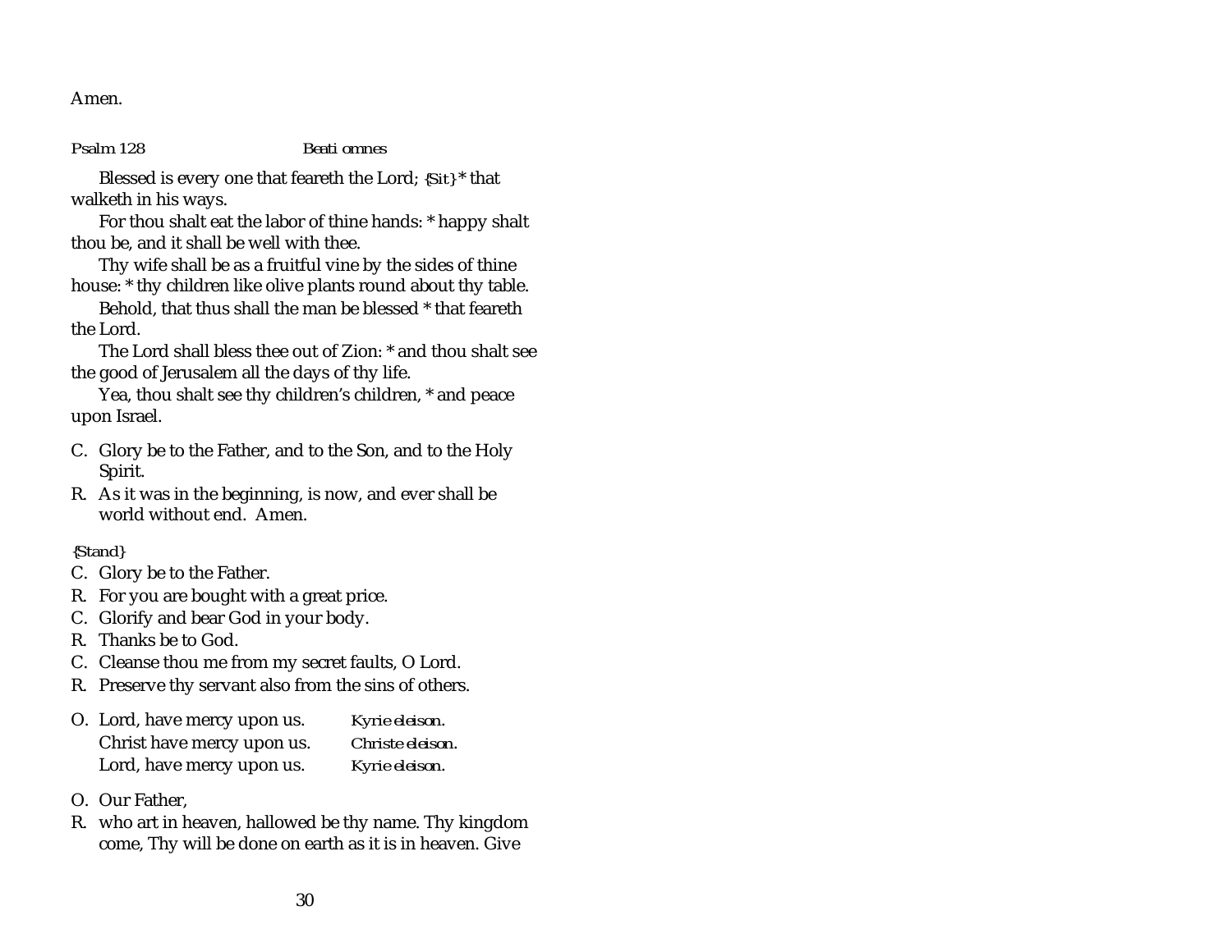Amen.

Psalm 128 *Beati omnes*

Blessed is every one that feareth the Lord; {Sit} * that walketh in his ways.

For thou shalt eat the labor of thine hands: * happy shalt thou be, and it shall be well with thee.

Thy wife shall be as a fruitful vine by the sides of thine house: * thy children like olive plants round about thy table.

Behold, that thus shall the man be blessed * that feareth the Lord.

The Lord shall bless thee out of Zion: * and thou shalt see the good of Jerusalem all the days of thy life.

Yea, thou shalt see thy children's children, * and peace upon Israel.

C. Glory be to the Father, and to the Son, and to the Holy Spirit.
R. As it was in the beginning, is now, and ever shall be world without end. Amen.

{Stand}

C. Glory be to the Father.
R. For you are bought with a great price.
C. Glorify and bear God in your body.
R. Thanks be to God.
C. Cleanse thou me from my secret faults, O Lord.
R. Preserve thy servant also from the sins of others.

O. Lord, have mercy upon us. *Kyrie eleison.*
Christ have mercy upon us. *Christe eleison.*
Lord, have mercy upon us. *Kyrie eleison.*

O. Our Father,
R. who art in heaven, hallowed be thy name. Thy kingdom come, Thy will be done on earth as it is in heaven. Give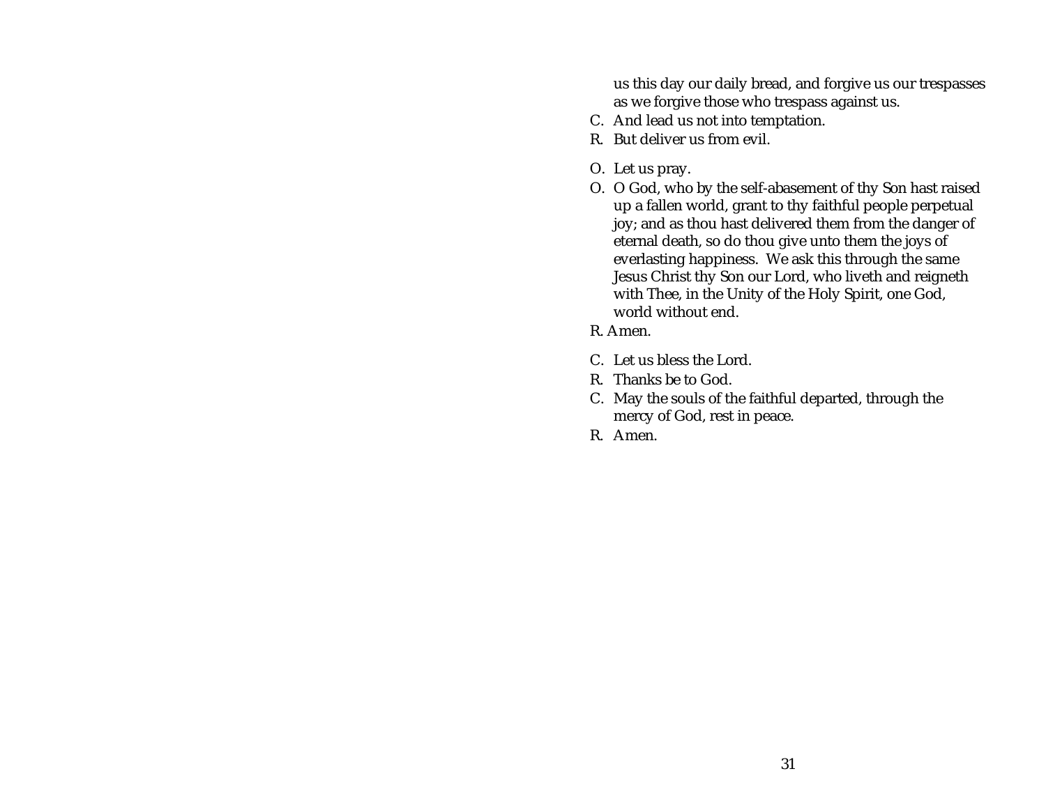us this day our daily bread, and forgive us our trespasses as we forgive those who trespass against us.

C. And lead us not into temptation.

R. But deliver us from evil.

O. Let us pray.

O. O God, who by the self-abasement of thy Son hast raised up a fallen world, grant to thy faithful people perpetual joy; and as thou hast delivered them from the danger of eternal death, so do thou give unto them the joys of everlasting happiness. We ask this through the same Jesus Christ thy Son our Lord, who liveth and reigneth with Thee, in the Unity of the Holy Spirit, one God, world without end.

R. Amen.

C. Let us bless the Lord.

R. Thanks be to God.

C. May the souls of the faithful departed, through the mercy of God, rest in peace.

R. Amen.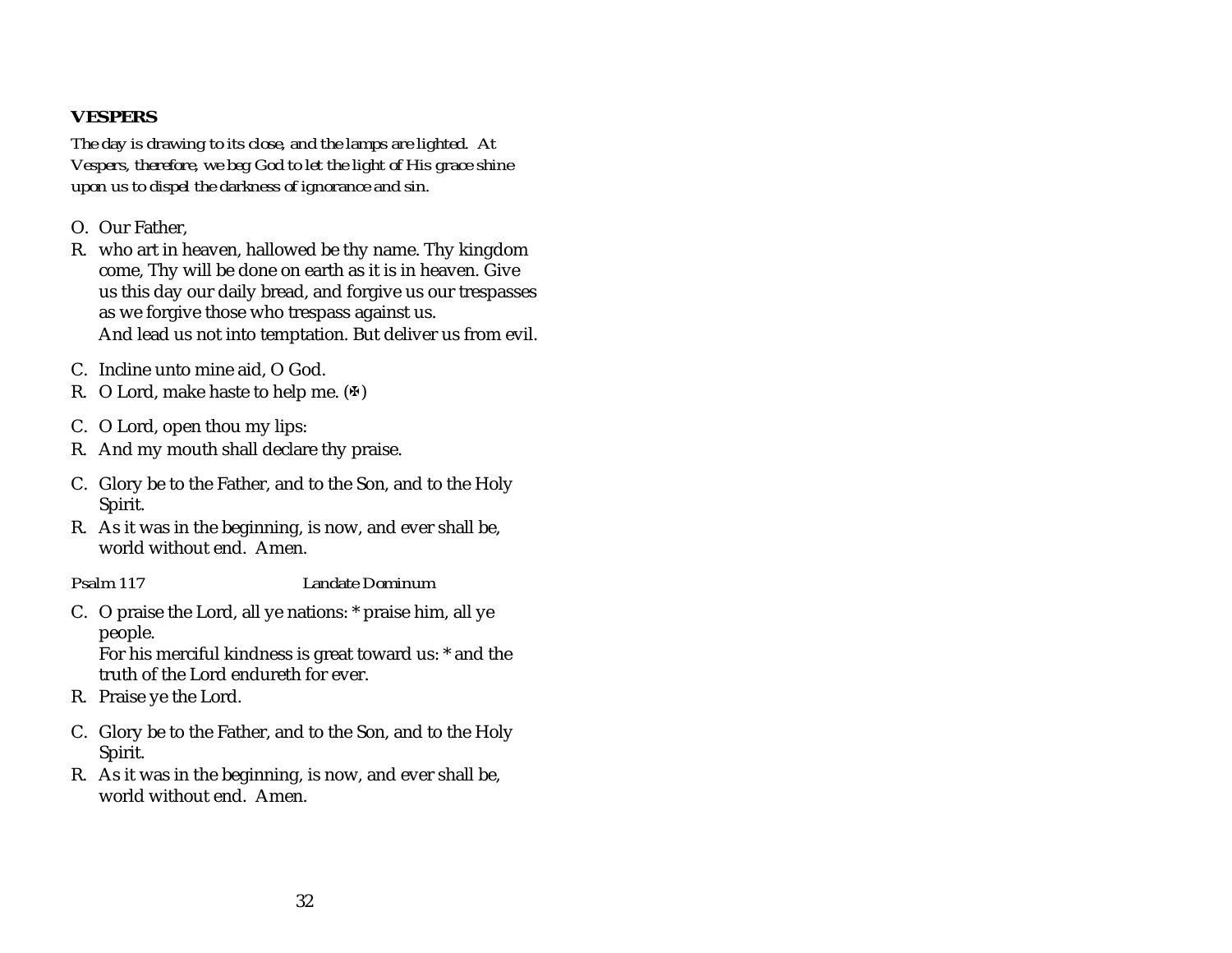## VESPERS

*The day is drawing to its close, and the lamps are lighted. At Vespers, therefore, we beg God to let the light of His grace shine upon us to dispel the darkness of ignorance and sin.*

O. Our Father,

R. who art in heaven, hallowed be thy name. Thy kingdom come, Thy will be done on earth as it is in heaven. Give us this day our daily bread, and forgive us our trespasses as we forgive those who trespass against us.
And lead us not into temptation. But deliver us from evil.

C. Incline unto mine aid, O God.

R. O Lord, make haste to help me. (✠)

C. O Lord, open thou my lips:

R. And my mouth shall declare thy praise.

C. Glory be to the Father, and to the Son, and to the Holy Spirit.

R. As it was in the beginning, is now, and ever shall be, world without end. Amen.

Psalm 117 *Landate Dominum*

C. O praise the Lord, all ye nations: * praise him, all ye people.
For his merciful kindness is great toward us: * and the truth of the Lord endureth for ever.

R. Praise ye the Lord.

C. Glory be to the Father, and to the Son, and to the Holy Spirit.

R. As it was in the beginning, is now, and ever shall be, world without end. Amen.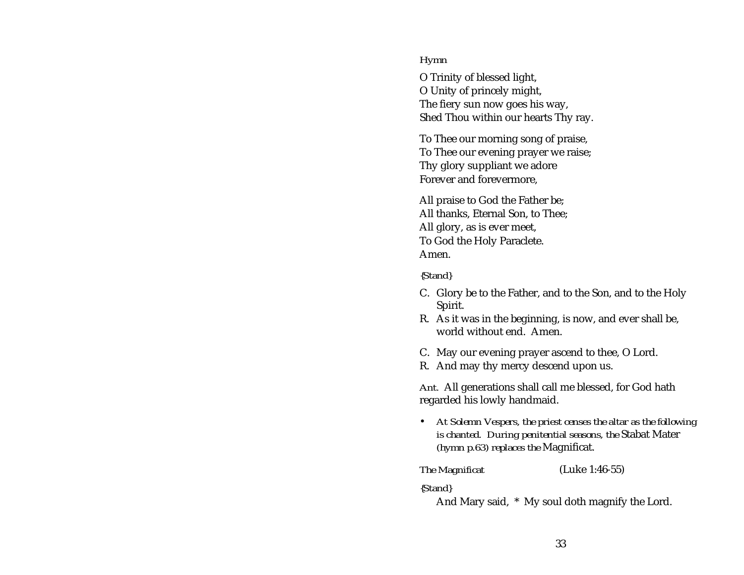*Hymn*

O Trinity of blessed light,
O Unity of princely might,
The fiery sun now goes his way,
Shed Thou within our hearts Thy ray.

To Thee our morning song of praise,
To Thee our evening prayer we raise;
Thy glory suppliant we adore
Forever and forevermore,

All praise to God the Father be;
All thanks, Eternal Son, to Thee;
All glory, as is ever meet,
To God the Holy Paraclete.
Amen.

*{Stand}*

C. Glory be to the Father, and to the Son, and to the Holy Spirit.
R. As it was in the beginning, is now, and ever shall be, world without end. Amen.

C. May our evening prayer ascend to thee, O Lord.
R. And may thy mercy descend upon us.

*Ant.* All generations shall call me blessed, for God hath regarded his lowly handmaid.

- *At Solemn Vespers, the priest censes the altar as the following is chanted. During penitential seasons, the* Stabat Mater *(hymn p.63) replaces the* Magnificat.

*The Magnificat* (Luke 1:46-55)

*{Stand}*

And Mary said, * My soul doth magnify the Lord.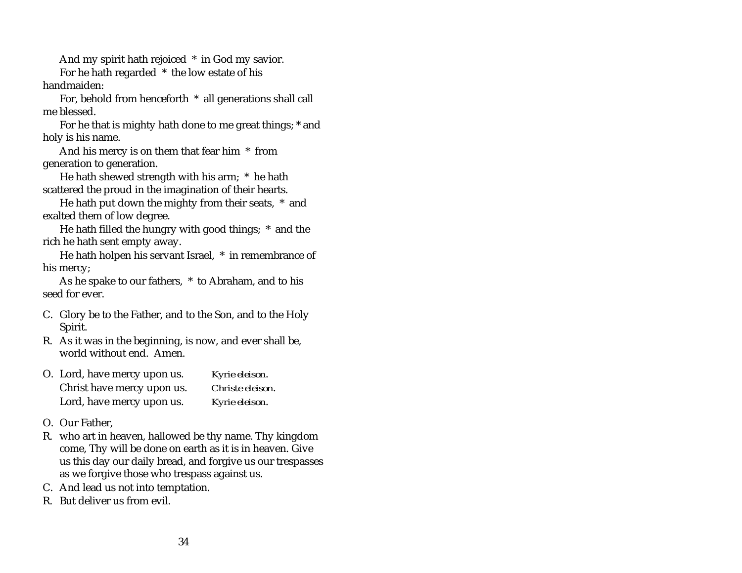And my spirit hath rejoiced * in God my savior.

For he hath regarded * the low estate of his handmaiden:

For, behold from henceforth * all generations shall call me blessed.

For he that is mighty hath done to me great things; * and holy is his name.

And his mercy is on them that fear him * from generation to generation.

He hath shewed strength with his arm; * he hath scattered the proud in the imagination of their hearts.

He hath put down the mighty from their seats, * and exalted them of low degree.

He hath filled the hungry with good things; * and the rich he hath sent empty away.

He hath holpen his servant Israel, * in remembrance of his mercy;

As he spake to our fathers, * to Abraham, and to his seed for ever.

C. Glory be to the Father, and to the Son, and to the Holy Spirit.

R. As it was in the beginning, is now, and ever shall be, world without end. Amen.

O. Lord, have mercy upon us. *Kyrie eleison.*
Christ have mercy upon us. *Christe eleison.*
Lord, have mercy upon us. *Kyrie eleison.*

O. Our Father,

R. who art in heaven, hallowed be thy name. Thy kingdom come, Thy will be done on earth as it is in heaven. Give us this day our daily bread, and forgive us our trespasses as we forgive those who trespass against us.

C. And lead us not into temptation.

R. But deliver us from evil.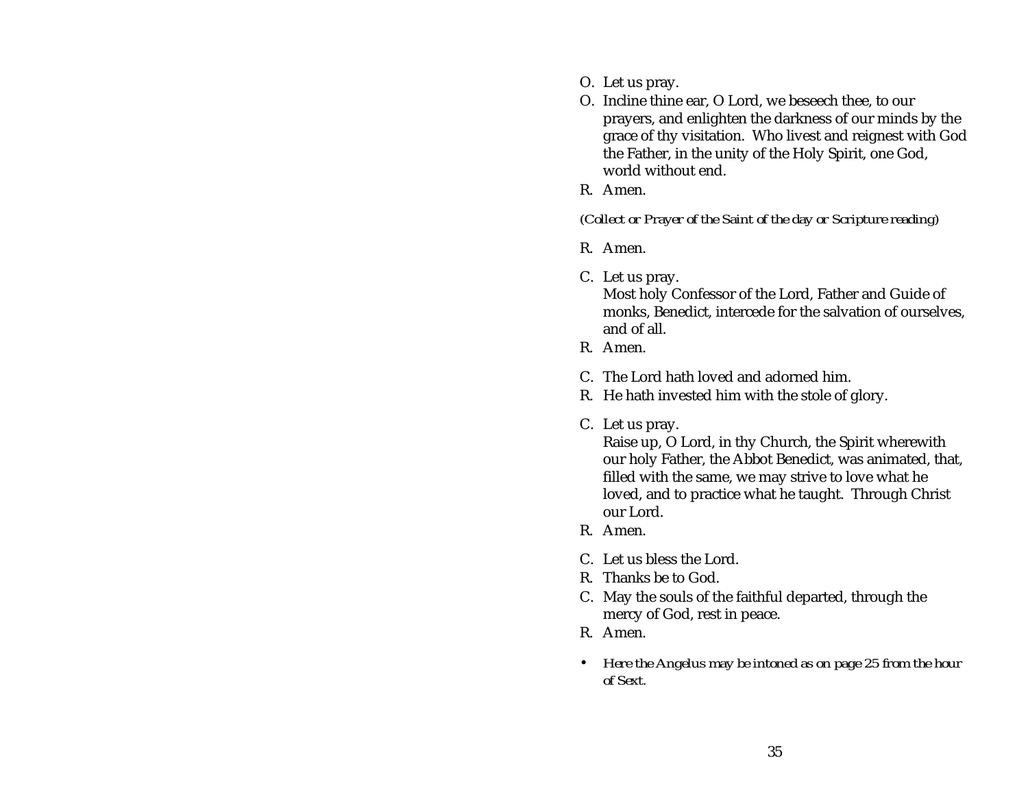O. Let us pray.

O. Incline thine ear, O Lord, we beseech thee, to our prayers, and enlighten the darkness of our minds by the grace of thy visitation. Who livest and reignest with God the Father, in the unity of the Holy Spirit, one God, world without end.

R. Amen.

*(Collect or Prayer of the Saint of the day or Scripture reading)*

R. Amen.

C. Let us pray.
Most holy Confessor of the Lord, Father and Guide of monks, Benedict, intercede for the salvation of ourselves, and of all.

R. Amen.

C. The Lord hath loved and adorned him.

R. He hath invested him with the stole of glory.

C. Let us pray.
Raise up, O Lord, in thy Church, the Spirit wherewith our holy Father, the Abbot Benedict, was animated, that, filled with the same, we may strive to love what he loved, and to practice what he taught. Through Christ our Lord.

R. Amen.

C. Let us bless the Lord.

R. Thanks be to God.

C. May the souls of the faithful departed, through the mercy of God, rest in peace.

R. Amen.

- *Here the Angelus may be intoned as on page 25 from the hour of Sext.*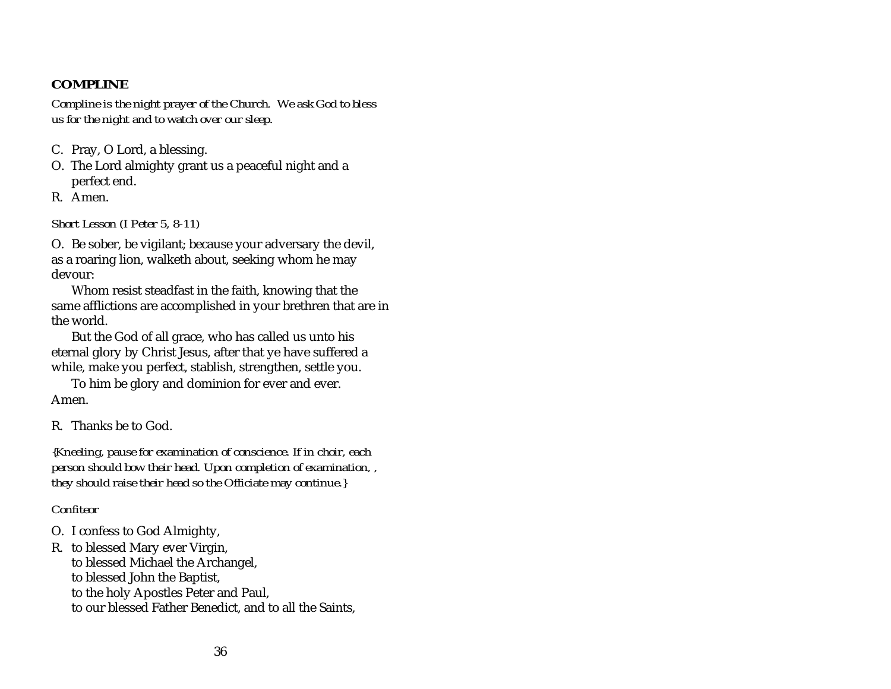## COMPLINE

*Compline is the night prayer of the Church. We ask God to bless us for the night and to watch over our sleep.*

C. Pray, O Lord, a blessing.
O. The Lord almighty grant us a peaceful night and a perfect end.
R. Amen.

*Short Lesson (I Peter 5, 8-11)*

O. Be sober, be vigilant; because your adversary the devil, as a roaring lion, walketh about, seeking whom he may devour:

Whom resist steadfast in the faith, knowing that the same afflictions are accomplished in your brethren that are in the world.

But the God of all grace, who has called us unto his eternal glory by Christ Jesus, after that ye have suffered a while, make you perfect, stablish, strengthen, settle you.

To him be glory and dominion for ever and ever. Amen.

R. Thanks be to God.

*{Kneeling, pause for examination of conscience. If in choir, each person should bow their head. Upon completion of examination, , they should raise their head so the Officiate may continue.}*

*Confiteor*

O. I confess to God Almighty,
R. to blessed Mary ever Virgin,
to blessed Michael the Archangel,
to blessed John the Baptist,
to the holy Apostles Peter and Paul,
to our blessed Father Benedict, and to all the Saints,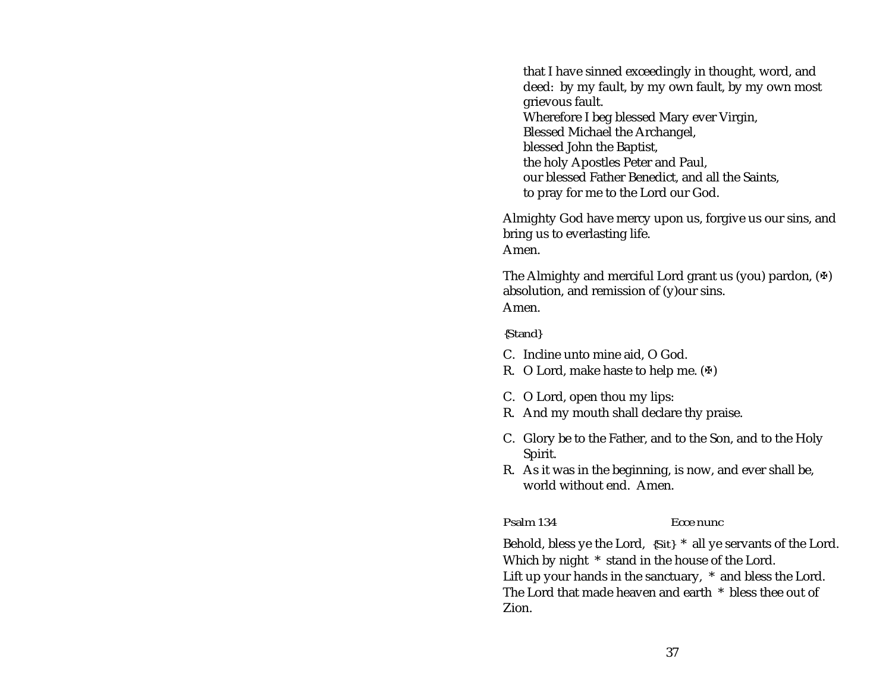that I have sinned exceedingly in thought, word, and deed: by my fault, by my own fault, by my own most grievous fault.
Wherefore I beg blessed Mary ever Virgin,
Blessed Michael the Archangel,
blessed John the Baptist,
the holy Apostles Peter and Paul,
our blessed Father Benedict, and all the Saints,
to pray for me to the Lord our God.

Almighty God have mercy upon us, forgive us our sins, and bring us to everlasting life.
Amen.

The Almighty and merciful Lord grant us (you) pardon, (✠) absolution, and remission of (y)our sins.
Amen.

{Stand}

C. Incline unto mine aid, O God.
R. O Lord, make haste to help me. (✠)

C. O Lord, open thou my lips:
R. And my mouth shall declare thy praise.

C. Glory be to the Father, and to the Son, and to the Holy Spirit.
R. As it was in the beginning, is now, and ever shall be, world without end. Amen.

Psalm 134 *Ecce nunc*

Behold, bless ye the Lord, {Sit} * all ye servants of the Lord.
Which by night * stand in the house of the Lord.
Lift up your hands in the sanctuary, * and bless the Lord.
The Lord that made heaven and earth * bless thee out of Zion.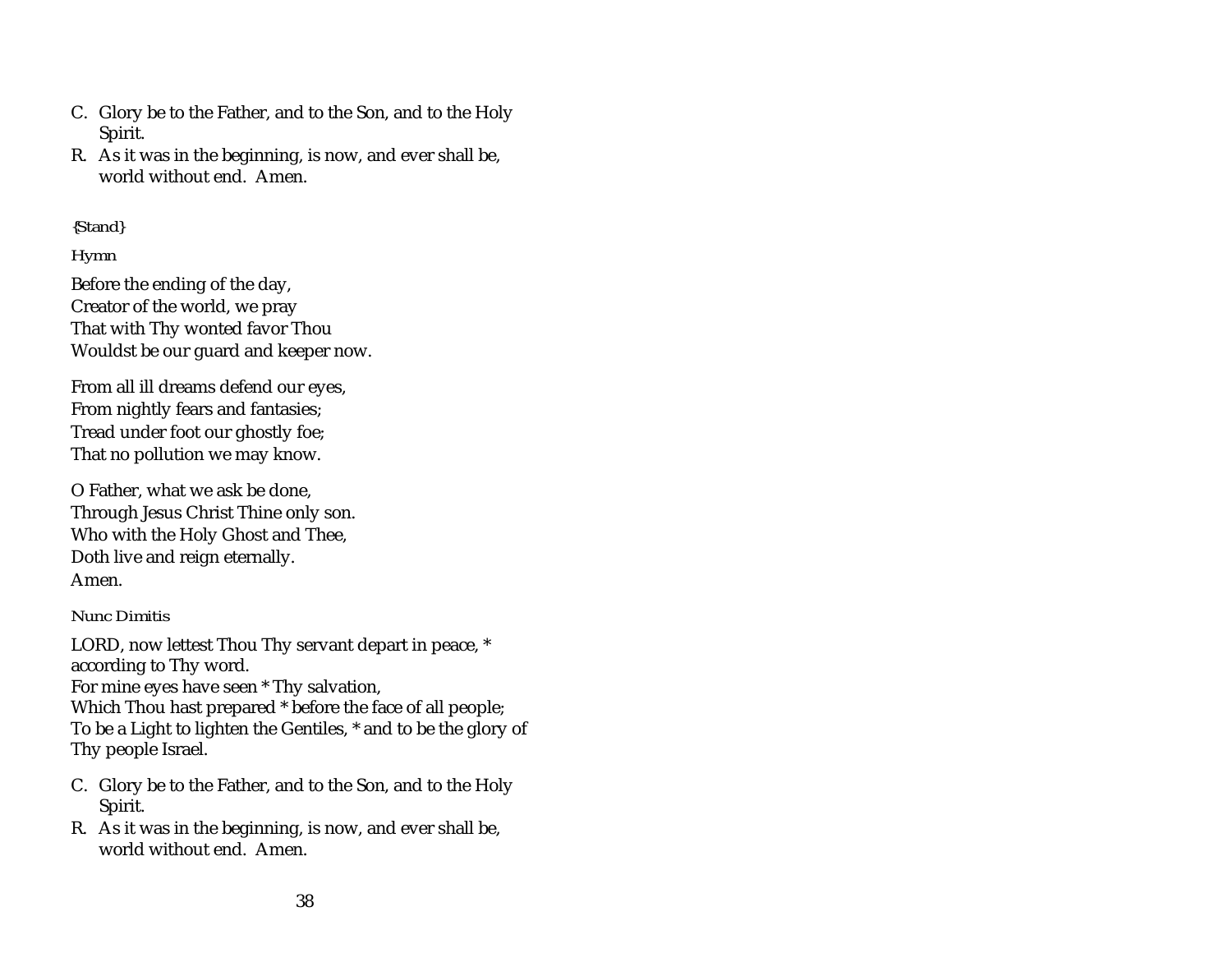C. Glory be to the Father, and to the Son, and to the Holy Spirit.

R. As it was in the beginning, is now, and ever shall be, world without end. Amen.

*{Stand}*

*Hymn*

Before the ending of the day,  
Creator of the world, we pray  
That with Thy wonted favor Thou  
Wouldst be our guard and keeper now.

From all ill dreams defend our eyes,  
From nightly fears and fantasies;  
Tread under foot our ghostly foe;  
That no pollution we may know.

O Father, what we ask be done,  
Through Jesus Christ Thine only son.  
Who with the Holy Ghost and Thee,  
Doth live and reign eternally.  
Amen.

*Nunc Dimitis*

LORD, now lettest Thou Thy servant depart in peace, * according to Thy word.  
For mine eyes have seen * Thy salvation,  
Which Thou hast prepared * before the face of all people;  
To be a Light to lighten the Gentiles, * and to be the glory of Thy people Israel.

C. Glory be to the Father, and to the Son, and to the Holy Spirit.

R. As it was in the beginning, is now, and ever shall be, world without end. Amen.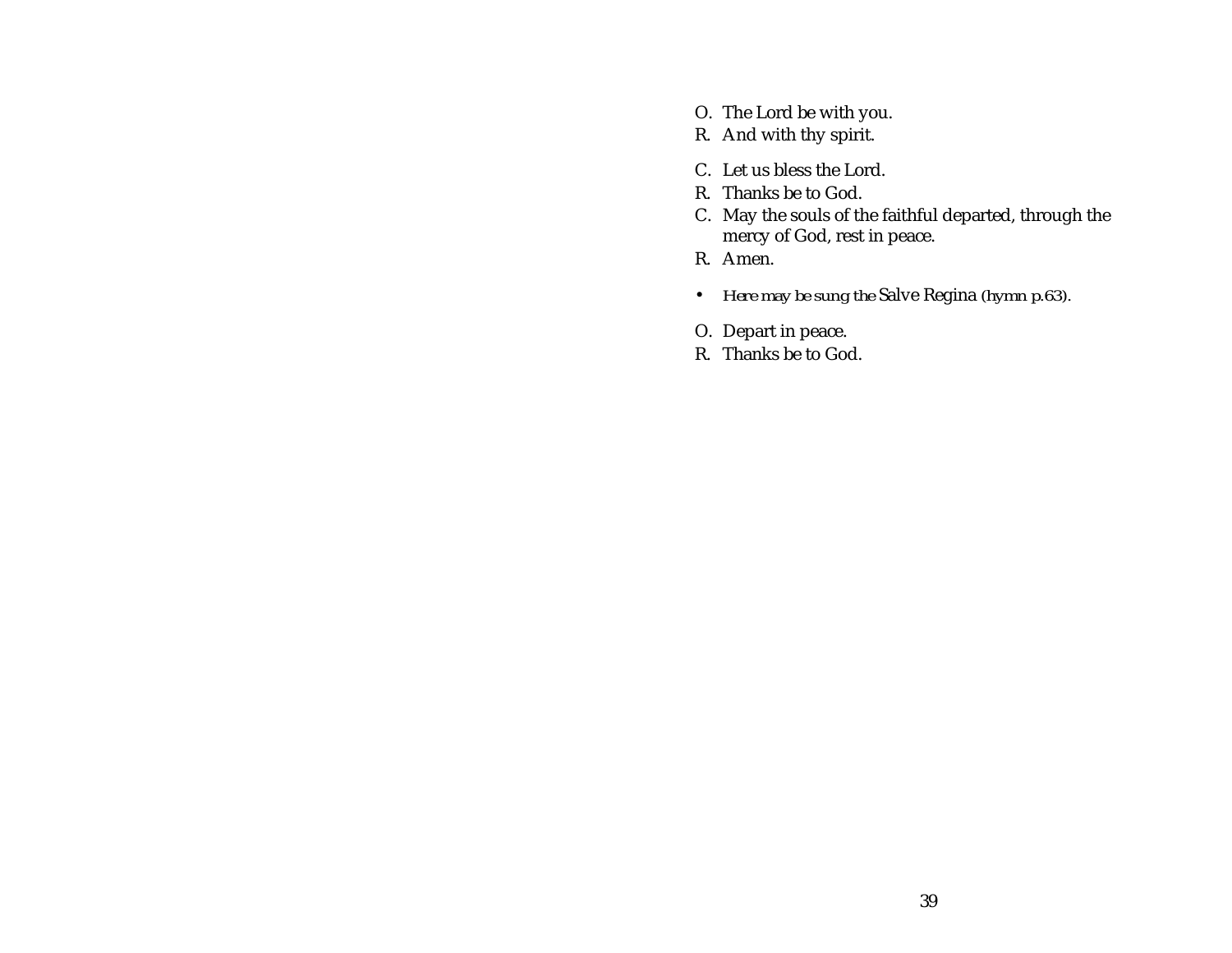O. The Lord be with you.
R. And with thy spirit.

C. Let us bless the Lord.
R. Thanks be to God.
C. May the souls of the faithful departed, through the mercy of God, rest in peace.
R. Amen.

- *Here may be sung the* Salve Regina *(hymn p.63).*

O. Depart in peace.
R. Thanks be to God.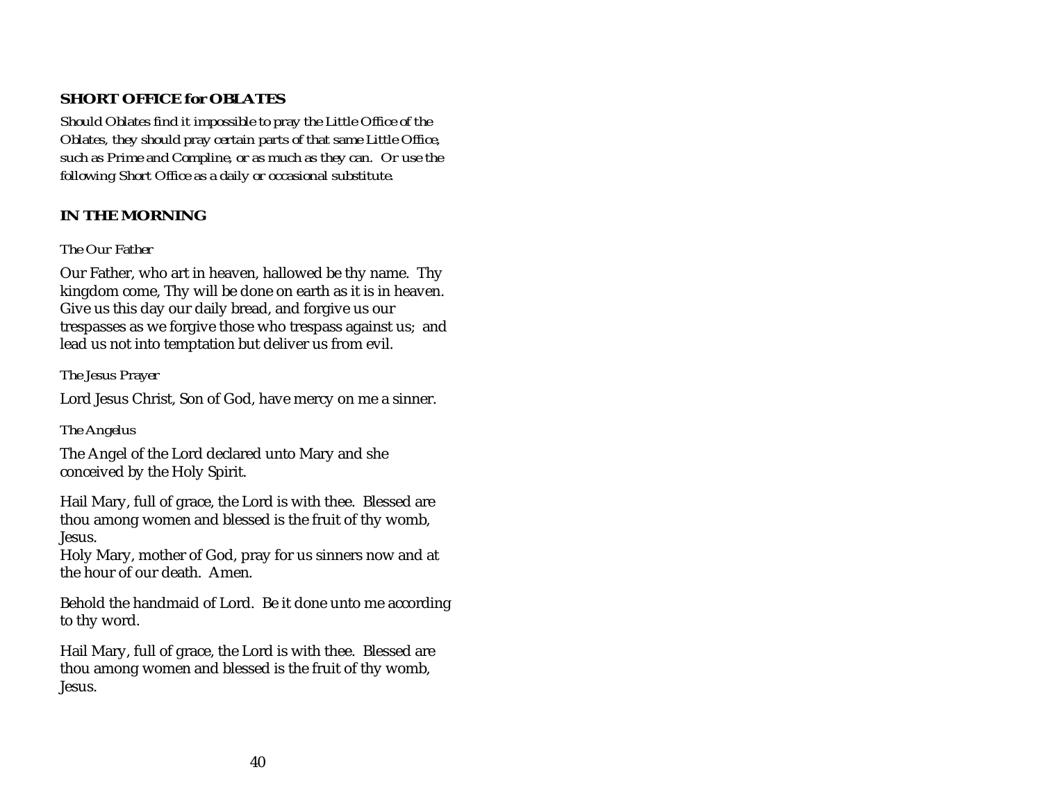## SHORT OFFICE for OBLATES

*Should Oblates find it impossible to pray the Little Office of the Oblates, they should pray certain parts of that same Little Office, such as Prime and Compline, or as much as they can. Or use the following Short Office as a daily or occasional substitute.*

## IN THE MORNING

*The Our Father*

Our Father, who art in heaven, hallowed be thy name. Thy kingdom come, Thy will be done on earth as it is in heaven. Give us this day our daily bread, and forgive us our trespasses as we forgive those who trespass against us; and lead us not into temptation but deliver us from evil.

*The Jesus Prayer*

Lord Jesus Christ, Son of God, have mercy on me a sinner.

*The Angelus*

The Angel of the Lord declared unto Mary and she conceived by the Holy Spirit.

Hail Mary, full of grace, the Lord is with thee. Blessed are thou among women and blessed is the fruit of thy womb, Jesus.
Holy Mary, mother of God, pray for us sinners now and at the hour of our death. Amen.

Behold the handmaid of Lord. Be it done unto me according to thy word.

Hail Mary, full of grace, the Lord is with thee. Blessed are thou among women and blessed is the fruit of thy womb, Jesus.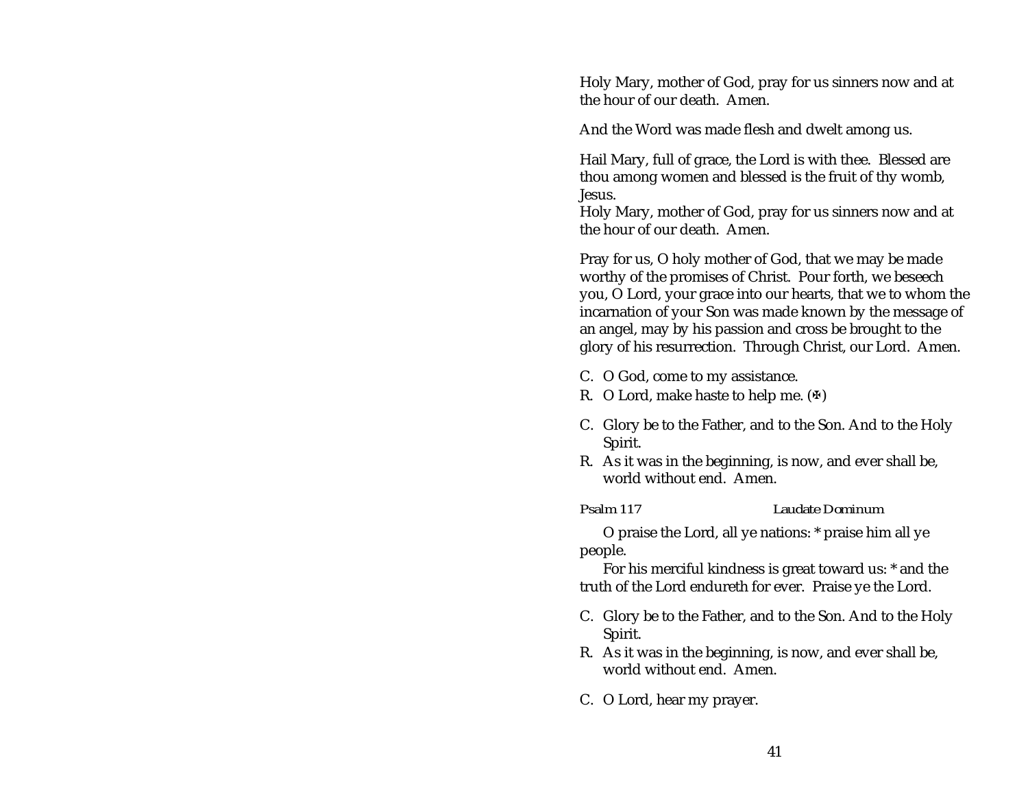Holy Mary, mother of God, pray for us sinners now and at the hour of our death. Amen.

And the Word was made flesh and dwelt among us.

Hail Mary, full of grace, the Lord is with thee. Blessed are thou among women and blessed is the fruit of thy womb, Jesus.
Holy Mary, mother of God, pray for us sinners now and at the hour of our death. Amen.

Pray for us, O holy mother of God, that we may be made worthy of the promises of Christ. Pour forth, we beseech you, O Lord, your grace into our hearts, that we to whom the incarnation of your Son was made known by the message of an angel, may by his passion and cross be brought to the glory of his resurrection. Through Christ, our Lord. Amen.

C. O God, come to my assistance.
R. O Lord, make haste to help me. (✠)

C. Glory be to the Father, and to the Son. And to the Holy Spirit.
R. As it was in the beginning, is now, and ever shall be, world without end. Amen.

*Psalm 117* *Laudate Dominum*

O praise the Lord, all ye nations: * praise him all ye people.
For his merciful kindness is great toward us: * and the truth of the Lord endureth for ever. Praise ye the Lord.

C. Glory be to the Father, and to the Son. And to the Holy Spirit.
R. As it was in the beginning, is now, and ever shall be, world without end. Amen.

C. O Lord, hear my prayer.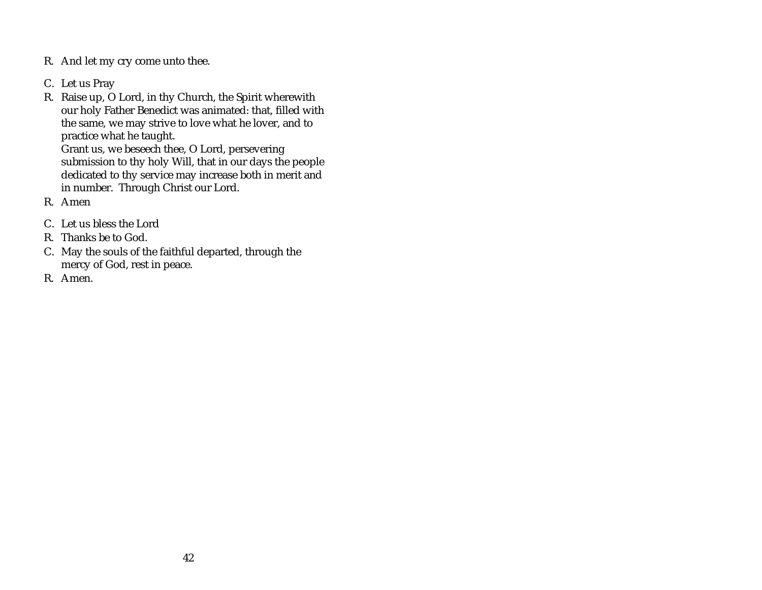R. And let my cry come unto thee.

C. Let us Pray

R. Raise up, O Lord, in thy Church, the Spirit wherewith our holy Father Benedict was animated: that, filled with the same, we may strive to love what he lover, and to practice what he taught.
Grant us, we beseech thee, O Lord, persevering submission to thy holy Will, that in our days the people dedicated to thy service may increase both in merit and in number. Through Christ our Lord.

R. Amen

C. Let us bless the Lord

R. Thanks be to God.

C. May the souls of the faithful departed, through the mercy of God, rest in peace.

R. Amen.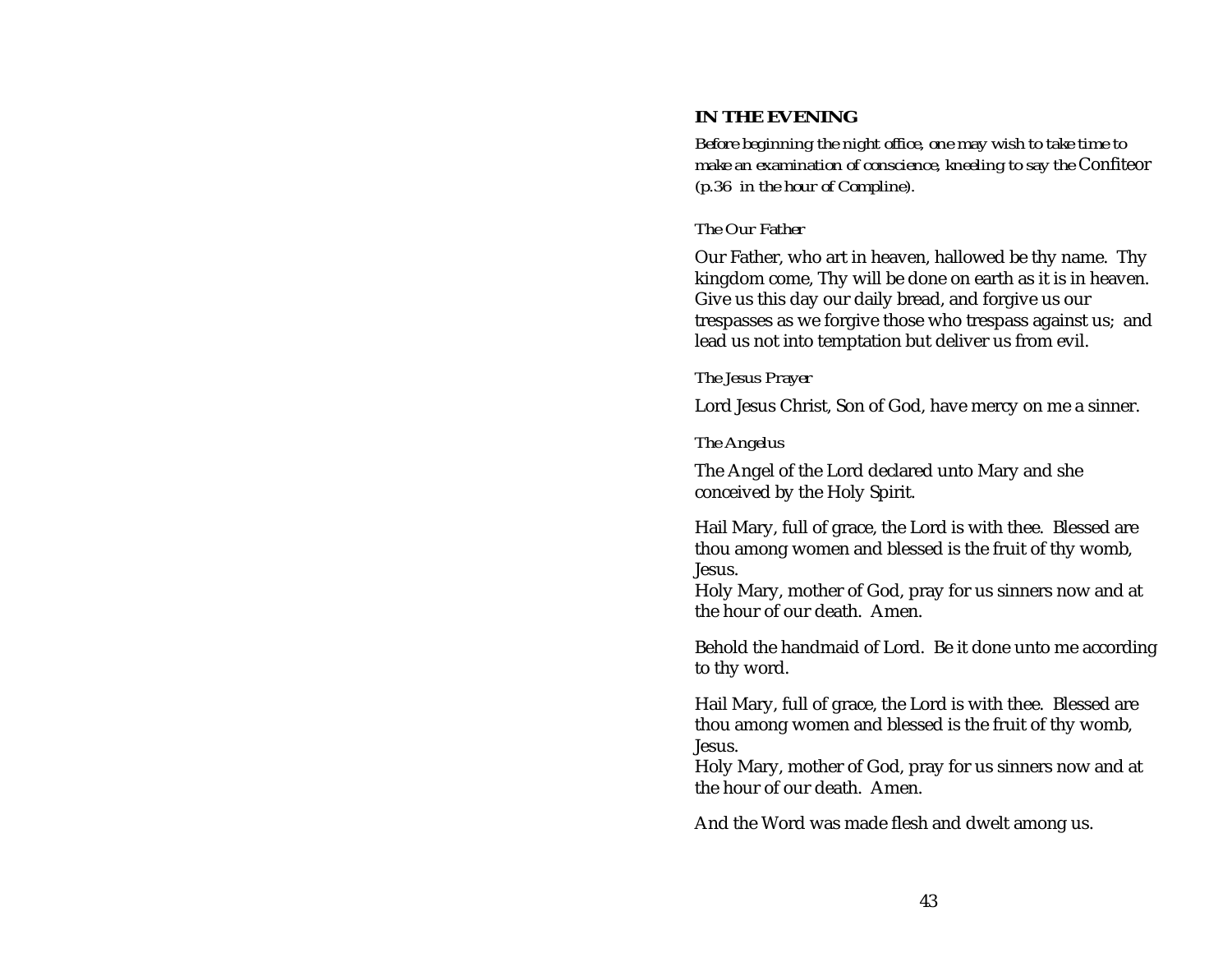## IN THE EVENING

*Before beginning the night office, one may wish to take time to make an examination of conscience, kneeling to say the* Confiteor *(p.36 in the hour of Compline).*

*The Our Father*

Our Father, who art in heaven, hallowed be thy name. Thy kingdom come, Thy will be done on earth as it is in heaven. Give us this day our daily bread, and forgive us our trespasses as we forgive those who trespass against us; and lead us not into temptation but deliver us from evil.

*The Jesus Prayer*

Lord Jesus Christ, Son of God, have mercy on me a sinner.

*The Angelus*

The Angel of the Lord declared unto Mary and she conceived by the Holy Spirit.

Hail Mary, full of grace, the Lord is with thee. Blessed are thou among women and blessed is the fruit of thy womb, Jesus.
Holy Mary, mother of God, pray for us sinners now and at the hour of our death. Amen.

Behold the handmaid of Lord. Be it done unto me according to thy word.

Hail Mary, full of grace, the Lord is with thee. Blessed are thou among women and blessed is the fruit of thy womb, Jesus.
Holy Mary, mother of God, pray for us sinners now and at the hour of our death. Amen.

And the Word was made flesh and dwelt among us.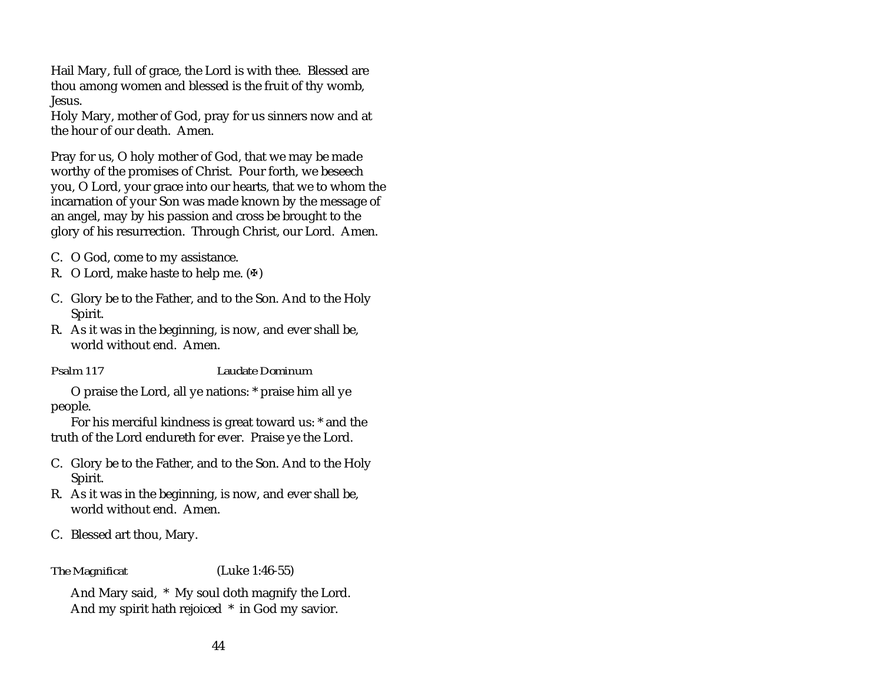Hail Mary, full of grace, the Lord is with thee. Blessed are thou among women and blessed is the fruit of thy womb, Jesus.
Holy Mary, mother of God, pray for us sinners now and at the hour of our death. Amen.

Pray for us, O holy mother of God, that we may be made worthy of the promises of Christ. Pour forth, we beseech you, O Lord, your grace into our hearts, that we to whom the incarnation of your Son was made known by the message of an angel, may by his passion and cross be brought to the glory of his resurrection. Through Christ, our Lord. Amen.

C. O God, come to my assistance.
R. O Lord, make haste to help me. (✠)

C. Glory be to the Father, and to the Son. And to the Holy Spirit.
R. As it was in the beginning, is now, and ever shall be, world without end. Amen.

Psalm 117 *Laudate Dominum*

O praise the Lord, all ye nations: * praise him all ye people.
For his merciful kindness is great toward us: * and the truth of the Lord endureth for ever. Praise ye the Lord.

C. Glory be to the Father, and to the Son. And to the Holy Spirit.
R. As it was in the beginning, is now, and ever shall be, world without end. Amen.

C. Blessed art thou, Mary.

The Magnificat (Luke 1:46-55)

And Mary said, * My soul doth magnify the Lord.
And my spirit hath rejoiced * in God my savior.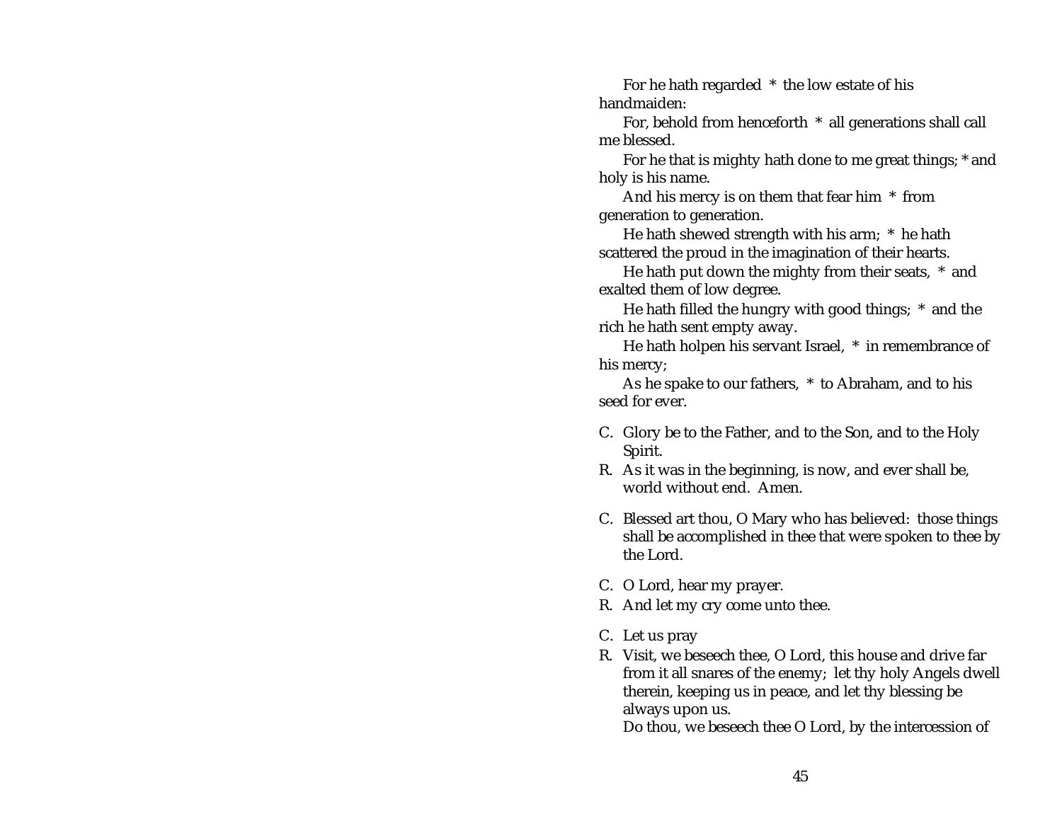For he hath regarded * the low estate of his handmaiden:

For, behold from henceforth * all generations shall call me blessed.

For he that is mighty hath done to me great things; * and holy is his name.

And his mercy is on them that fear him * from generation to generation.

He hath shewed strength with his arm; * he hath scattered the proud in the imagination of their hearts.

He hath put down the mighty from their seats, * and exalted them of low degree.

He hath filled the hungry with good things; * and the rich he hath sent empty away.

He hath holpen his servant Israel, * in remembrance of his mercy;

As he spake to our fathers, * to Abraham, and to his seed for ever.

C. Glory be to the Father, and to the Son, and to the Holy Spirit.
R. As it was in the beginning, is now, and ever shall be, world without end. Amen.

C. Blessed art thou, O Mary who has believed: those things shall be accomplished in thee that were spoken to thee by the Lord.

C. O Lord, hear my prayer.
R. And let my cry come unto thee.

C. Let us pray
R. Visit, we beseech thee, O Lord, this house and drive far from it all snares of the enemy; let thy holy Angels dwell therein, keeping us in peace, and let thy blessing be always upon us.
Do thou, we beseech thee O Lord, by the intercession of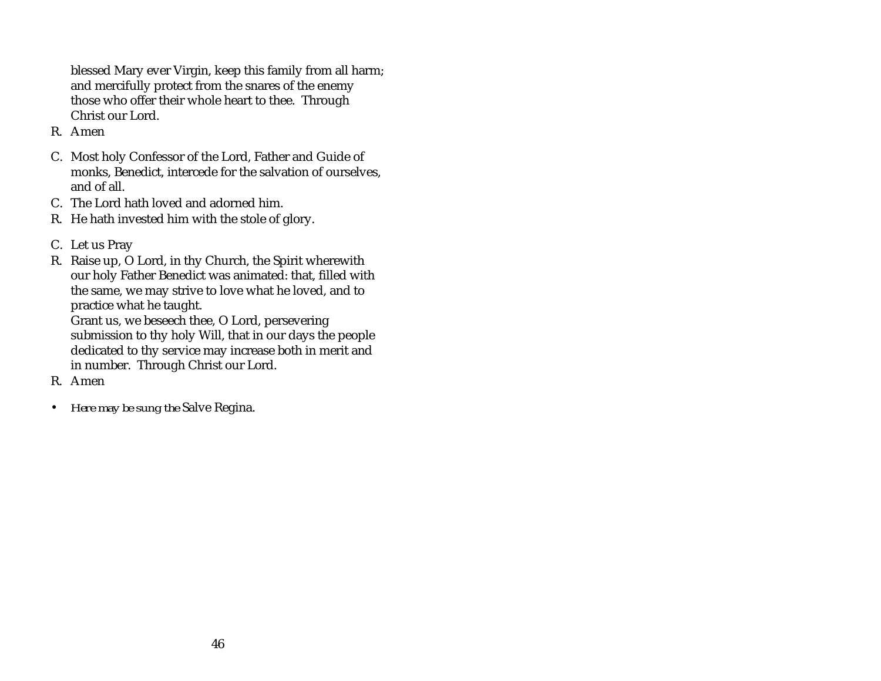blessed Mary ever Virgin, keep this family from all harm; and mercifully protect from the snares of the enemy those who offer their whole heart to thee.  Through Christ our Lord.

R. Amen

C. Most holy Confessor of the Lord, Father and Guide of monks, Benedict, intercede for the salvation of ourselves, and of all.

C. The Lord hath loved and adorned him.

R. He hath invested him with the stole of glory.

C. Let us Pray

R. Raise up, O Lord, in thy Church, the Spirit wherewith our holy Father Benedict was animated: that, filled with the same, we may strive to love what he loved, and to practice what he taught.
Grant us, we beseech thee, O Lord, persevering submission to thy holy Will, that in our days the people dedicated to thy service may increase both in merit and in number.  Through Christ our Lord.

R. Amen

- *Here may be sung the* Salve Regina.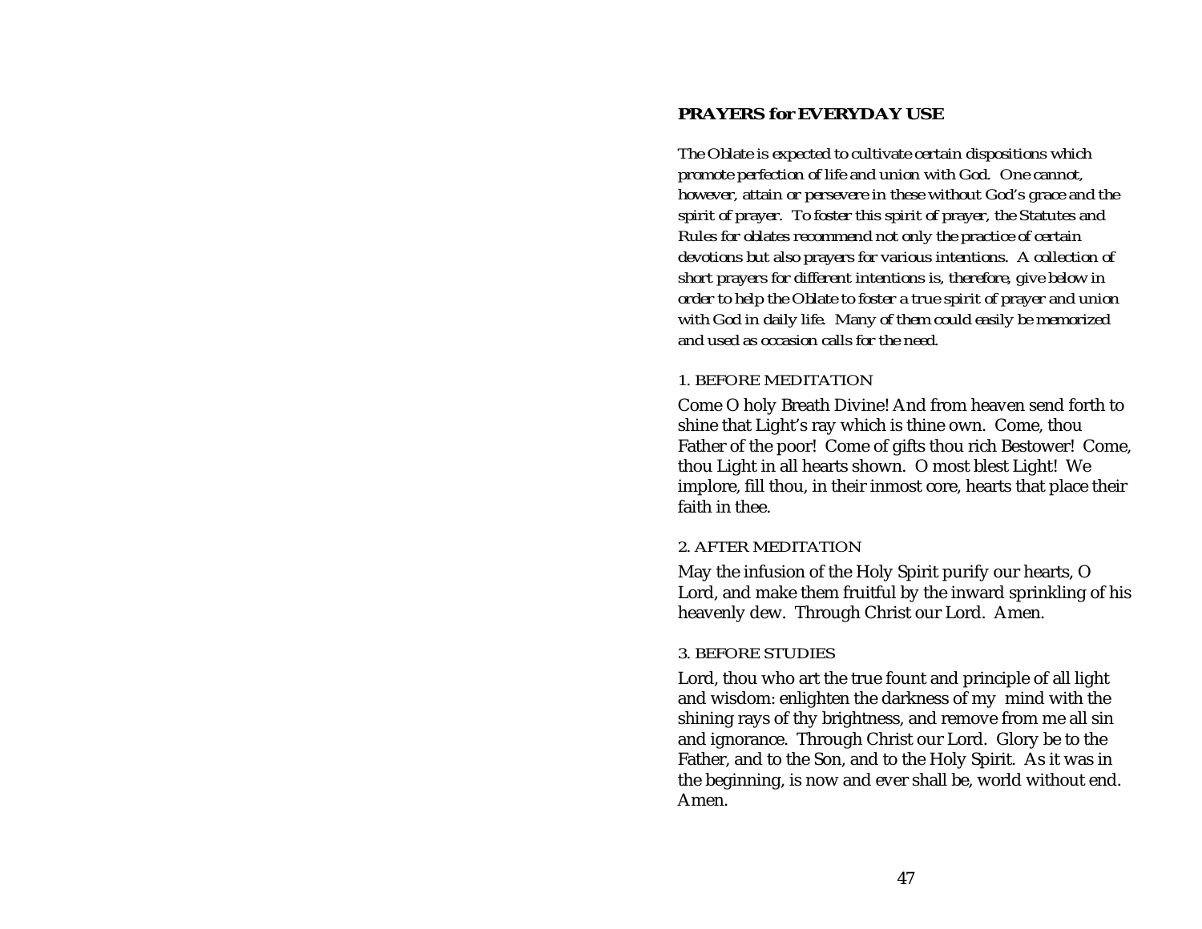## PRAYERS for EVERYDAY USE

*The Oblate is expected to cultivate certain dispositions which promote perfection of life and union with God. One cannot, however, attain or persevere in these without God's grace and the spirit of prayer. To foster this spirit of prayer, the Statutes and Rules for oblates recommend not only the practice of certain devotions but also prayers for various intentions. A collection of short prayers for different intentions is, therefore, give below in order to help the Oblate to foster a true spirit of prayer and union with God in daily life. Many of them could easily be memorized and used as occasion calls for the need.*

### 1. BEFORE MEDITATION

Come O holy Breath Divine! And from heaven send forth to shine that Light's ray which is thine own. Come, thou Father of the poor! Come of gifts thou rich Bestower! Come, thou Light in all hearts shown. O most blest Light! We implore, fill thou, in their inmost core, hearts that place their faith in thee.

### 2. AFTER MEDITATION

May the infusion of the Holy Spirit purify our hearts, O Lord, and make them fruitful by the inward sprinkling of his heavenly dew. Through Christ our Lord. Amen.

### 3. BEFORE STUDIES

Lord, thou who art the true fount and principle of all light and wisdom: enlighten the darkness of my mind with the shining rays of thy brightness, and remove from me all sin and ignorance. Through Christ our Lord. Glory be to the Father, and to the Son, and to the Holy Spirit. As it was in the beginning, is now and ever shall be, world without end. Amen.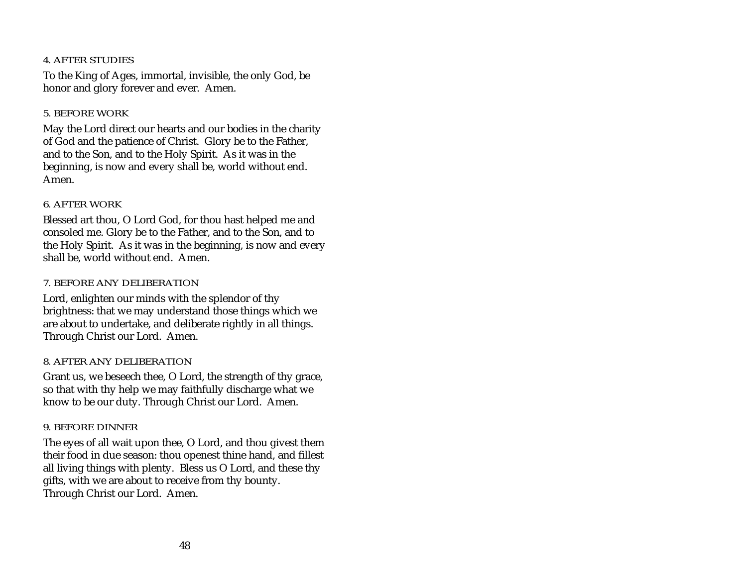### 4. AFTER STUDIES

To the King of Ages, immortal, invisible, the only God, be honor and glory forever and ever. Amen.

### 5. BEFORE WORK

May the Lord direct our hearts and our bodies in the charity of God and the patience of Christ. Glory be to the Father, and to the Son, and to the Holy Spirit. As it was in the beginning, is now and every shall be, world without end. Amen.

### 6. AFTER WORK

Blessed art thou, O Lord God, for thou hast helped me and consoled me. Glory be to the Father, and to the Son, and to the Holy Spirit. As it was in the beginning, is now and every shall be, world without end. Amen.

### 7. BEFORE ANY DELIBERATION

Lord, enlighten our minds with the splendor of thy brightness: that we may understand those things which we are about to undertake, and deliberate rightly in all things. Through Christ our Lord. Amen.

### 8. AFTER ANY DELIBERATION

Grant us, we beseech thee, O Lord, the strength of thy grace, so that with thy help we may faithfully discharge what we know to be our duty. Through Christ our Lord. Amen.

### 9. BEFORE DINNER

The eyes of all wait upon thee, O Lord, and thou givest them their food in due season: thou openest thine hand, and fillest all living things with plenty. Bless us O Lord, and these thy gifts, with we are about to receive from thy bounty. Through Christ our Lord. Amen.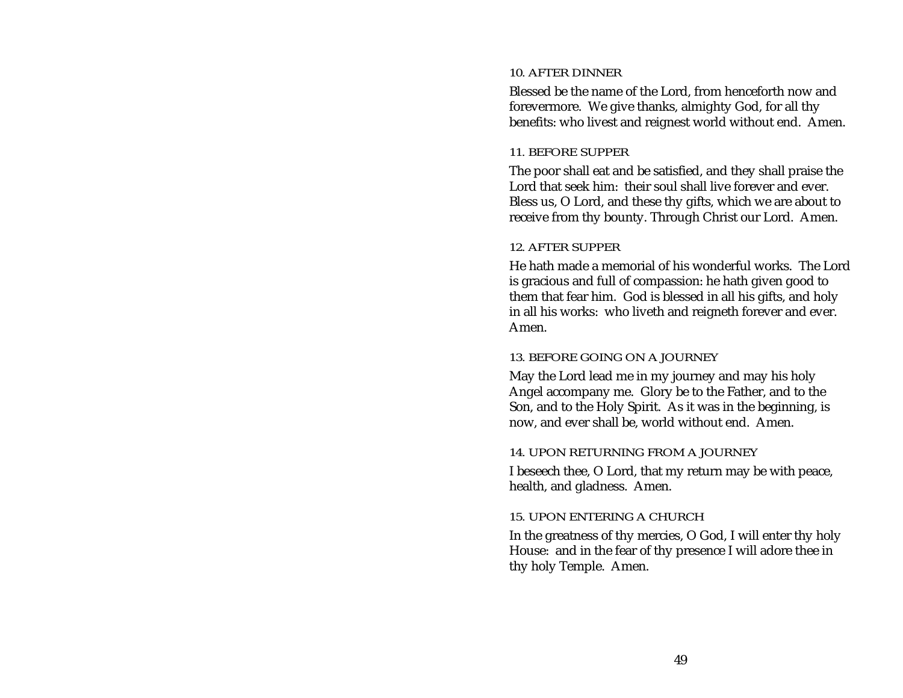### 10. AFTER DINNER

Blessed be the name of the Lord, from henceforth now and forevermore. We give thanks, almighty God, for all thy benefits: who livest and reignest world without end. Amen.

### 11. BEFORE SUPPER

The poor shall eat and be satisfied, and they shall praise the Lord that seek him: their soul shall live forever and ever. Bless us, O Lord, and these thy gifts, which we are about to receive from thy bounty. Through Christ our Lord. Amen.

### 12. AFTER SUPPER

He hath made a memorial of his wonderful works. The Lord is gracious and full of compassion: he hath given good to them that fear him. God is blessed in all his gifts, and holy in all his works: who liveth and reigneth forever and ever. Amen.

### 13. BEFORE GOING ON A JOURNEY

May the Lord lead me in my journey and may his holy Angel accompany me. Glory be to the Father, and to the Son, and to the Holy Spirit. As it was in the beginning, is now, and ever shall be, world without end. Amen.

### 14. UPON RETURNING FROM A JOURNEY

I beseech thee, O Lord, that my return may be with peace, health, and gladness. Amen.

### 15. UPON ENTERING A CHURCH

In the greatness of thy mercies, O God, I will enter thy holy House: and in the fear of thy presence I will adore thee in thy holy Temple. Amen.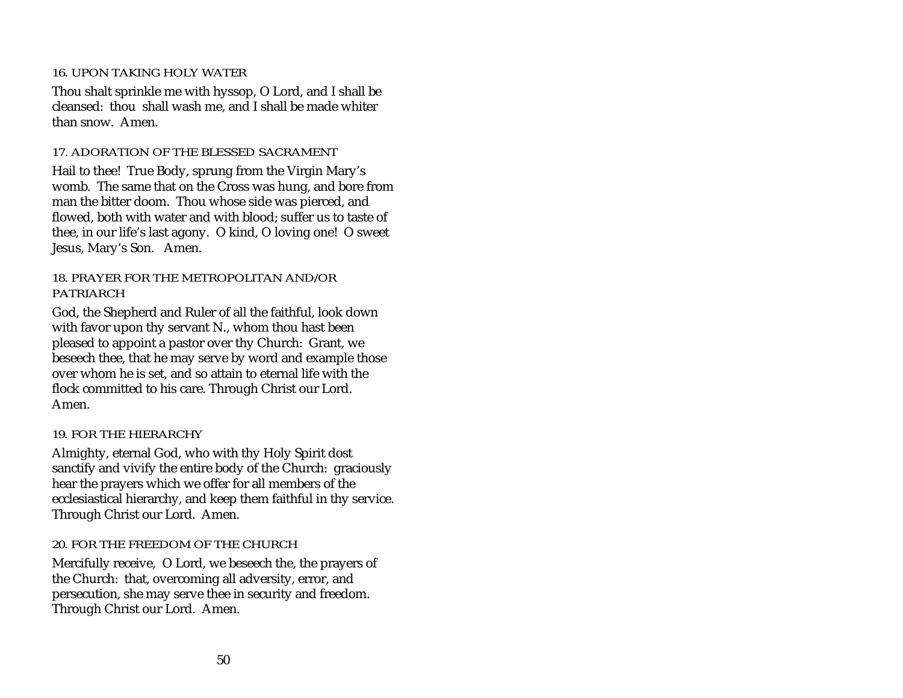### 16. UPON TAKING HOLY WATER

Thou shalt sprinkle me with hyssop, O Lord, and I shall be cleansed: thou shall wash me, and I shall be made whiter than snow. Amen.

### 17. ADORATION OF THE BLESSED SACRAMENT

Hail to thee! True Body, sprung from the Virgin Mary's womb. The same that on the Cross was hung, and bore from man the bitter doom. Thou whose side was pierced, and flowed, both with water and with blood; suffer us to taste of thee, in our life's last agony. O kind, O loving one! O sweet Jesus, Mary's Son. Amen.

### 18. PRAYER FOR THE METROPOLITAN AND/OR PATRIARCH

God, the Shepherd and Ruler of all the faithful, look down with favor upon thy servant N., whom thou hast been pleased to appoint a pastor over thy Church: Grant, we beseech thee, that he may serve by word and example those over whom he is set, and so attain to eternal life with the flock committed to his care. Through Christ our Lord. Amen.

### 19. FOR THE HIERARCHY

Almighty, eternal God, who with thy Holy Spirit dost sanctify and vivify the entire body of the Church: graciously hear the prayers which we offer for all members of the ecclesiastical hierarchy, and keep them faithful in thy service. Through Christ our Lord. Amen.

### 20. FOR THE FREEDOM OF THE CHURCH

Mercifully receive, O Lord, we beseech the, the prayers of the Church: that, overcoming all adversity, error, and persecution, she may serve thee in security and freedom. Through Christ our Lord. Amen.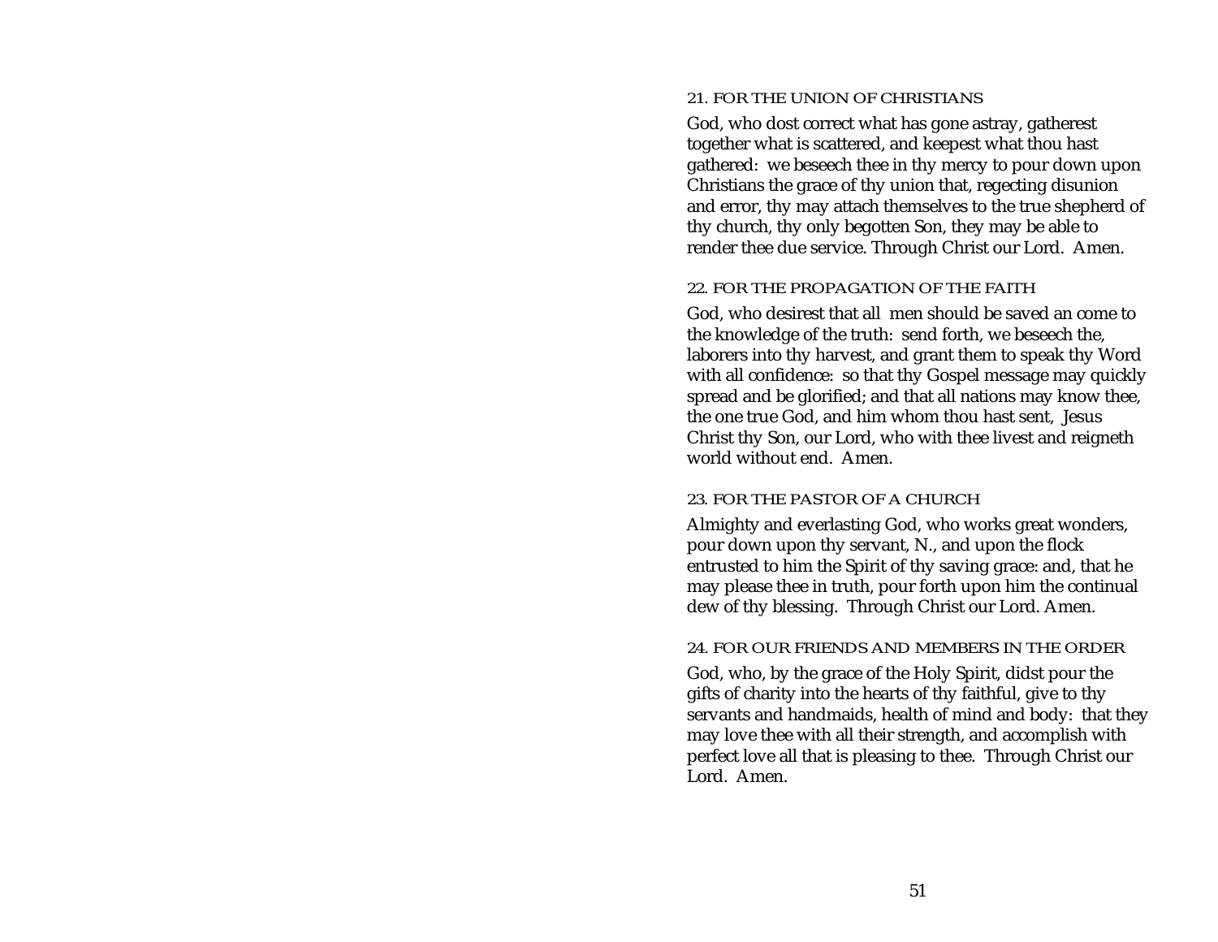### 21. FOR THE UNION OF CHRISTIANS

God, who dost correct what has gone astray, gatherest together what is scattered, and keepest what thou hast gathered: we beseech thee in thy mercy to pour down upon Christians the grace of thy union that, regecting disunion and error, thy may attach themselves to the true shepherd of thy church, thy only begotten Son, they may be able to render thee due service. Through Christ our Lord. Amen.

### 22. FOR THE PROPAGATION OF THE FAITH

God, who desirest that all men should be saved an come to the knowledge of the truth: send forth, we beseech the, laborers into thy harvest, and grant them to speak thy Word with all confidence: so that thy Gospel message may quickly spread and be glorified; and that all nations may know thee, the one true God, and him whom thou hast sent, Jesus Christ thy Son, our Lord, who with thee livest and reigneth world without end. Amen.

### 23. FOR THE PASTOR OF A CHURCH

Almighty and everlasting God, who works great wonders, pour down upon thy servant, N., and upon the flock entrusted to him the Spirit of thy saving grace: and, that he may please thee in truth, pour forth upon him the continual dew of thy blessing. Through Christ our Lord. Amen.

### 24. FOR OUR FRIENDS AND MEMBERS IN THE ORDER

God, who, by the grace of the Holy Spirit, didst pour the gifts of charity into the hearts of thy faithful, give to thy servants and handmaids, health of mind and body: that they may love thee with all their strength, and accomplish with perfect love all that is pleasing to thee. Through Christ our Lord. Amen.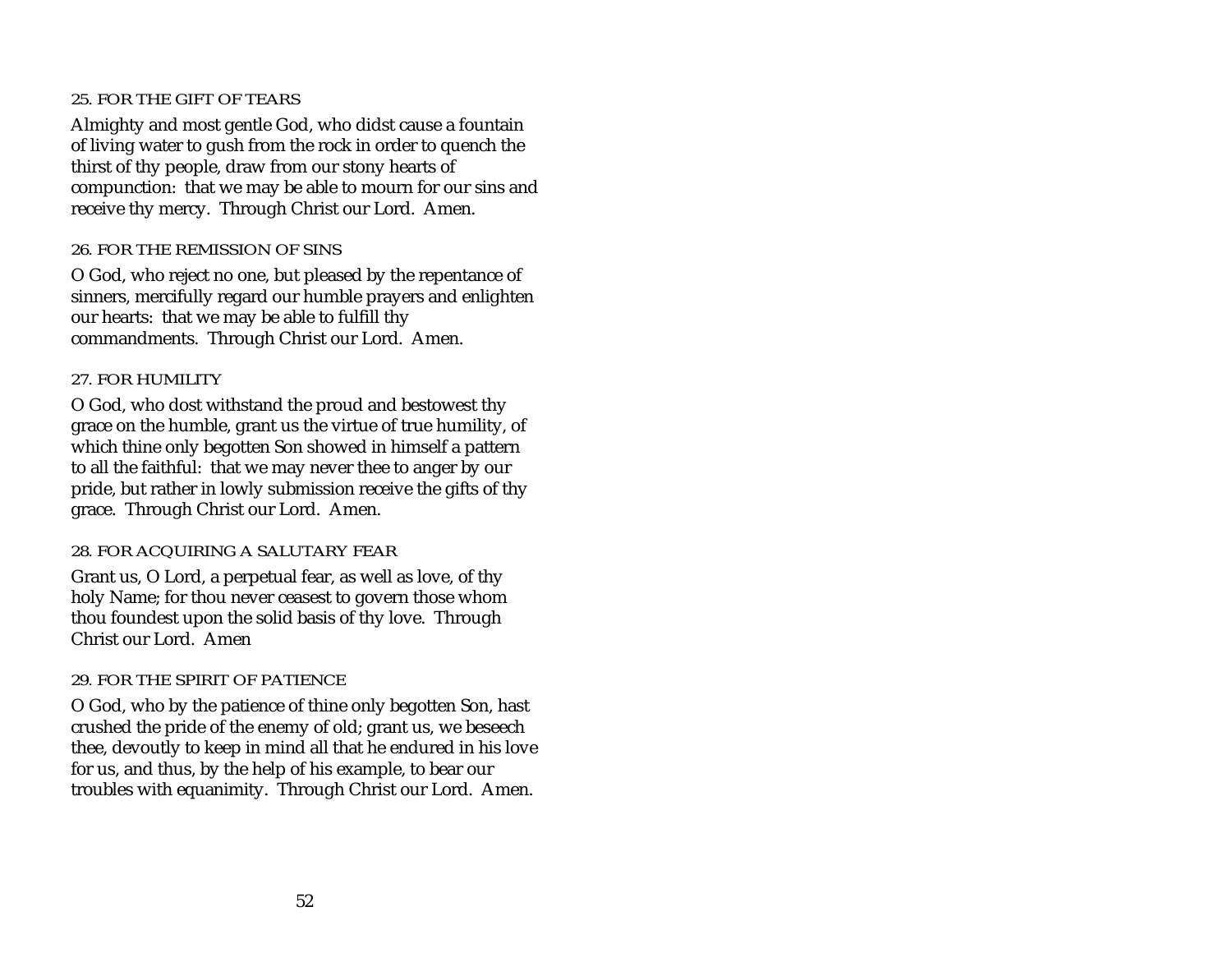### 25. FOR THE GIFT OF TEARS

Almighty and most gentle God, who didst cause a fountain of living water to gush from the rock in order to quench the thirst of thy people, draw from our stony hearts of compunction: that we may be able to mourn for our sins and receive thy mercy. Through Christ our Lord. Amen.

### 26. FOR THE REMISSION OF SINS

O God, who reject no one, but pleased by the repentance of sinners, mercifully regard our humble prayers and enlighten our hearts: that we may be able to fulfill thy commandments. Through Christ our Lord. Amen.

### 27. FOR HUMILITY

O God, who dost withstand the proud and bestowest thy grace on the humble, grant us the virtue of true humility, of which thine only begotten Son showed in himself a pattern to all the faithful: that we may never thee to anger by our pride, but rather in lowly submission receive the gifts of thy grace. Through Christ our Lord. Amen.

### 28. FOR ACQUIRING A SALUTARY FEAR

Grant us, O Lord, a perpetual fear, as well as love, of thy holy Name; for thou never ceasest to govern those whom thou foundest upon the solid basis of thy love. Through Christ our Lord. Amen

### 29. FOR THE SPIRIT OF PATIENCE

O God, who by the patience of thine only begotten Son, hast crushed the pride of the enemy of old; grant us, we beseech thee, devoutly to keep in mind all that he endured in his love for us, and thus, by the help of his example, to bear our troubles with equanimity. Through Christ our Lord. Amen.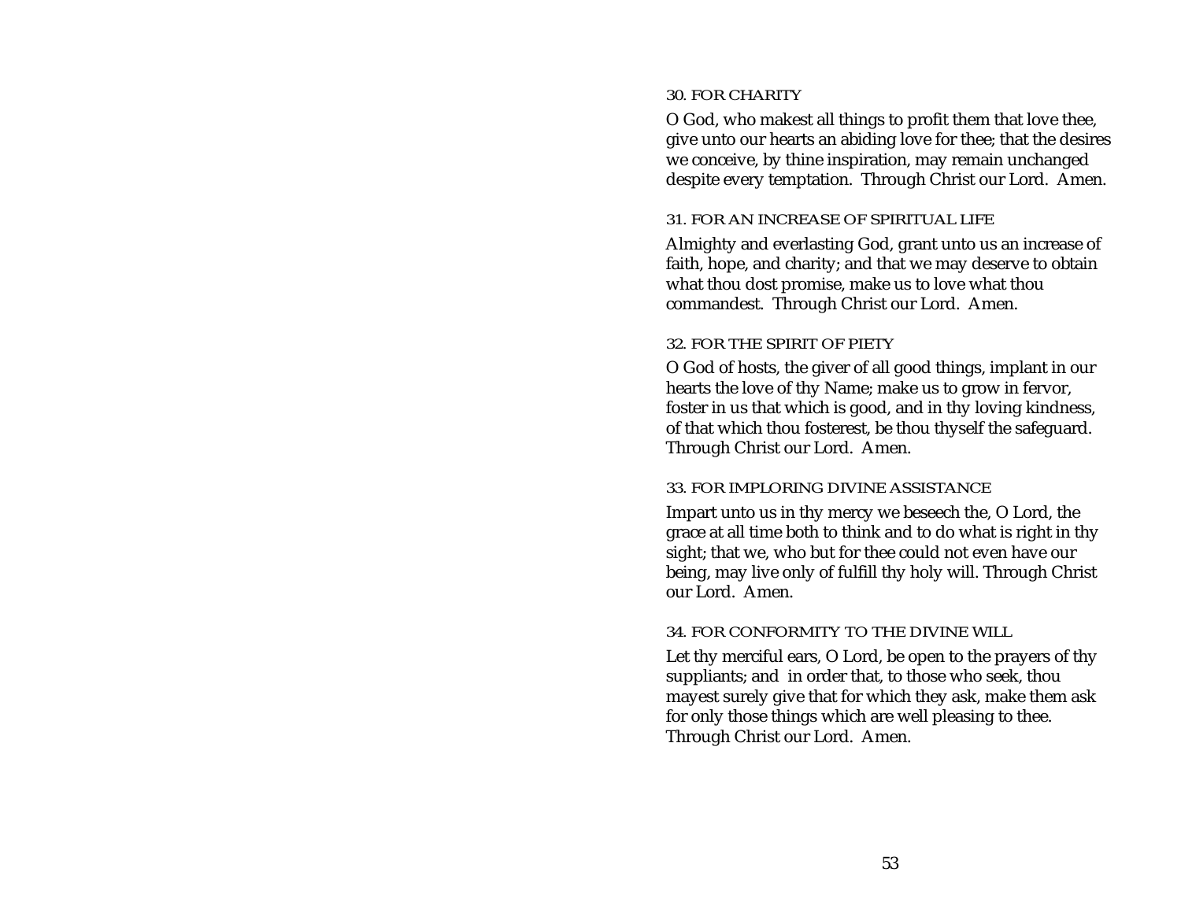### 30. FOR CHARITY

O God, who makest all things to profit them that love thee, give unto our hearts an abiding love for thee; that the desires we conceive, by thine inspiration, may remain unchanged despite every temptation. Through Christ our Lord. Amen.

### 31. FOR AN INCREASE OF SPIRITUAL LIFE

Almighty and everlasting God, grant unto us an increase of faith, hope, and charity; and that we may deserve to obtain what thou dost promise, make us to love what thou commandest. Through Christ our Lord. Amen.

### 32. FOR THE SPIRIT OF PIETY

O God of hosts, the giver of all good things, implant in our hearts the love of thy Name; make us to grow in fervor, foster in us that which is good, and in thy loving kindness, of that which thou fosterest, be thou thyself the safeguard. Through Christ our Lord. Amen.

### 33. FOR IMPLORING DIVINE ASSISTANCE

Impart unto us in thy mercy we beseech the, O Lord, the grace at all time both to think and to do what is right in thy sight; that we, who but for thee could not even have our being, may live only of fulfill thy holy will. Through Christ our Lord. Amen.

### 34. FOR CONFORMITY TO THE DIVINE WILL

Let thy merciful ears, O Lord, be open to the prayers of thy suppliants; and in order that, to those who seek, thou mayest surely give that for which they ask, make them ask for only those things which are well pleasing to thee. Through Christ our Lord. Amen.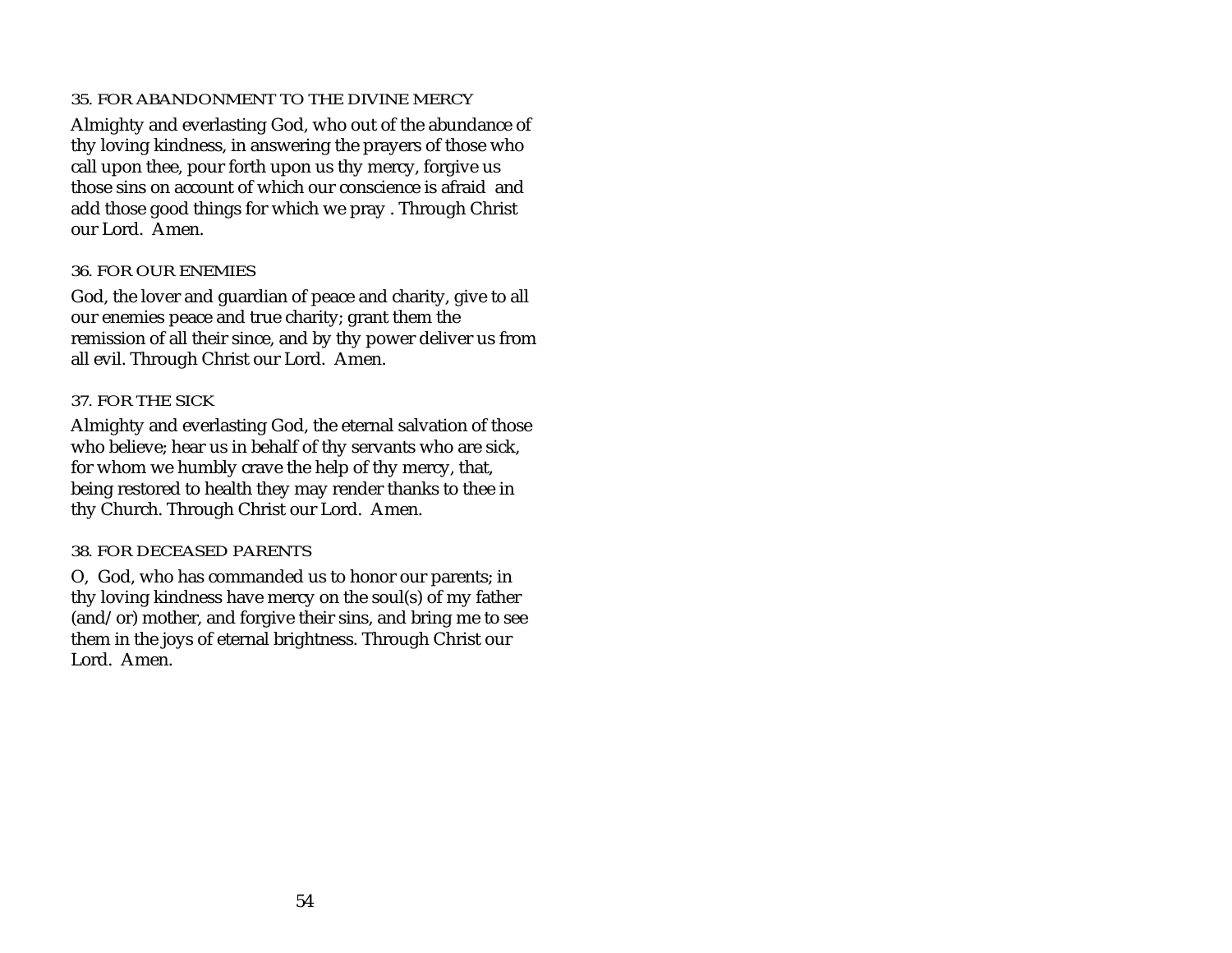### 35. FOR ABANDONMENT TO THE DIVINE MERCY

Almighty and everlasting God, who out of the abundance of thy loving kindness, in answering the prayers of those who call upon thee, pour forth upon us thy mercy, forgive us those sins on account of which our conscience is afraid and add those good things for which we pray . Through Christ our Lord. Amen.

### 36. FOR OUR ENEMIES

God, the lover and guardian of peace and charity, give to all our enemies peace and true charity; grant them the remission of all their since, and by thy power deliver us from all evil. Through Christ our Lord. Amen.

### 37. FOR THE SICK

Almighty and everlasting God, the eternal salvation of those who believe; hear us in behalf of thy servants who are sick, for whom we humbly crave the help of thy mercy, that, being restored to health they may render thanks to thee in thy Church. Through Christ our Lord. Amen.

### 38. FOR DECEASED PARENTS

O, God, who has commanded us to honor our parents; in thy loving kindness have mercy on the soul(s) of my father (and/or) mother, and forgive their sins, and bring me to see them in the joys of eternal brightness. Through Christ our Lord. Amen.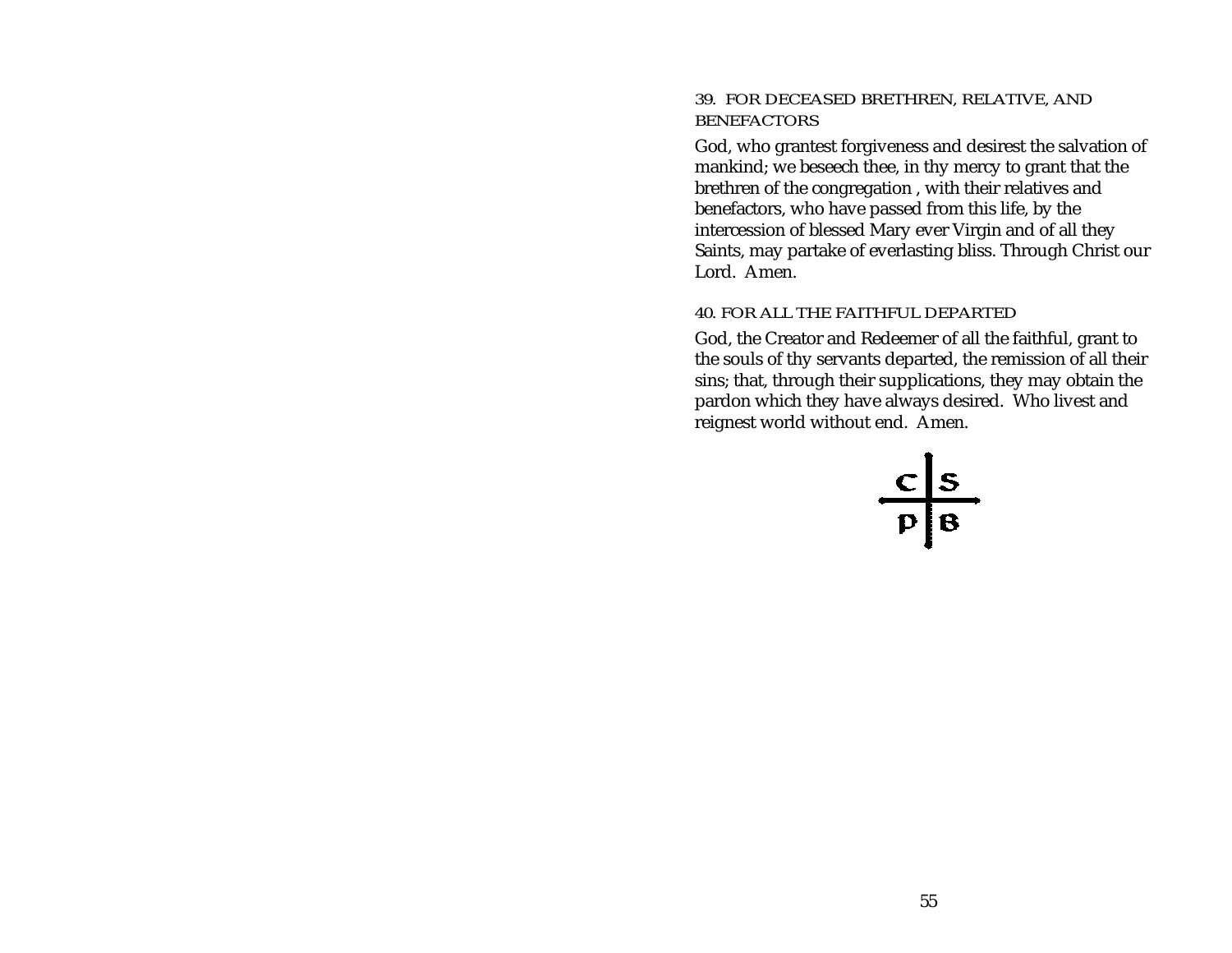### 39. FOR DECEASED BRETHREN, RELATIVE, AND BENEFACTORS

God, who grantest forgiveness and desirest the salvation of mankind; we beseech thee, in thy mercy to grant that the brethren of the congregation , with their relatives and benefactors, who have passed from this life, by the intercession of blessed Mary ever Virgin and of all they Saints, may partake of everlasting bliss. Through Christ our Lord. Amen.

### 40. FOR ALL THE FAITHFUL DEPARTED

God, the Creator and Redeemer of all the faithful, grant to the souls of thy servants departed, the remission of all their sins; that, through their supplications, they may obtain the pardon which they have always desired. Who livest and reignest world without end. Amen.

C S
P B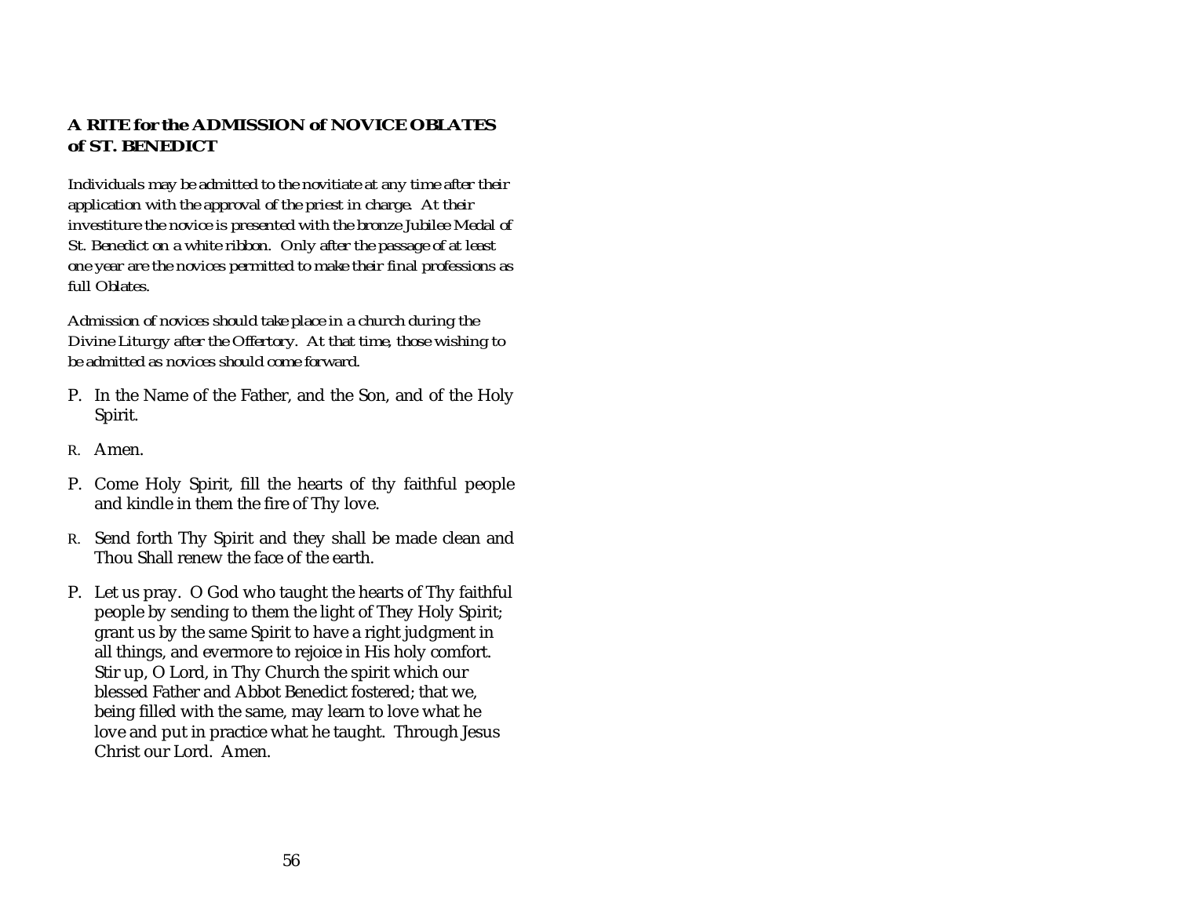**A RITE for the ADMISSION of NOVICE OBLATES of ST. BENEDICT**

*Individuals may be admitted to the novitiate at any time after their application with the approval of the priest in charge. At their investiture the novice is presented with the bronze Jubilee Medal of St. Benedict on a white ribbon. Only after the passage of at least one year are the novices permitted to make their final professions as full Oblates.*

*Admission of novices should take place in a church during the Divine Liturgy after the Offertory. At that time, those wishing to be admitted as novices should come forward.*

P. In the Name of the Father, and the Son, and of the Holy Spirit.

R. Amen.

P. Come Holy Spirit, fill the hearts of thy faithful people and kindle in them the fire of Thy love.

R. Send forth Thy Spirit and they shall be made clean and Thou Shall renew the face of the earth.

P. Let us pray. O God who taught the hearts of Thy faithful people by sending to them the light of They Holy Spirit; grant us by the same Spirit to have a right judgment in all things, and evermore to rejoice in His holy comfort. Stir up, O Lord, in Thy Church the spirit which our blessed Father and Abbot Benedict fostered; that we, being filled with the same, may learn to love what he love and put in practice what he taught. Through Jesus Christ our Lord. Amen.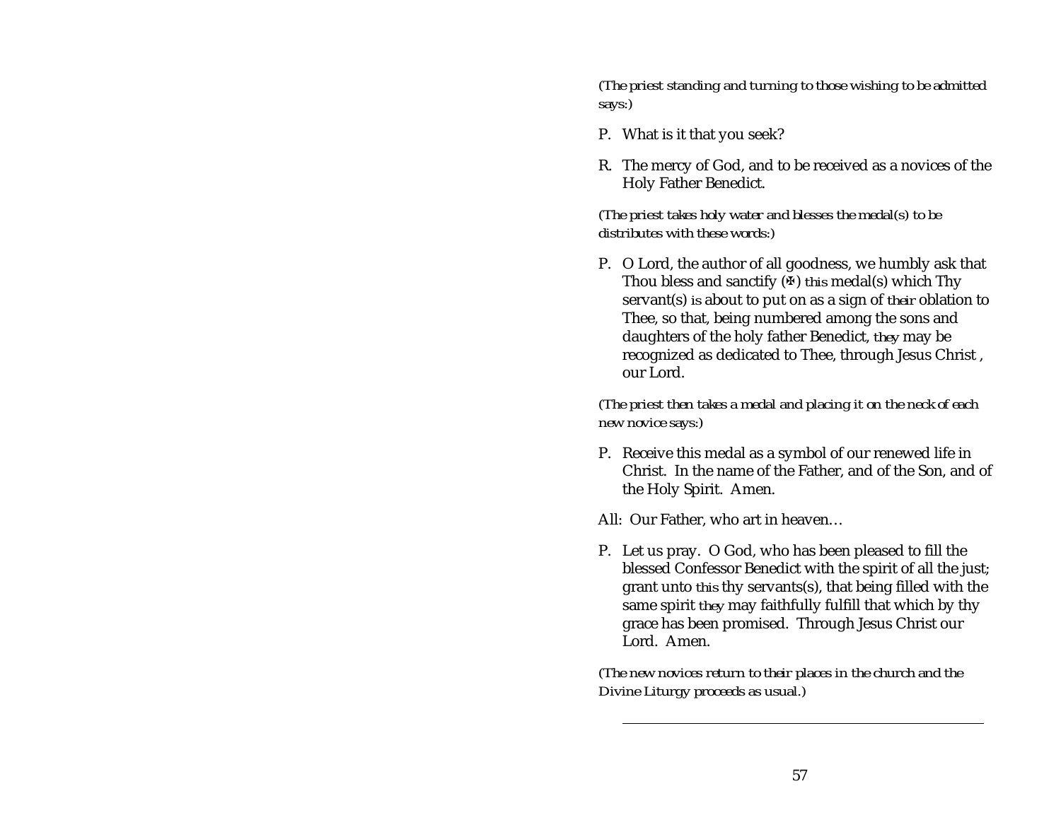*(The priest standing and turning to those wishing to be admitted says:)*

P. What is it that you seek?

R. The mercy of God, and to be received as a novices of the Holy Father Benedict.

*(The priest takes holy water and blesses the medal(s) to be distributes with these words:)*

P. O Lord, the author of all goodness, we humbly ask that Thou bless and sanctify (✠) this medal(s) which Thy servant(s) is about to put on as a sign of their oblation to Thee, so that, being numbered among the sons and daughters of the holy father Benedict, they may be recognized as dedicated to Thee, through Jesus Christ , our Lord.

*(The priest then takes a medal and placing it on the neck of each new novice says:)*

P. Receive this medal as a symbol of our renewed life in Christ. In the name of the Father, and of the Son, and of the Holy Spirit. Amen.

All: Our Father, who art in heaven…

P. Let us pray. O God, who has been pleased to fill the blessed Confessor Benedict with the spirit of all the just; grant unto this thy servants(s), that being filled with the same spirit they may faithfully fulfill that which by thy grace has been promised. Through Jesus Christ our Lord. Amen.

*(The new novices return to their places in the church and the Divine Liturgy proceeds as usual.)*

---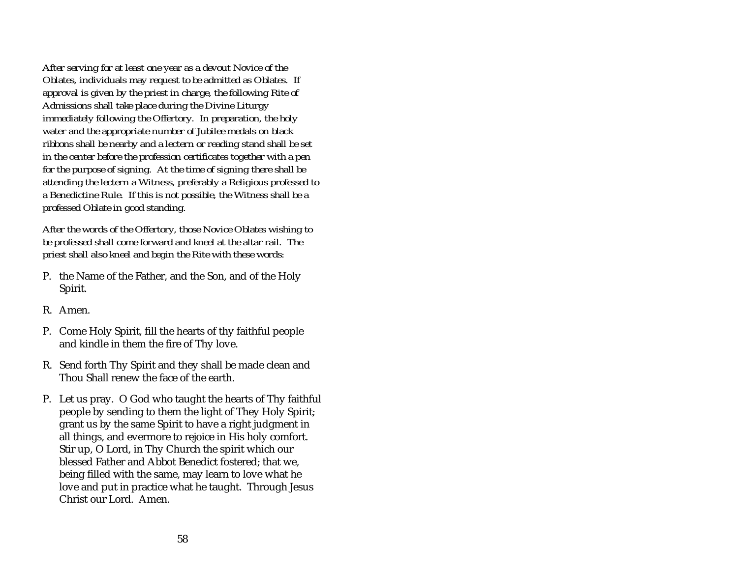*After serving for at least one year as a devout Novice of the Oblates, individuals may request to be admitted as Oblates. If approval is given by the priest in charge, the following Rite of Admissions shall take place during the Divine Liturgy immediately following the Offertory. In preparation, the holy water and the appropriate number of Jubilee medals on black ribbons shall be nearby and a lectern or reading stand shall be set in the center before the profession certificates together with a pen for the purpose of signing. At the time of signing there shall be attending the lectern a Witness, preferably a Religious professed to a Benedictine Rule. If this is not possible, the Witness shall be a professed Oblate in good standing.*

*After the words of the Offertory, those Novice Oblates wishing to be professed shall come forward and kneel at the altar rail. The priest shall also kneel and begin the Rite with these words:*

P. the Name of the Father, and the Son, and of the Holy Spirit.

R. Amen.

P. Come Holy Spirit, fill the hearts of thy faithful people and kindle in them the fire of Thy love.

R. Send forth Thy Spirit and they shall be made clean and Thou Shall renew the face of the earth.

P. Let us pray. O God who taught the hearts of Thy faithful people by sending to them the light of They Holy Spirit; grant us by the same Spirit to have a right judgment in all things, and evermore to rejoice in His holy comfort. Stir up, O Lord, in Thy Church the spirit which our blessed Father and Abbot Benedict fostered; that we, being filled with the same, may learn to love what he love and put in practice what he taught. Through Jesus Christ our Lord. Amen.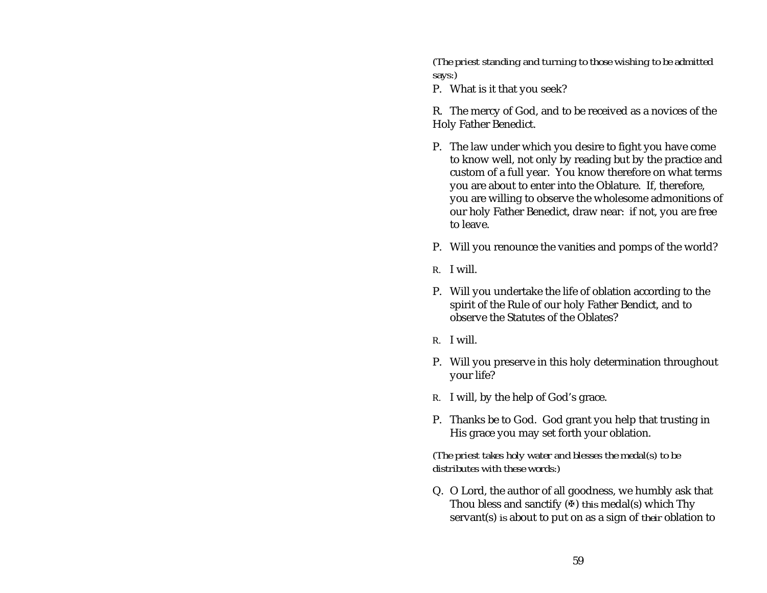*(The priest standing and turning to those wishing to be admitted says:)*

P. What is it that you seek?

R. The mercy of God, and to be received as a novices of the Holy Father Benedict.

P. The law under which you desire to fight you have come to know well, not only by reading but by the practice and custom of a full year. You know therefore on what terms you are about to enter into the Oblature. If, therefore, you are willing to observe the wholesome admonitions of our holy Father Benedict, draw near: if not, you are free to leave.

P. Will you renounce the vanities and pomps of the world?

R. I will.

P. Will you undertake the life of oblation according to the spirit of the Rule of our holy Father Bendict, and to observe the Statutes of the Oblates?

R. I will.

P. Will you preserve in this holy determination throughout your life?

R. I will, by the help of God's grace.

P. Thanks be to God. God grant you help that trusting in His grace you may set forth your oblation.

*(The priest takes holy water and blesses the medal(s) to be distributes with these words:)*

Q. O Lord, the author of all goodness, we humbly ask that Thou bless and sanctify (✠) this medal(s) which Thy servant(s) is about to put on as a sign of their oblation to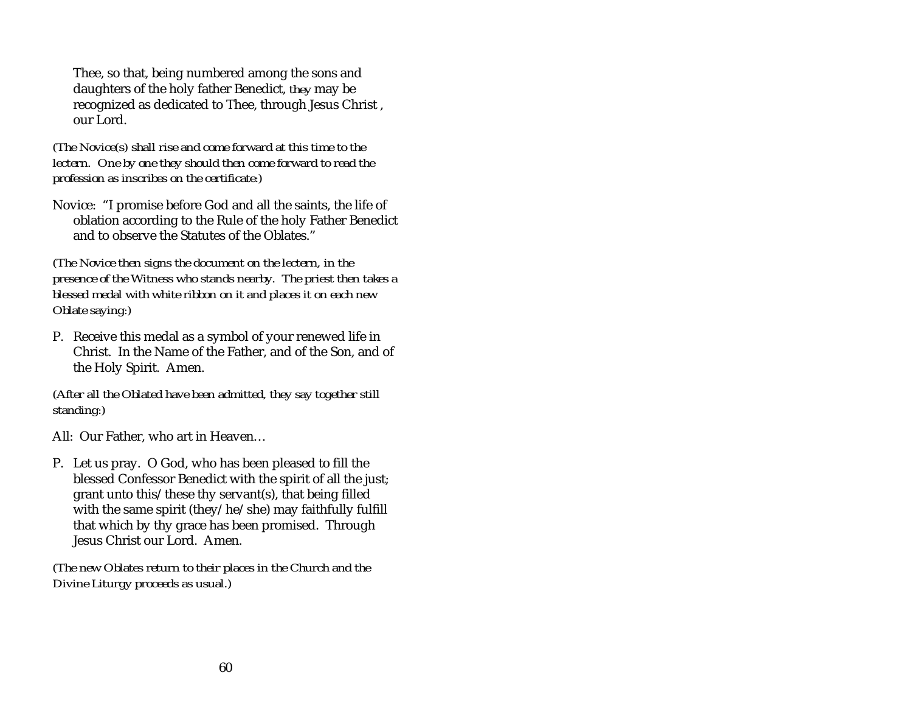Thee, so that, being numbered among the sons and daughters of the holy father Benedict, they may be recognized as dedicated to Thee, through Jesus Christ , our Lord.

*(The Novice(s) shall rise and come forward at this time to the lectern. One by one they should then come forward to read the profession as inscribes on the certificate:)*

Novice: "I promise before God and all the saints, the life of oblation according to the Rule of the holy Father Benedict and to observe the Statutes of the Oblates."

*(The Novice then signs the document on the lectern, in the presence of the Witness who stands nearby. The priest then takes a blessed medal with white ribbon on it and places it on each new Oblate saying:)*

P. Receive this medal as a symbol of your renewed life in Christ. In the Name of the Father, and of the Son, and of the Holy Spirit. Amen.

*(After all the Oblated have been admitted, they say together still standing:)*

All: Our Father, who art in Heaven…

P. Let us pray. O God, who has been pleased to fill the blessed Confessor Benedict with the spirit of all the just; grant unto this/these thy servant(s), that being filled with the same spirit (they/he/she) may faithfully fulfill that which by thy grace has been promised. Through Jesus Christ our Lord. Amen.

*(The new Oblates return to their places in the Church and the Divine Liturgy proceeds as usual.)*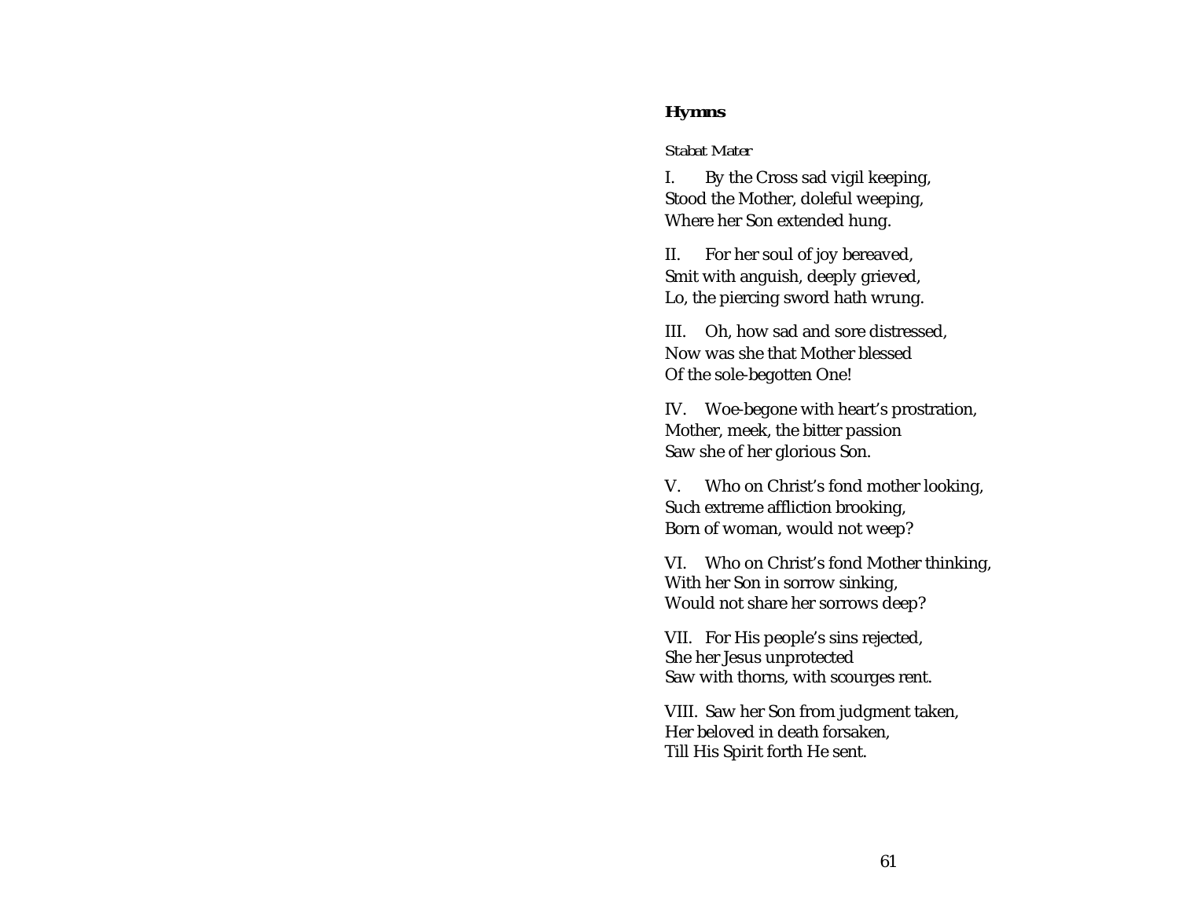## Hymns

*Stabat Mater*

I. By the Cross sad vigil keeping,
Stood the Mother, doleful weeping,
Where her Son extended hung.

II. For her soul of joy bereaved,
Smit with anguish, deeply grieved,
Lo, the piercing sword hath wrung.

III. Oh, how sad and sore distressed,
Now was she that Mother blessed
Of the sole-begotten One!

IV. Woe-begone with heart's prostration,
Mother, meek, the bitter passion
Saw she of her glorious Son.

V. Who on Christ's fond mother looking,
Such extreme affliction brooking,
Born of woman, would not weep?

VI. Who on Christ's fond Mother thinking,
With her Son in sorrow sinking,
Would not share her sorrows deep?

VII. For His people's sins rejected,
She her Jesus unprotected
Saw with thorns, with scourges rent.

VIII. Saw her Son from judgment taken,
Her beloved in death forsaken,
Till His Spirit forth He sent.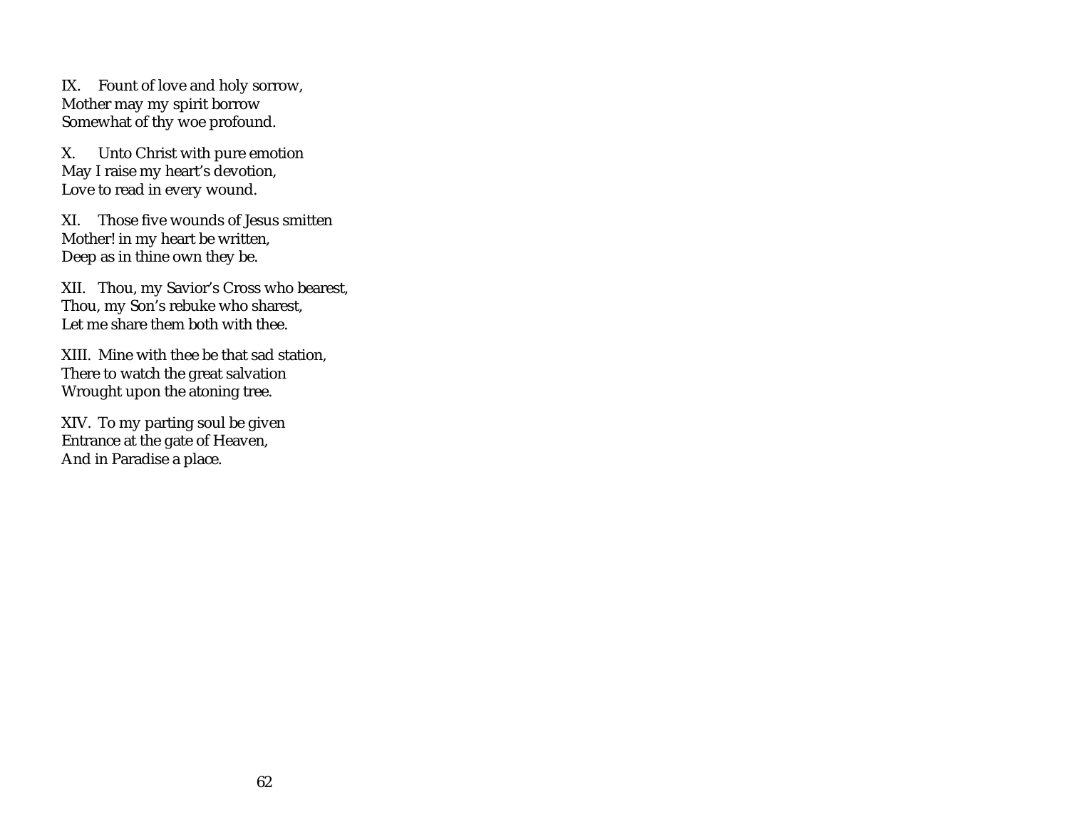IX.  Fount of love and holy sorrow,
Mother may my spirit borrow
Somewhat of thy woe profound.

X.  Unto Christ with pure emotion
May I raise my heart's devotion,
Love to read in every wound.

XI.  Those five wounds of Jesus smitten
Mother! in my heart be written,
Deep as in thine own they be.

XII.  Thou, my Savior's Cross who bearest,
Thou, my Son's rebuke who sharest,
Let me share them both with thee.

XIII.  Mine with thee be that sad station,
There to watch the great salvation
Wrought upon the atoning tree.

XIV.  To my parting soul be given
Entrance at the gate of Heaven,
And in Paradise a place.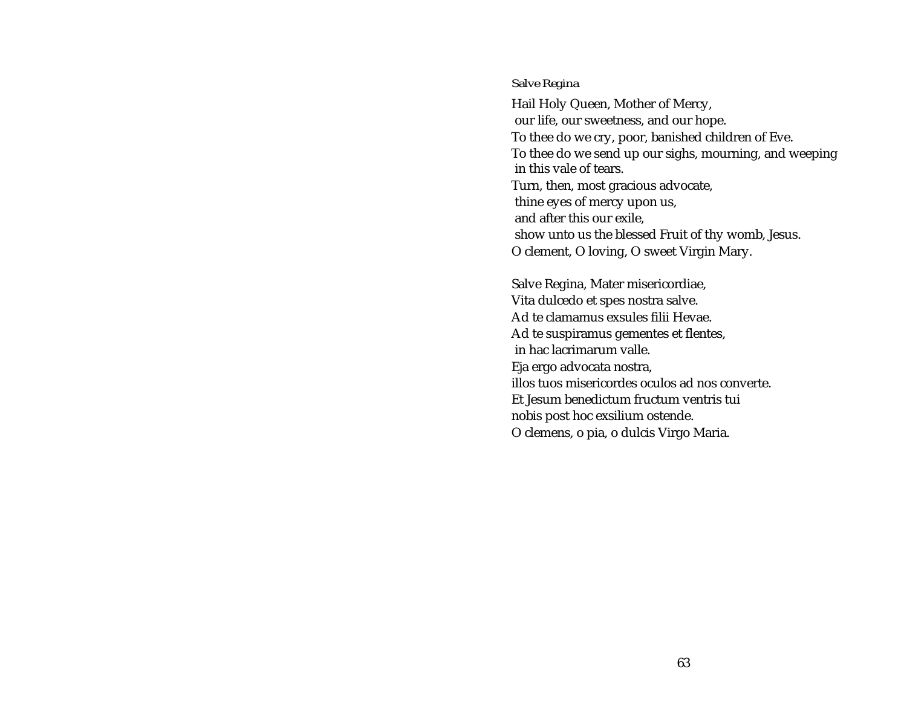*Salve Regina*

Hail Holy Queen, Mother of Mercy,
 our life, our sweetness, and our hope.
To thee do we cry, poor, banished children of Eve.
To thee do we send up our sighs, mourning, and weeping
 in this vale of tears.
Turn, then, most gracious advocate,
 thine eyes of mercy upon us,
 and after this our exile,
 show unto us the blessed Fruit of thy womb, Jesus.
O clement, O loving, O sweet Virgin Mary.

Salve Regina, Mater misericordiae,
Vita dulcedo et spes nostra salve.
Ad te clamamus exsules filii Hevae.
Ad te suspiramus gementes et flentes,
 in hac lacrimarum valle.
Eja ergo advocata nostra,
illos tuos misericordes oculos ad nos converte.
Et Jesum benedictum fructum ventris tui
nobis post hoc exsilium ostende.
O clemens, o pia, o dulcis Virgo Maria.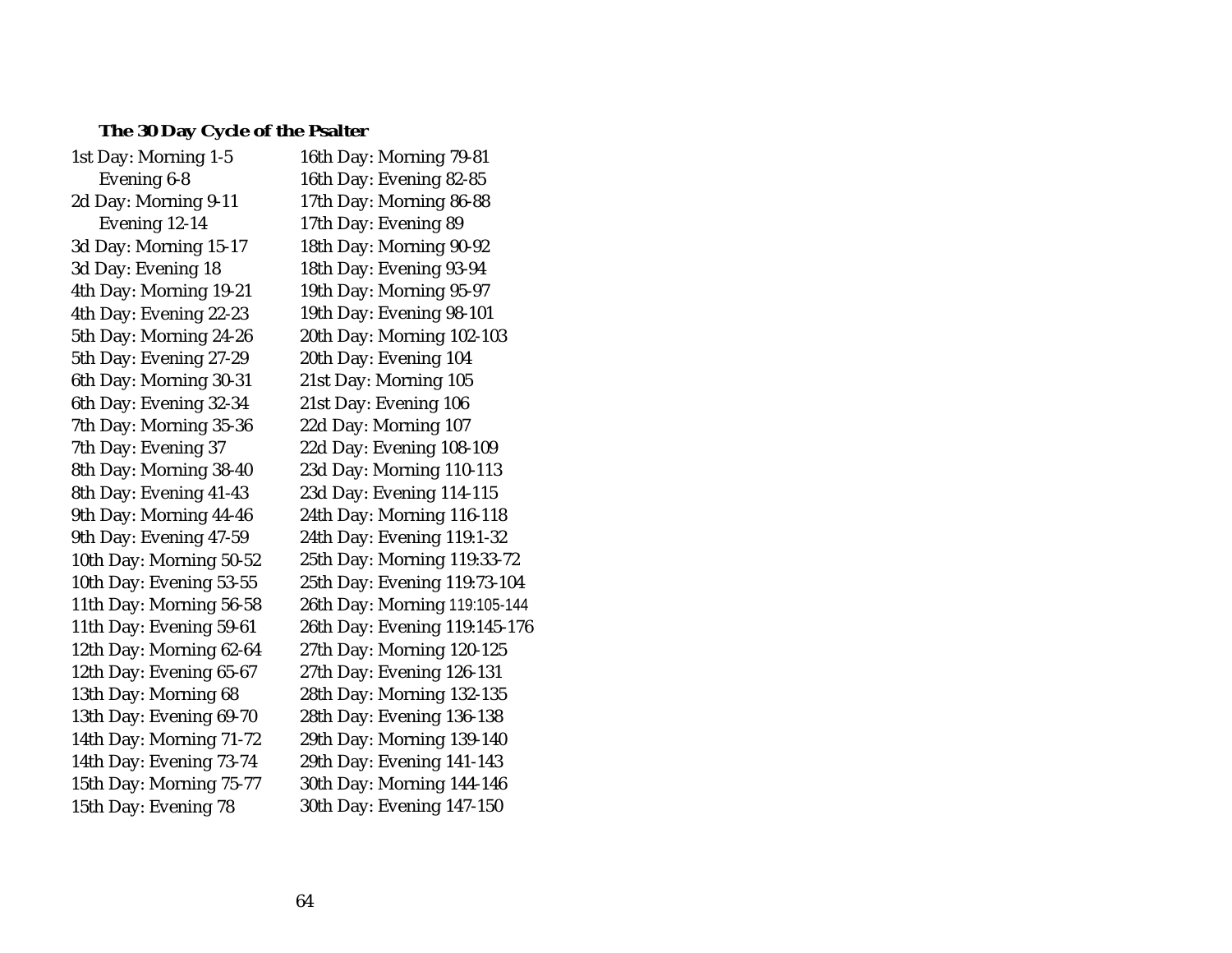**The 30 Day Cycle of the Psalter**

1st Day: Morning 1-5
Evening 6-8
2d Day: Morning 9-11
Evening 12-14
3d Day: Morning 15-17
3d Day: Evening 18
4th Day: Morning 19-21
4th Day: Evening 22-23
5th Day: Morning 24-26
5th Day: Evening 27-29
6th Day: Morning 30-31
6th Day: Evening 32-34
7th Day: Morning 35-36
7th Day: Evening 37
8th Day: Morning 38-40
8th Day: Evening 41-43
9th Day: Morning 44-46
9th Day: Evening 47-59
10th Day: Morning 50-52
10th Day: Evening 53-55
11th Day: Morning 56-58
11th Day: Evening 59-61
12th Day: Morning 62-64
12th Day: Evening 65-67
13th Day: Morning 68
13th Day: Evening 69-70
14th Day: Morning 71-72
14th Day: Evening 73-74
15th Day: Morning 75-77
15th Day: Evening 78
16th Day: Morning 79-81
16th Day: Evening 82-85
17th Day: Morning 86-88
17th Day: Evening 89
18th Day: Morning 90-92
18th Day: Evening 93-94
19th Day: Morning 95-97
19th Day: Evening 98-101
20th Day: Morning 102-103
20th Day: Evening 104
21st Day: Morning 105
21st Day: Evening 106
22d Day: Morning 107
22d Day: Evening 108-109
23d Day: Morning 110-113
23d Day: Evening 114-115
24th Day: Morning 116-118
24th Day: Evening 119:1-32
25th Day: Morning 119:33-72
25th Day: Evening 119:73-104
26th Day: Morning 119:105-144
26th Day: Evening 119:145-176
27th Day: Morning 120-125
27th Day: Evening 126-131
28th Day: Morning 132-135
28th Day: Evening 136-138
29th Day: Morning 139-140
29th Day: Evening 141-143
30th Day: Morning 144-146
30th Day: Evening 147-150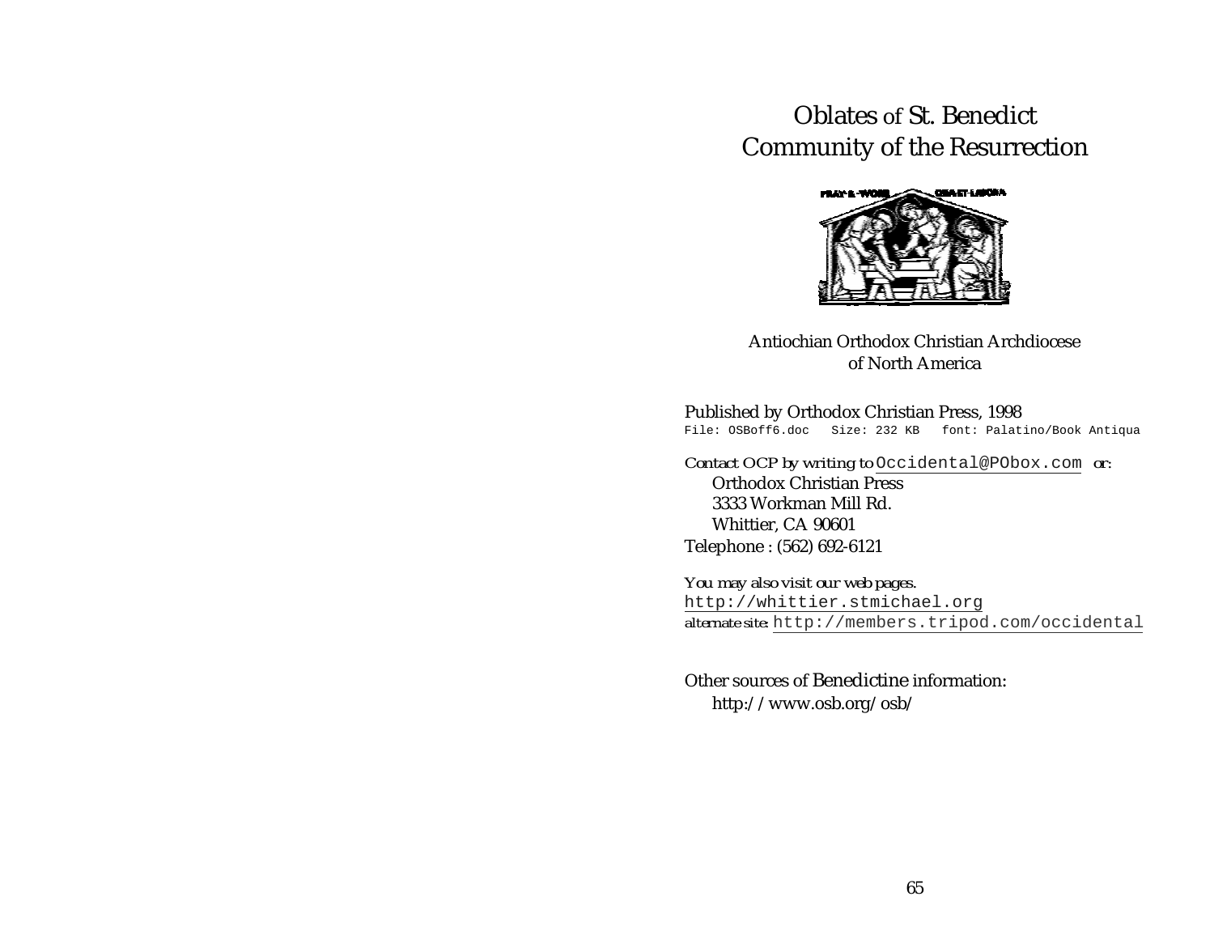# Oblates of St. Benedict
# Community of the Resurrection

Antiochian Orthodox Christian Archdiocese
of North America

Published by Orthodox Christian Press, 1998

File: OSBoff6.doc   Size: 232 KB   font: Palatino/Book Antiqua

*Contact OCP by writing to* Occidental@PObox.com *or:*

Orthodox Christian Press
3333 Workman Mill Rd.
Whittier, CA 90601

Telephone : (562) 692-6121

*You may also visit our web pages.*

http://whittier.stmichael.org

*alternate site:* http://members.tripod.com/occidental

Other sources of Benedictine information:

http://www.osb.org/osb/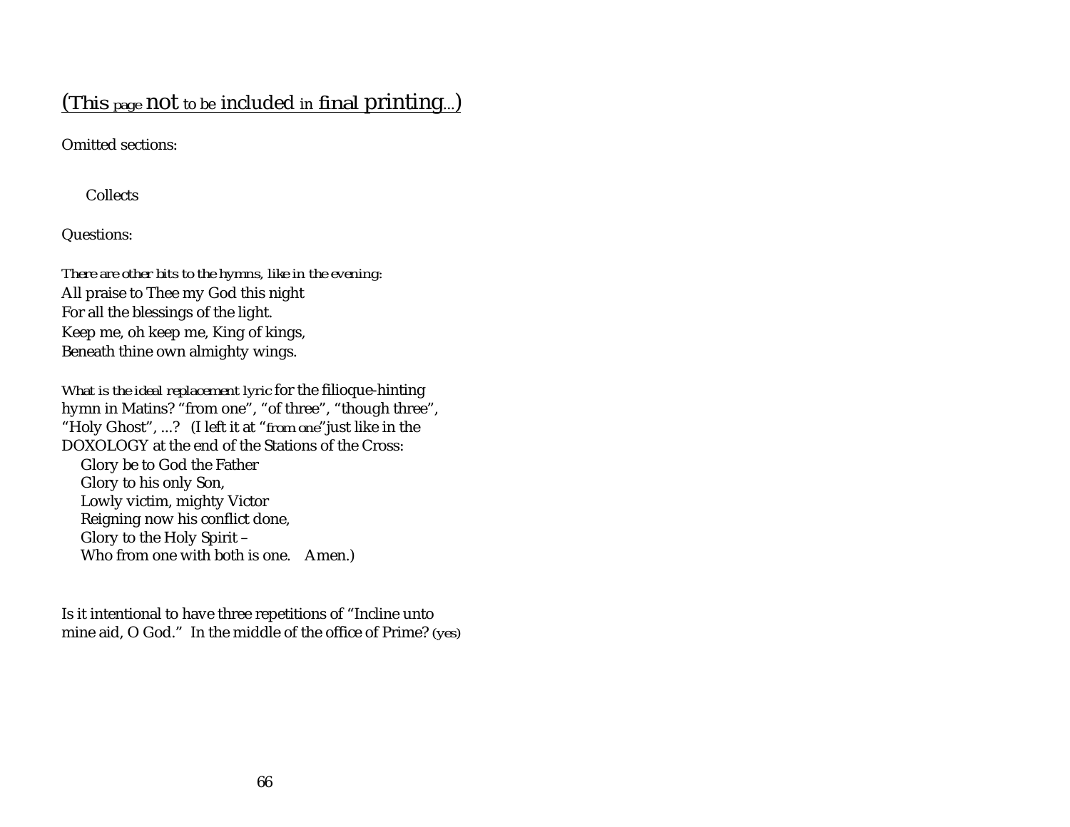*(This page not to be included in final printing...)*

Omitted sections:

Collects

Questions:

*There are other bits to the hymns, like in the evening:*

All praise to Thee my God this night
For all the blessings of the light.
Keep me, oh keep me, King of kings,
Beneath thine own almighty wings.

*What is the ideal replacement lyric* for the filioque-hinting hymn in Matins? “from one”, “of three”, “though three”, “Holy Ghost”, ...? (I left it at “from one” just like in the DOXOLOGY at the end of the Stations of the Cross:

Glory be to God the Father
Glory to his only Son,
Lowly victim, mighty Victor
Reigning now his conflict done,
Glory to the Holy Spirit –
Who from one with both is one. Amen.)

Is it intentional to have three repetitions of “Incline unto mine aid, O God.” In the middle of the office of Prime? (yes)